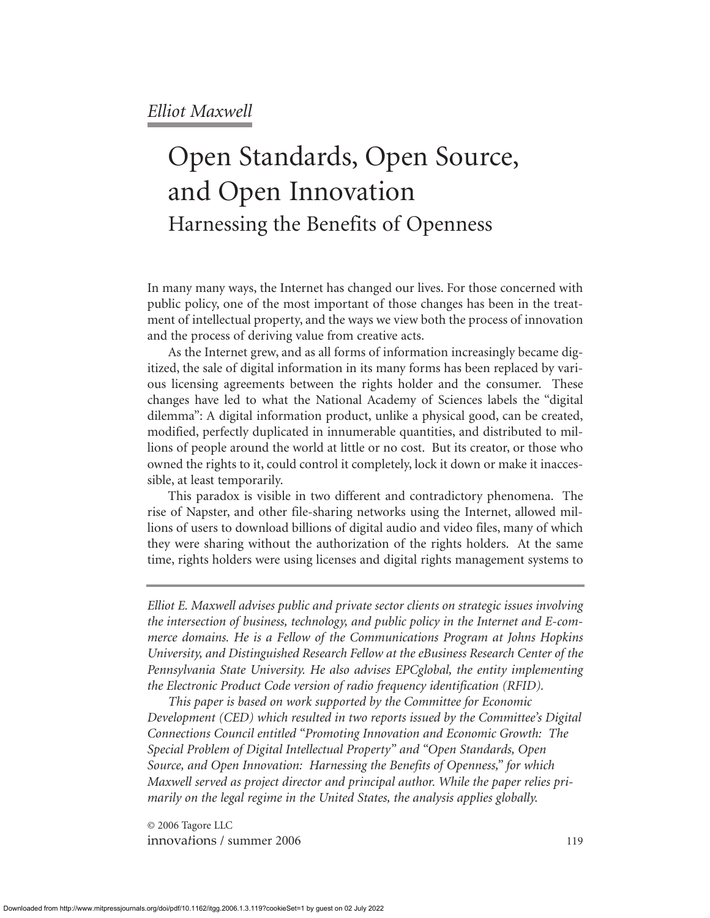*Elliot Maxwell*

# Open Standards, Open Source, and Open Innovation

## Harnessing the Benefits of Openness

In many many ways, the Internet has changed our lives. For those concerned with public policy, one of the most important of those changes has been in the treatment of intellectual property, and the ways we view both the process of innovation and the process of deriving value from creative acts.

As the Internet grew, and as all forms of information increasingly became digitized, the sale of digital information in its many forms has been replaced by various licensing agreements between the rights holder and the consumer. These changes have led to what the National Academy of Sciences labels the "digital dilemma": A digital information product, unlike a physical good, can be created, modified, perfectly duplicated in innumerable quantities, and distributed to millions of people around the world at little or no cost. But its creator, or those who owned the rights to it, could control it completely, lock it down or make it inaccessible, at least temporarily.

This paradox is visible in two different and contradictory phenomena. The rise of Napster, and other file-sharing networks using the Internet, allowed millions of users to download billions of digital audio and video files, many of which they were sharing without the authorization of the rights holders. At the same time, rights holders were using licenses and digital rights management systems to

---

*Elliot E. Maxwell advises public and private sector clients on strategic issues involving the intersection of business, technology, and public policy in the Internet and E-commerce domains. He is a Fellow of the Communications Program at Johns Hopkins University, and Distinguished Research Fellow at the eBusiness Research Center of the Pennsylvania State University. He also advises EPCglobal, the entity implementing the Electronic Product Code version of radio frequency identification (RFID).*

*This paper is based on work supported by the Committee for Economic Development (CED) which resulted in two reports issued by the Committee's Digital Connections Council entitled "Promoting Innovation and Economic Growth: The Special Problem of Digital Intellectual Property" and "Open Standards, Open Source, and Open Innovation: Harnessing the Benefits of Openness," for which Maxwell served as project director and principal author. While the paper relies primarily on the legal regime in the United States, the analysis applies globally.*

© 2006 Tagore LLC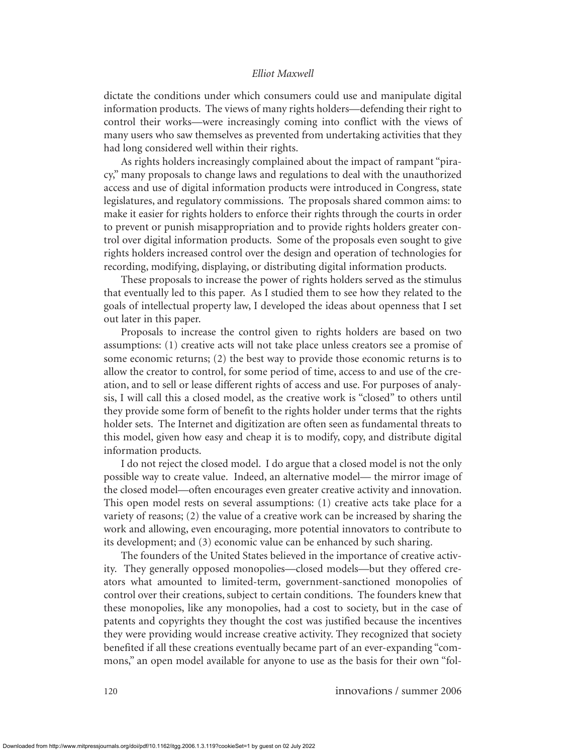dictate the conditions under which consumers could use and manipulate digital information products. The views of many rights holders—defending their right to control their works—were increasingly coming into conflict with the views of many users who saw themselves as prevented from undertaking activities that they had long considered well within their rights.

As rights holders increasingly complained about the impact of rampant "piracy," many proposals to change laws and regulations to deal with the unauthorized access and use of digital information products were introduced in Congress, state legislatures, and regulatory commissions. The proposals shared common aims: to make it easier for rights holders to enforce their rights through the courts in order to prevent or punish misappropriation and to provide rights holders greater control over digital information products. Some of the proposals even sought to give rights holders increased control over the design and operation of technologies for recording, modifying, displaying, or distributing digital information products.

These proposals to increase the power of rights holders served as the stimulus that eventually led to this paper. As I studied them to see how they related to the goals of intellectual property law, I developed the ideas about openness that I set out later in this paper.

Proposals to increase the control given to rights holders are based on two assumptions: (1) creative acts will not take place unless creators see a promise of some economic returns; (2) the best way to provide those economic returns is to allow the creator to control, for some period of time, access to and use of the creation, and to sell or lease different rights of access and use. For purposes of analysis, I will call this a closed model, as the creative work is "closed" to others until they provide some form of benefit to the rights holder under terms that the rights holder sets. The Internet and digitization are often seen as fundamental threats to this model, given how easy and cheap it is to modify, copy, and distribute digital information products.

I do not reject the closed model. I do argue that a closed model is not the only possible way to create value. Indeed, an alternative model— the mirror image of the closed model—often encourages even greater creative activity and innovation. This open model rests on several assumptions: (1) creative acts take place for a variety of reasons; (2) the value of a creative work can be increased by sharing the work and allowing, even encouraging, more potential innovators to contribute to its development; and (3) economic value can be enhanced by such sharing.

The founders of the United States believed in the importance of creative activity. They generally opposed monopolies—closed models—but they offered creators what amounted to limited-term, government-sanctioned monopolies of control over their creations, subject to certain conditions. The founders knew that these monopolies, like any monopolies, had a cost to society, but in the case of patents and copyrights they thought the cost was justified because the incentives they were providing would increase creative activity. They recognized that society benefited if all these creations eventually became part of an ever-expanding "commons," an open model available for anyone to use as the basis for their own "fol-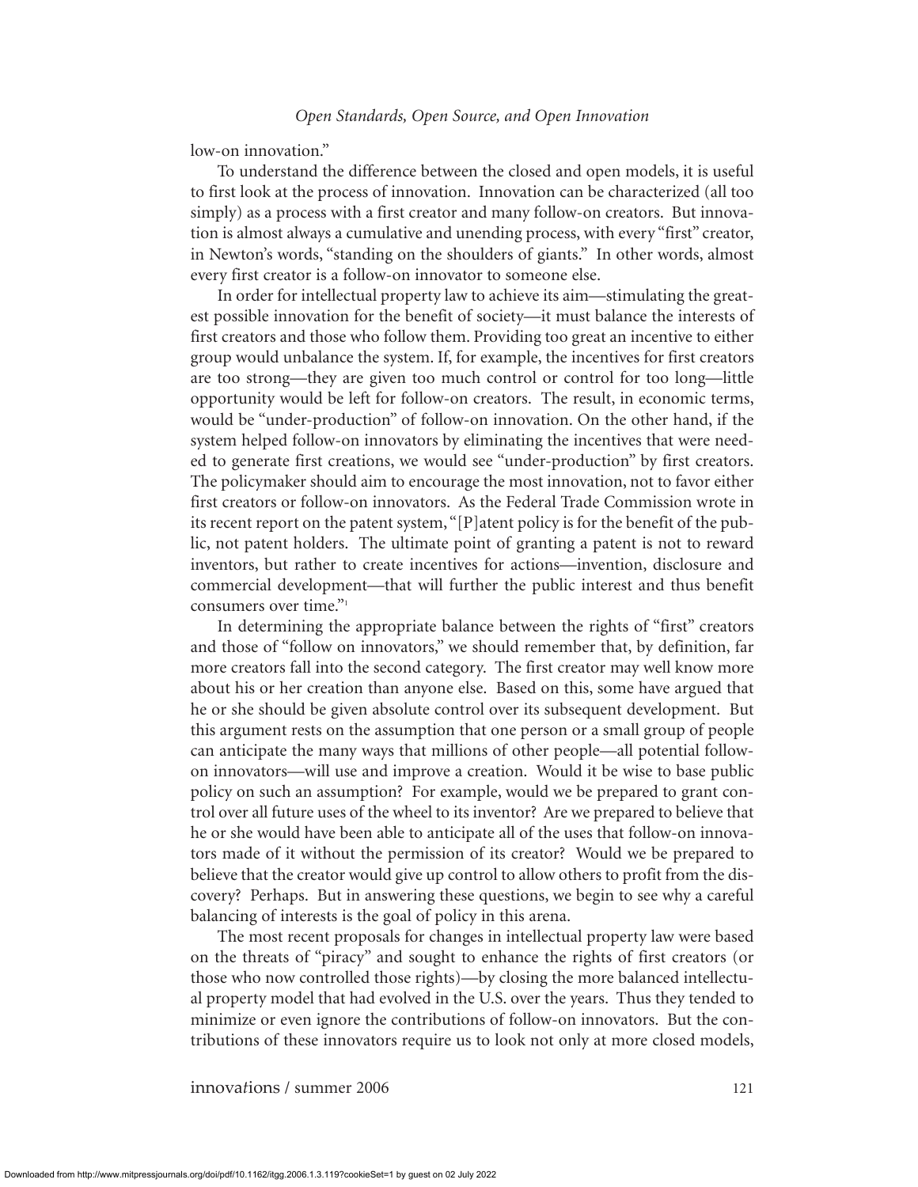low-on innovation."

To understand the difference between the closed and open models, it is useful to first look at the process of innovation. Innovation can be characterized (all too simply) as a process with a first creator and many follow-on creators. But innovation is almost always a cumulative and unending process, with every "first" creator, in Newton's words, "standing on the shoulders of giants." In other words, almost every first creator is a follow-on innovator to someone else.

In order for intellectual property law to achieve its aim—stimulating the greatest possible innovation for the benefit of society—it must balance the interests of first creators and those who follow them. Providing too great an incentive to either group would unbalance the system. If, for example, the incentives for first creators are too strong—they are given too much control or control for too long—little opportunity would be left for follow-on creators. The result, in economic terms, would be "under-production" of follow-on innovation. On the other hand, if the system helped follow-on innovators by eliminating the incentives that were needed to generate first creations, we would see "under-production" by first creators. The policymaker should aim to encourage the most innovation, not to favor either first creators or follow-on innovators. As the Federal Trade Commission wrote in its recent report on the patent system, "[P]atent policy is for the benefit of the public, not patent holders. The ultimate point of granting a patent is not to reward inventors, but rather to create incentives for actions—invention, disclosure and commercial development—that will further the public interest and thus benefit consumers over time."[1]

In determining the appropriate balance between the rights of "first" creators and those of "follow on innovators," we should remember that, by definition, far more creators fall into the second category. The first creator may well know more about his or her creation than anyone else. Based on this, some have argued that he or she should be given absolute control over its subsequent development. But this argument rests on the assumption that one person or a small group of people can anticipate the many ways that millions of other people—all potential follow-on innovators—will use and improve a creation. Would it be wise to base public policy on such an assumption? For example, would we be prepared to grant control over all future uses of the wheel to its inventor? Are we prepared to believe that he or she would have been able to anticipate all of the uses that follow-on innovators made of it without the permission of its creator? Would we be prepared to believe that the creator would give up control to allow others to profit from the discovery? Perhaps. But in answering these questions, we begin to see why a careful balancing of interests is the goal of policy in this arena.

The most recent proposals for changes in intellectual property law were based on the threats of "piracy" and sought to enhance the rights of first creators (or those who now controlled those rights)—by closing the more balanced intellectual property model that had evolved in the U.S. over the years. Thus they tended to minimize or even ignore the contributions of follow-on innovators. But the contributions of these innovators require us to look not only at more closed models,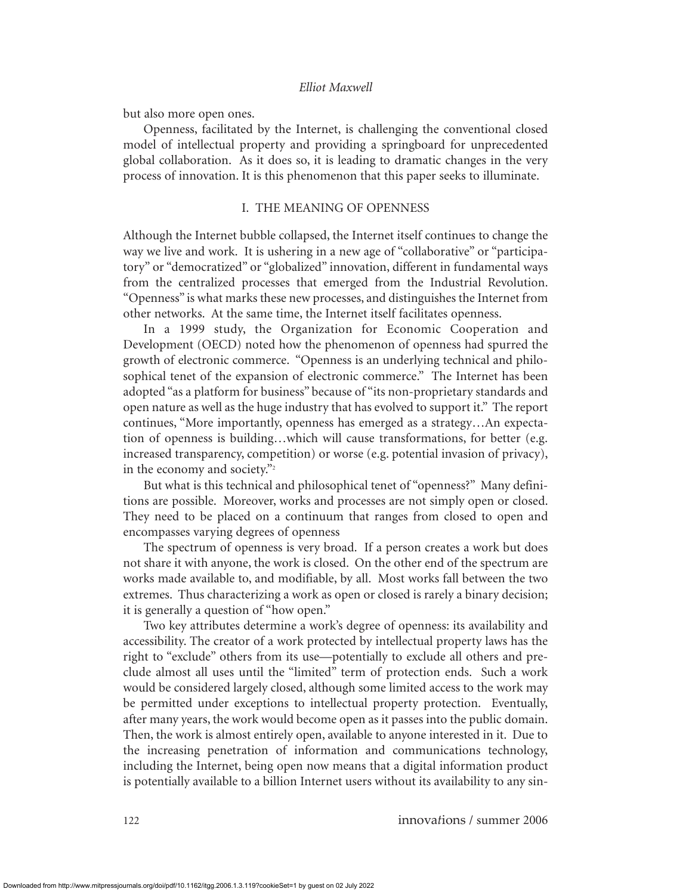but also more open ones.

Openness, facilitated by the Internet, is challenging the conventional closed model of intellectual property and providing a springboard for unprecedented global collaboration. As it does so, it is leading to dramatic changes in the very process of innovation. It is this phenomenon that this paper seeks to illuminate.

## I. THE MEANING OF OPENNESS

Although the Internet bubble collapsed, the Internet itself continues to change the way we live and work. It is ushering in a new age of "collaborative" or "participatory" or "democratized" or "globalized" innovation, different in fundamental ways from the centralized processes that emerged from the Industrial Revolution. "Openness" is what marks these new processes, and distinguishes the Internet from other networks. At the same time, the Internet itself facilitates openness.

In a 1999 study, the Organization for Economic Cooperation and Development (OECD) noted how the phenomenon of openness had spurred the growth of electronic commerce. "Openness is an underlying technical and philosophical tenet of the expansion of electronic commerce." The Internet has been adopted "as a platform for business" because of "its non-proprietary standards and open nature as well as the huge industry that has evolved to support it." The report continues, "More importantly, openness has emerged as a strategy…An expectation of openness is building…which will cause transformations, for better (e.g. increased transparency, competition) or worse (e.g. potential invasion of privacy), in the economy and society."[2]

But what is this technical and philosophical tenet of "openness?" Many definitions are possible. Moreover, works and processes are not simply open or closed. They need to be placed on a continuum that ranges from closed to open and encompasses varying degrees of openness

The spectrum of openness is very broad. If a person creates a work but does not share it with anyone, the work is closed. On the other end of the spectrum are works made available to, and modifiable, by all. Most works fall between the two extremes. Thus characterizing a work as open or closed is rarely a binary decision; it is generally a question of "how open."

Two key attributes determine a work's degree of openness: its availability and accessibility. The creator of a work protected by intellectual property laws has the right to "exclude" others from its use—potentially to exclude all others and preclude almost all uses until the "limited" term of protection ends. Such a work would be considered largely closed, although some limited access to the work may be permitted under exceptions to intellectual property protection. Eventually, after many years, the work would become open as it passes into the public domain. Then, the work is almost entirely open, available to anyone interested in it. Due to the increasing penetration of information and communications technology, including the Internet, being open now means that a digital information product is potentially available to a billion Internet users without its availability to any sin-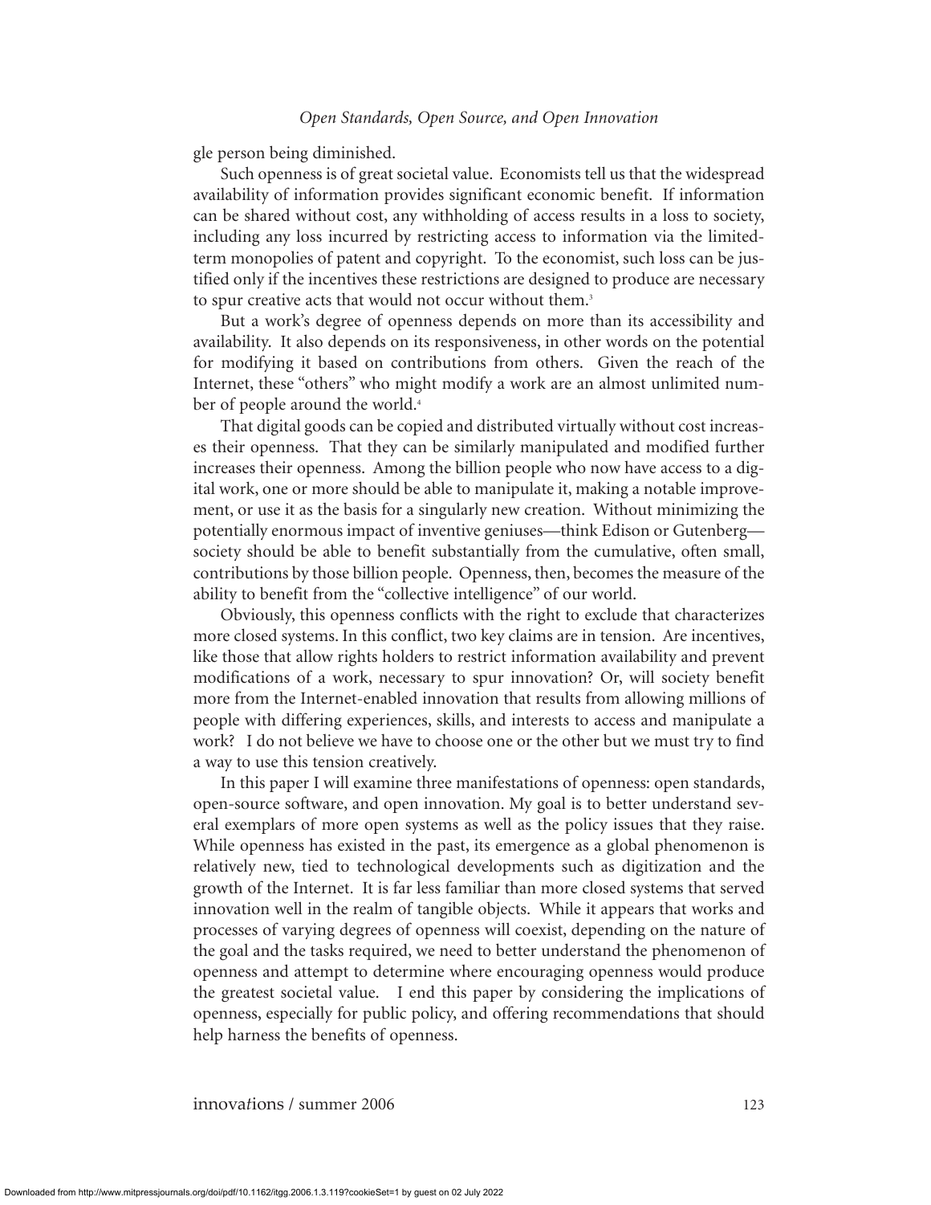gle person being diminished.

Such openness is of great societal value. Economists tell us that the widespread availability of information provides significant economic benefit. If information can be shared without cost, any withholding of access results in a loss to society, including any loss incurred by restricting access to information via the limited-term monopolies of patent and copyright. To the economist, such loss can be justified only if the incentives these restrictions are designed to produce are necessary to spur creative acts that would not occur without them.[3]

But a work's degree of openness depends on more than its accessibility and availability. It also depends on its responsiveness, in other words on the potential for modifying it based on contributions from others. Given the reach of the Internet, these "others" who might modify a work are an almost unlimited number of people around the world.[4]

That digital goods can be copied and distributed virtually without cost increases their openness. That they can be similarly manipulated and modified further increases their openness. Among the billion people who now have access to a digital work, one or more should be able to manipulate it, making a notable improvement, or use it as the basis for a singularly new creation. Without minimizing the potentially enormous impact of inventive geniuses—think Edison or Gutenberg—society should be able to benefit substantially from the cumulative, often small, contributions by those billion people. Openness, then, becomes the measure of the ability to benefit from the "collective intelligence" of our world.

Obviously, this openness conflicts with the right to exclude that characterizes more closed systems. In this conflict, two key claims are in tension. Are incentives, like those that allow rights holders to restrict information availability and prevent modifications of a work, necessary to spur innovation? Or, will society benefit more from the Internet-enabled innovation that results from allowing millions of people with differing experiences, skills, and interests to access and manipulate a work? I do not believe we have to choose one or the other but we must try to find a way to use this tension creatively.

In this paper I will examine three manifestations of openness: open standards, open-source software, and open innovation. My goal is to better understand several exemplars of more open systems as well as the policy issues that they raise. While openness has existed in the past, its emergence as a global phenomenon is relatively new, tied to technological developments such as digitization and the growth of the Internet. It is far less familiar than more closed systems that served innovation well in the realm of tangible objects. While it appears that works and processes of varying degrees of openness will coexist, depending on the nature of the goal and the tasks required, we need to better understand the phenomenon of openness and attempt to determine where encouraging openness would produce the greatest societal value. I end this paper by considering the implications of openness, especially for public policy, and offering recommendations that should help harness the benefits of openness.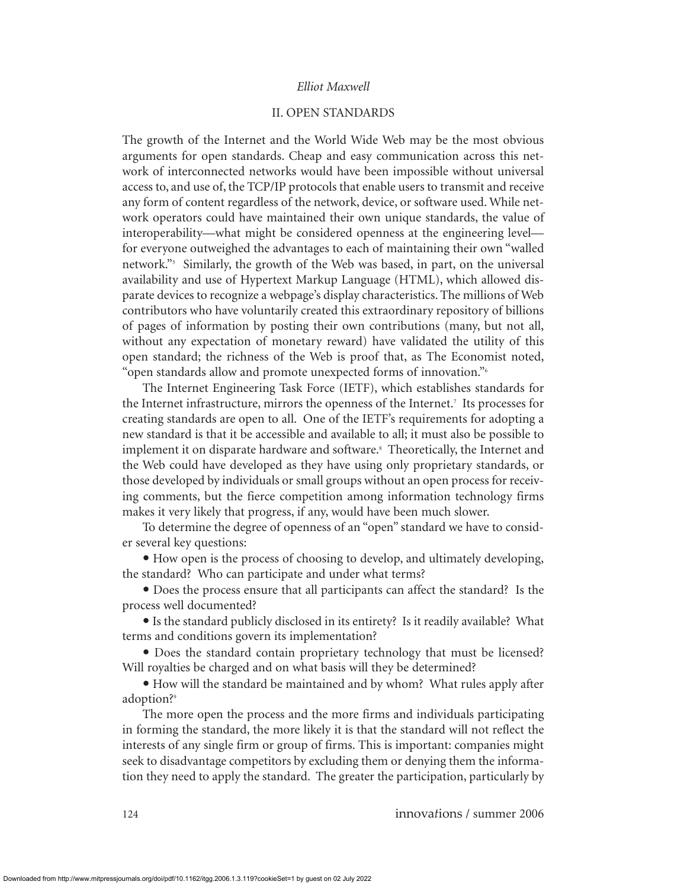## II. OPEN STANDARDS

The growth of the Internet and the World Wide Web may be the most obvious arguments for open standards. Cheap and easy communication across this network of interconnected networks would have been impossible without universal access to, and use of, the TCP/IP protocols that enable users to transmit and receive any form of content regardless of the network, device, or software used. While network operators could have maintained their own unique standards, the value of interoperability—what might be considered openness at the engineering level—for everyone outweighed the advantages to each of maintaining their own "walled network."[5] Similarly, the growth of the Web was based, in part, on the universal availability and use of Hypertext Markup Language (HTML), which allowed disparate devices to recognize a webpage's display characteristics. The millions of Web contributors who have voluntarily created this extraordinary repository of billions of pages of information by posting their own contributions (many, but not all, without any expectation of monetary reward) have validated the utility of this open standard; the richness of the Web is proof that, as The Economist noted, "open standards allow and promote unexpected forms of innovation."[6]

The Internet Engineering Task Force (IETF), which establishes standards for the Internet infrastructure, mirrors the openness of the Internet.[7] Its processes for creating standards are open to all. One of the IETF's requirements for adopting a new standard is that it be accessible and available to all; it must also be possible to implement it on disparate hardware and software.[8] Theoretically, the Internet and the Web could have developed as they have using only proprietary standards, or those developed by individuals or small groups without an open process for receiving comments, but the fierce competition among information technology firms makes it very likely that progress, if any, would have been much slower.

To determine the degree of openness of an "open" standard we have to consider several key questions:

- How open is the process of choosing to develop, and ultimately developing, the standard? Who can participate and under what terms?
- Does the process ensure that all participants can affect the standard? Is the process well documented?
- Is the standard publicly disclosed in its entirety? Is it readily available? What terms and conditions govern its implementation?
- Does the standard contain proprietary technology that must be licensed? Will royalties be charged and on what basis will they be determined?
- How will the standard be maintained and by whom? What rules apply after adoption?[9]

The more open the process and the more firms and individuals participating in forming the standard, the more likely it is that the standard will not reflect the interests of any single firm or group of firms. This is important: companies might seek to disadvantage competitors by excluding them or denying them the information they need to apply the standard. The greater the participation, particularly by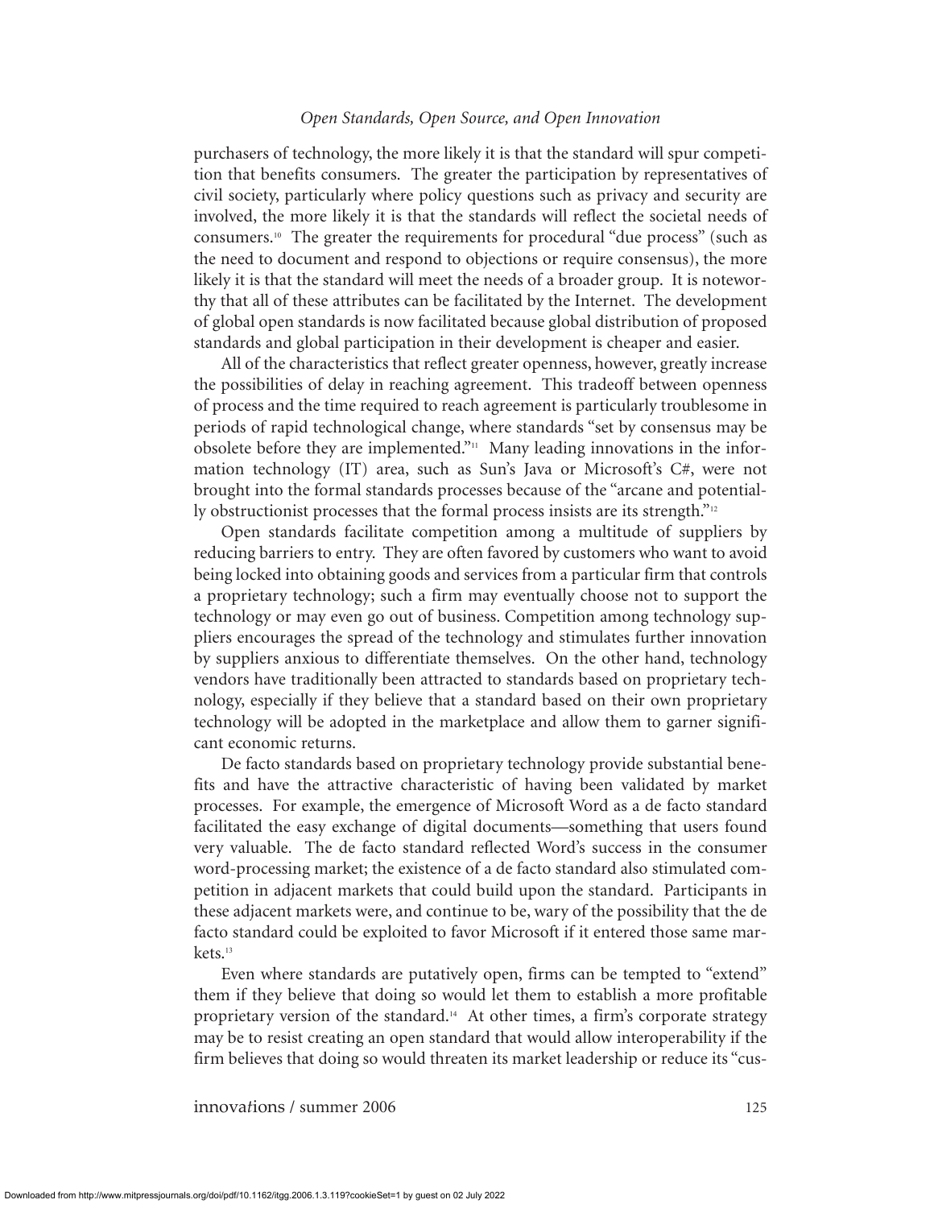purchasers of technology, the more likely it is that the standard will spur competition that benefits consumers. The greater the participation by representatives of civil society, particularly where policy questions such as privacy and security are involved, the more likely it is that the standards will reflect the societal needs of consumers.[10] The greater the requirements for procedural "due process" (such as the need to document and respond to objections or require consensus), the more likely it is that the standard will meet the needs of a broader group. It is noteworthy that all of these attributes can be facilitated by the Internet. The development of global open standards is now facilitated because global distribution of proposed standards and global participation in their development is cheaper and easier.

All of the characteristics that reflect greater openness, however, greatly increase the possibilities of delay in reaching agreement. This tradeoff between openness of process and the time required to reach agreement is particularly troublesome in periods of rapid technological change, where standards "set by consensus may be obsolete before they are implemented."[11] Many leading innovations in the information technology (IT) area, such as Sun's Java or Microsoft's C#, were not brought into the formal standards processes because of the "arcane and potentially obstructionist processes that the formal process insists are its strength."[12]

Open standards facilitate competition among a multitude of suppliers by reducing barriers to entry. They are often favored by customers who want to avoid being locked into obtaining goods and services from a particular firm that controls a proprietary technology; such a firm may eventually choose not to support the technology or may even go out of business. Competition among technology suppliers encourages the spread of the technology and stimulates further innovation by suppliers anxious to differentiate themselves. On the other hand, technology vendors have traditionally been attracted to standards based on proprietary technology, especially if they believe that a standard based on their own proprietary technology will be adopted in the marketplace and allow them to garner significant economic returns.

De facto standards based on proprietary technology provide substantial benefits and have the attractive characteristic of having been validated by market processes. For example, the emergence of Microsoft Word as a de facto standard facilitated the easy exchange of digital documents—something that users found very valuable. The de facto standard reflected Word's success in the consumer word-processing market; the existence of a de facto standard also stimulated competition in adjacent markets that could build upon the standard. Participants in these adjacent markets were, and continue to be, wary of the possibility that the de facto standard could be exploited to favor Microsoft if it entered those same markets.[13]

Even where standards are putatively open, firms can be tempted to "extend" them if they believe that doing so would let them to establish a more profitable proprietary version of the standard.[14] At other times, a firm's corporate strategy may be to resist creating an open standard that would allow interoperability if the firm believes that doing so would threaten its market leadership or reduce its "cus-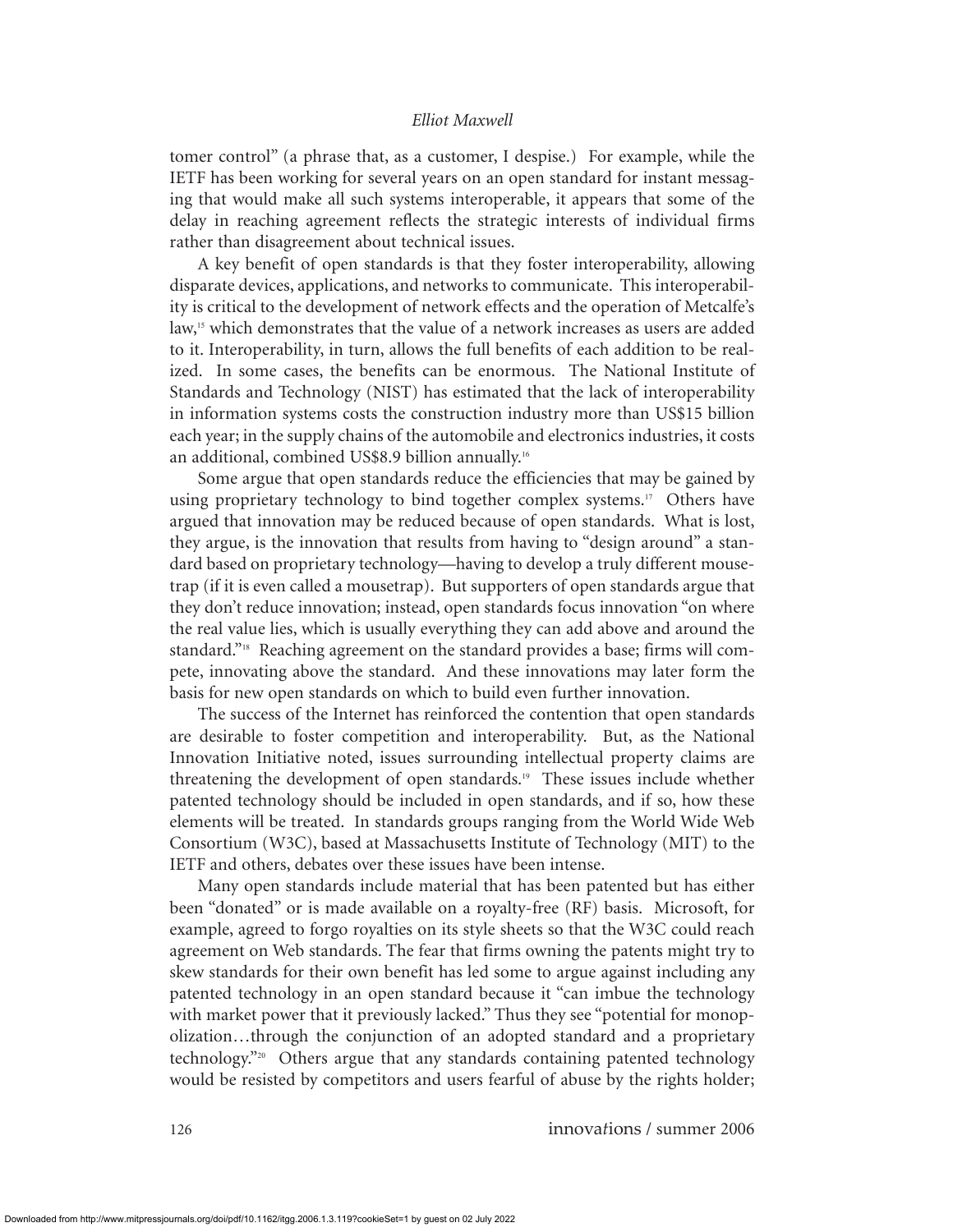tomer control" (a phrase that, as a customer, I despise.) For example, while the IETF has been working for several years on an open standard for instant messaging that would make all such systems interoperable, it appears that some of the delay in reaching agreement reflects the strategic interests of individual firms rather than disagreement about technical issues.

A key benefit of open standards is that they foster interoperability, allowing disparate devices, applications, and networks to communicate. This interoperability is critical to the development of network effects and the operation of Metcalfe's law,[15] which demonstrates that the value of a network increases as users are added to it. Interoperability, in turn, allows the full benefits of each addition to be realized. In some cases, the benefits can be enormous. The National Institute of Standards and Technology (NIST) has estimated that the lack of interoperability in information systems costs the construction industry more than US$15 billion each year; in the supply chains of the automobile and electronics industries, it costs an additional, combined US$8.9 billion annually.[16]

Some argue that open standards reduce the efficiencies that may be gained by using proprietary technology to bind together complex systems.[17] Others have argued that innovation may be reduced because of open standards. What is lost, they argue, is the innovation that results from having to "design around" a standard based on proprietary technology—having to develop a truly different mousetrap (if it is even called a mousetrap). But supporters of open standards argue that they don't reduce innovation; instead, open standards focus innovation "on where the real value lies, which is usually everything they can add above and around the standard."[18] Reaching agreement on the standard provides a base; firms will compete, innovating above the standard. And these innovations may later form the basis for new open standards on which to build even further innovation.

The success of the Internet has reinforced the contention that open standards are desirable to foster competition and interoperability. But, as the National Innovation Initiative noted, issues surrounding intellectual property claims are threatening the development of open standards.[19] These issues include whether patented technology should be included in open standards, and if so, how these elements will be treated. In standards groups ranging from the World Wide Web Consortium (W3C), based at Massachusetts Institute of Technology (MIT) to the IETF and others, debates over these issues have been intense.

Many open standards include material that has been patented but has either been "donated" or is made available on a royalty-free (RF) basis. Microsoft, for example, agreed to forgo royalties on its style sheets so that the W3C could reach agreement on Web standards. The fear that firms owning the patents might try to skew standards for their own benefit has led some to argue against including any patented technology in an open standard because it "can imbue the technology with market power that it previously lacked." Thus they see "potential for monopolization…through the conjunction of an adopted standard and a proprietary technology."[20] Others argue that any standards containing patented technology would be resisted by competitors and users fearful of abuse by the rights holder;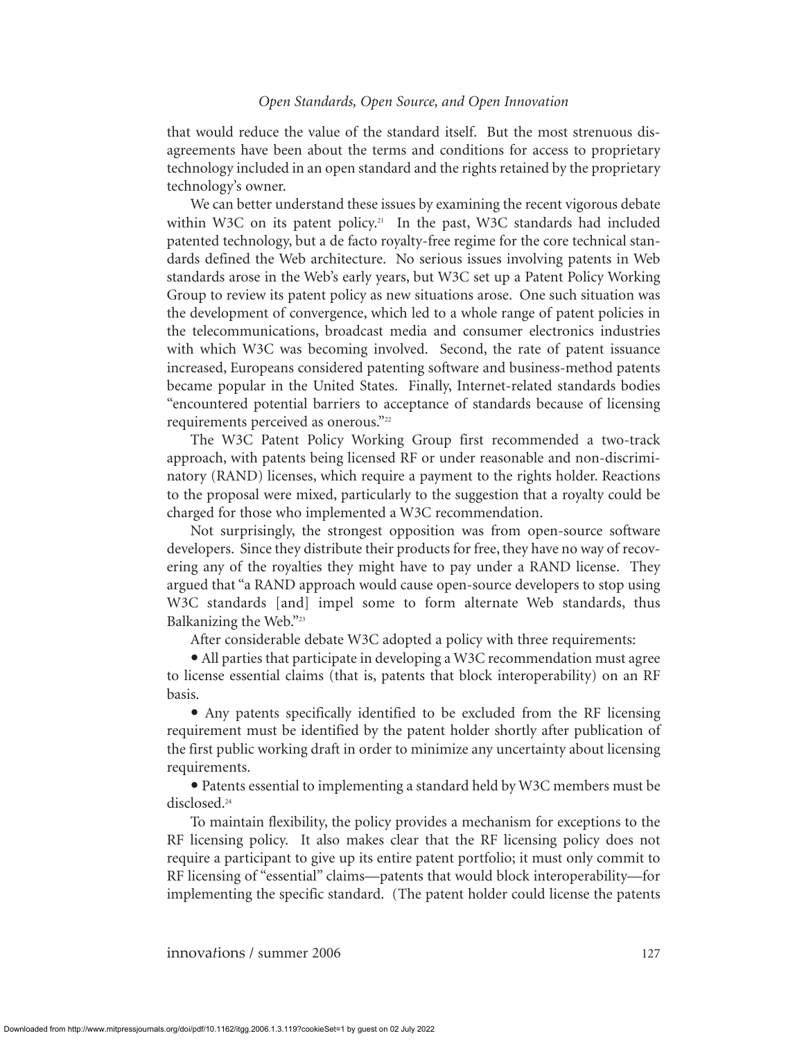that would reduce the value of the standard itself. But the most strenuous disagreements have been about the terms and conditions for access to proprietary technology included in an open standard and the rights retained by the proprietary technology's owner.

We can better understand these issues by examining the recent vigorous debate within W3C on its patent policy.[21] In the past, W3C standards had included patented technology, but a de facto royalty-free regime for the core technical standards defined the Web architecture. No serious issues involving patents in Web standards arose in the Web's early years, but W3C set up a Patent Policy Working Group to review its patent policy as new situations arose. One such situation was the development of convergence, which led to a whole range of patent policies in the telecommunications, broadcast media and consumer electronics industries with which W3C was becoming involved. Second, the rate of patent issuance increased, Europeans considered patenting software and business-method patents became popular in the United States. Finally, Internet-related standards bodies "encountered potential barriers to acceptance of standards because of licensing requirements perceived as onerous."[22]

The W3C Patent Policy Working Group first recommended a two-track approach, with patents being licensed RF or under reasonable and non-discriminatory (RAND) licenses, which require a payment to the rights holder. Reactions to the proposal were mixed, particularly to the suggestion that a royalty could be charged for those who implemented a W3C recommendation.

Not surprisingly, the strongest opposition was from open-source software developers. Since they distribute their products for free, they have no way of recovering any of the royalties they might have to pay under a RAND license. They argued that "a RAND approach would cause open-source developers to stop using W3C standards [and] impel some to form alternate Web standards, thus Balkanizing the Web."[23]

After considerable debate W3C adopted a policy with three requirements:

- All parties that participate in developing a W3C recommendation must agree to license essential claims (that is, patents that block interoperability) on an RF basis.
- Any patents specifically identified to be excluded from the RF licensing requirement must be identified by the patent holder shortly after publication of the first public working draft in order to minimize any uncertainty about licensing requirements.
- Patents essential to implementing a standard held by W3C members must be disclosed.[24]

To maintain flexibility, the policy provides a mechanism for exceptions to the RF licensing policy. It also makes clear that the RF licensing policy does not require a participant to give up its entire patent portfolio; it must only commit to RF licensing of "essential" claims—patents that would block interoperability—for implementing the specific standard. (The patent holder could license the patents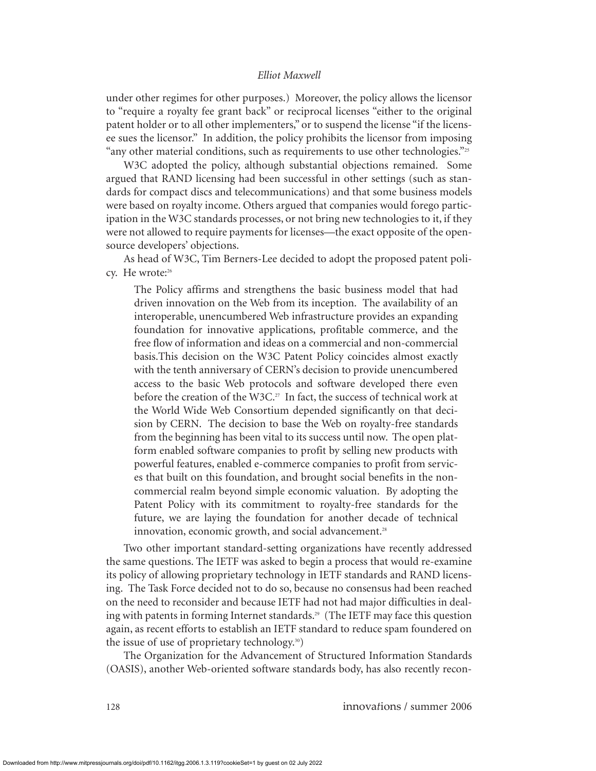under other regimes for other purposes.) Moreover, the policy allows the licensor to "require a royalty fee grant back" or reciprocal licenses "either to the original patent holder or to all other implementers," or to suspend the license "if the licensee sues the licensor." In addition, the policy prohibits the licensor from imposing "any other material conditions, such as requirements to use other technologies."[25]

W3C adopted the policy, although substantial objections remained. Some argued that RAND licensing had been successful in other settings (such as standards for compact discs and telecommunications) and that some business models were based on royalty income. Others argued that companies would forego participation in the W3C standards processes, or not bring new technologies to it, if they were not allowed to require payments for licenses—the exact opposite of the open-source developers' objections.

As head of W3C, Tim Berners-Lee decided to adopt the proposed patent policy. He wrote:[26]

> The Policy affirms and strengthens the basic business model that had driven innovation on the Web from its inception. The availability of an interoperable, unencumbered Web infrastructure provides an expanding foundation for innovative applications, profitable commerce, and the free flow of information and ideas on a commercial and non-commercial basis.This decision on the W3C Patent Policy coincides almost exactly with the tenth anniversary of CERN's decision to provide unencumbered access to the basic Web protocols and software developed there even before the creation of the W3C.[27] In fact, the success of technical work at the World Wide Web Consortium depended significantly on that decision by CERN. The decision to base the Web on royalty-free standards from the beginning has been vital to its success until now. The open platform enabled software companies to profit by selling new products with powerful features, enabled e-commerce companies to profit from services that built on this foundation, and brought social benefits in the non-commercial realm beyond simple economic valuation. By adopting the Patent Policy with its commitment to royalty-free standards for the future, we are laying the foundation for another decade of technical innovation, economic growth, and social advancement.[28]

Two other important standard-setting organizations have recently addressed the same questions. The IETF was asked to begin a process that would re-examine its policy of allowing proprietary technology in IETF standards and RAND licensing. The Task Force decided not to do so, because no consensus had been reached on the need to reconsider and because IETF had not had major difficulties in dealing with patents in forming Internet standards.[29] (The IETF may face this question again, as recent efforts to establish an IETF standard to reduce spam foundered on the issue of use of proprietary technology.[30])

The Organization for the Advancement of Structured Information Standards (OASIS), another Web-oriented software standards body, has also recently recon-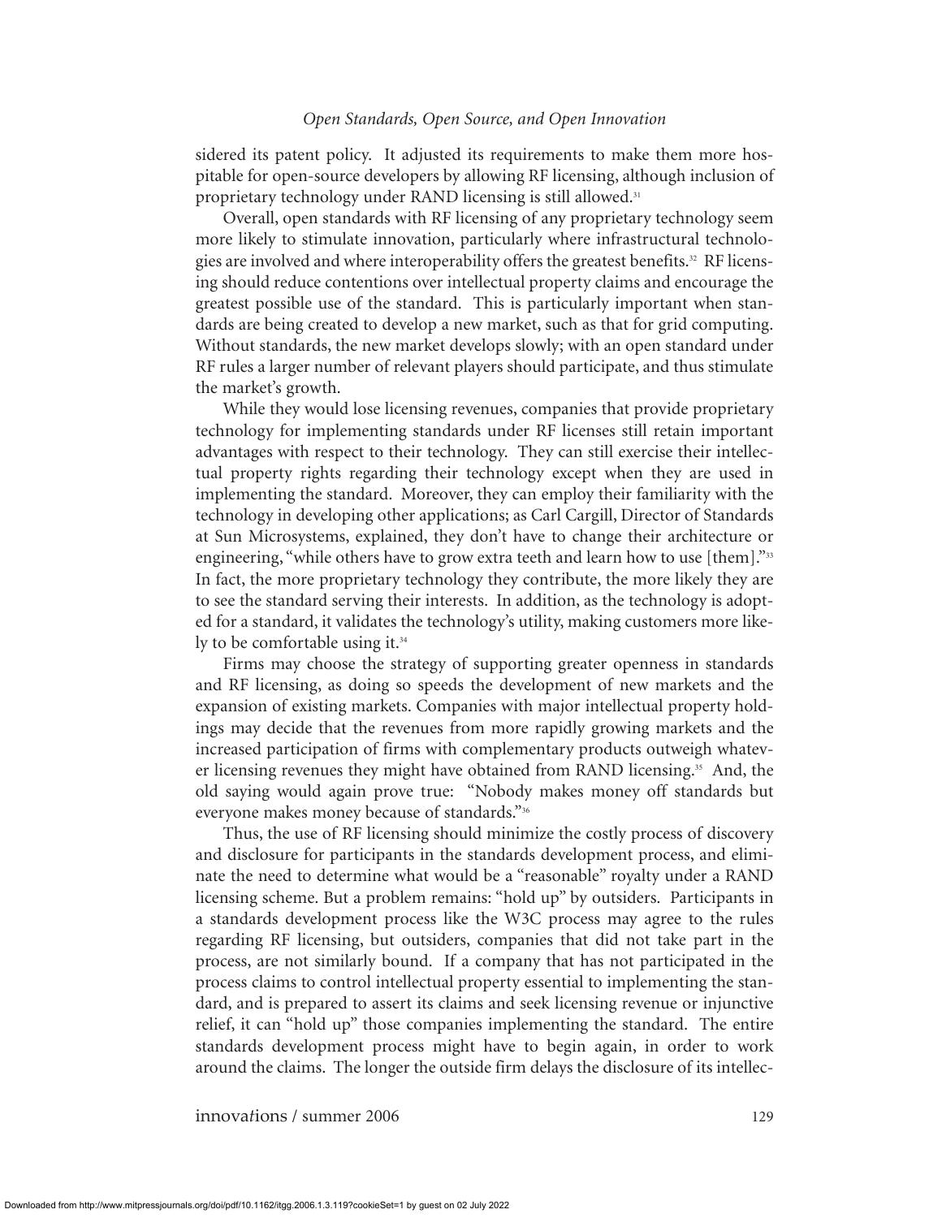sidered its patent policy. It adjusted its requirements to make them more hospitable for open-source developers by allowing RF licensing, although inclusion of proprietary technology under RAND licensing is still allowed.[31]

Overall, open standards with RF licensing of any proprietary technology seem more likely to stimulate innovation, particularly where infrastructural technologies are involved and where interoperability offers the greatest benefits.[32] RF licensing should reduce contentions over intellectual property claims and encourage the greatest possible use of the standard. This is particularly important when standards are being created to develop a new market, such as that for grid computing. Without standards, the new market develops slowly; with an open standard under RF rules a larger number of relevant players should participate, and thus stimulate the market's growth.

While they would lose licensing revenues, companies that provide proprietary technology for implementing standards under RF licenses still retain important advantages with respect to their technology. They can still exercise their intellectual property rights regarding their technology except when they are used in implementing the standard. Moreover, they can employ their familiarity with the technology in developing other applications; as Carl Cargill, Director of Standards at Sun Microsystems, explained, they don't have to change their architecture or engineering, "while others have to grow extra teeth and learn how to use [them]."[33] In fact, the more proprietary technology they contribute, the more likely they are to see the standard serving their interests. In addition, as the technology is adopted for a standard, it validates the technology's utility, making customers more likely to be comfortable using it.[34]

Firms may choose the strategy of supporting greater openness in standards and RF licensing, as doing so speeds the development of new markets and the expansion of existing markets. Companies with major intellectual property holdings may decide that the revenues from more rapidly growing markets and the increased participation of firms with complementary products outweigh whatever licensing revenues they might have obtained from RAND licensing.[35] And, the old saying would again prove true: "Nobody makes money off standards but everyone makes money because of standards."[36]

Thus, the use of RF licensing should minimize the costly process of discovery and disclosure for participants in the standards development process, and eliminate the need to determine what would be a "reasonable" royalty under a RAND licensing scheme. But a problem remains: "hold up" by outsiders. Participants in a standards development process like the W3C process may agree to the rules regarding RF licensing, but outsiders, companies that did not take part in the process, are not similarly bound. If a company that has not participated in the process claims to control intellectual property essential to implementing the standard, and is prepared to assert its claims and seek licensing revenue or injunctive relief, it can "hold up" those companies implementing the standard. The entire standards development process might have to begin again, in order to work around the claims. The longer the outside firm delays the disclosure of its intellec-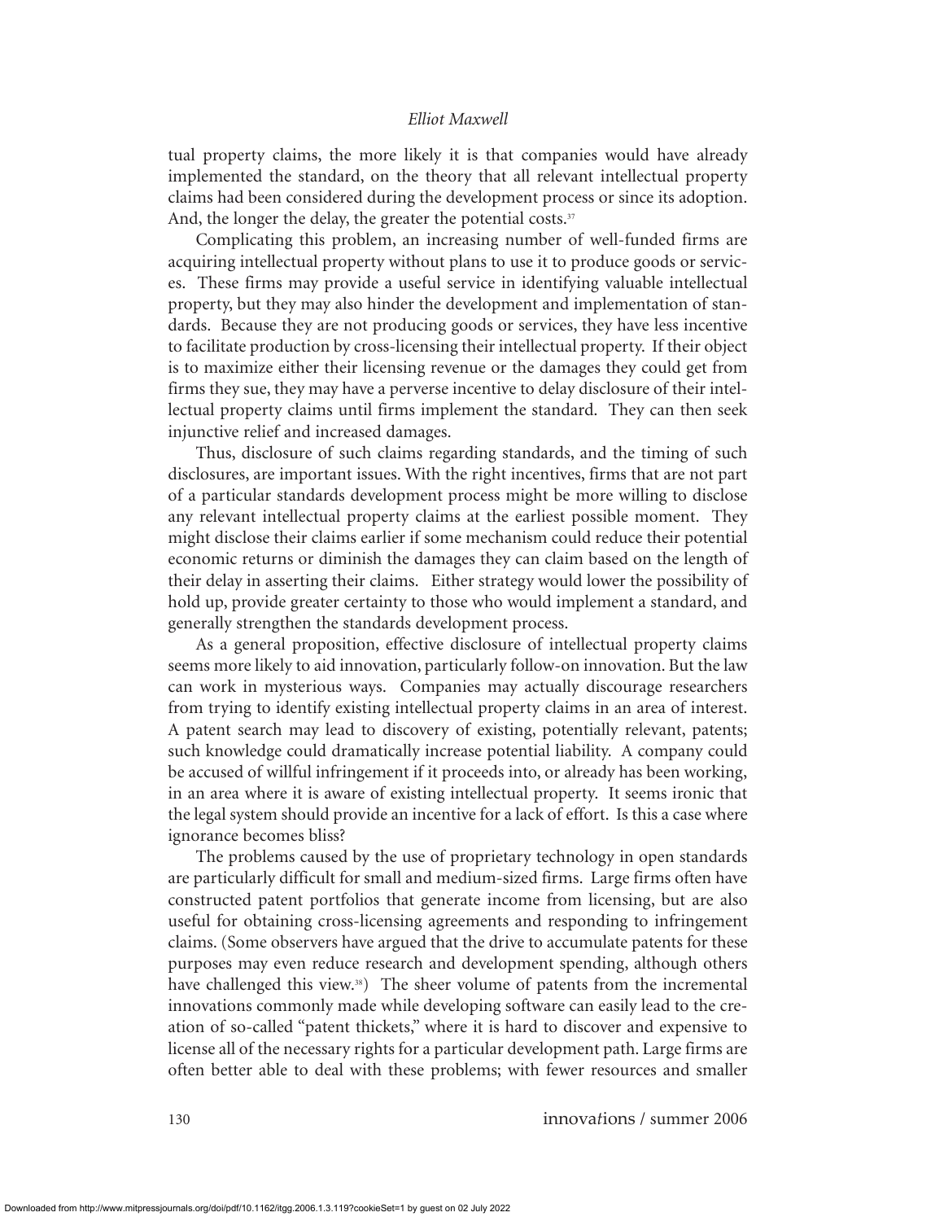tual property claims, the more likely it is that companies would have already implemented the standard, on the theory that all relevant intellectual property claims had been considered during the development process or since its adoption. And, the longer the delay, the greater the potential costs.[37]

Complicating this problem, an increasing number of well-funded firms are acquiring intellectual property without plans to use it to produce goods or services. These firms may provide a useful service in identifying valuable intellectual property, but they may also hinder the development and implementation of standards. Because they are not producing goods or services, they have less incentive to facilitate production by cross-licensing their intellectual property. If their object is to maximize either their licensing revenue or the damages they could get from firms they sue, they may have a perverse incentive to delay disclosure of their intellectual property claims until firms implement the standard. They can then seek injunctive relief and increased damages.

Thus, disclosure of such claims regarding standards, and the timing of such disclosures, are important issues. With the right incentives, firms that are not part of a particular standards development process might be more willing to disclose any relevant intellectual property claims at the earliest possible moment. They might disclose their claims earlier if some mechanism could reduce their potential economic returns or diminish the damages they can claim based on the length of their delay in asserting their claims. Either strategy would lower the possibility of hold up, provide greater certainty to those who would implement a standard, and generally strengthen the standards development process.

As a general proposition, effective disclosure of intellectual property claims seems more likely to aid innovation, particularly follow-on innovation. But the law can work in mysterious ways. Companies may actually discourage researchers from trying to identify existing intellectual property claims in an area of interest. A patent search may lead to discovery of existing, potentially relevant, patents; such knowledge could dramatically increase potential liability. A company could be accused of willful infringement if it proceeds into, or already has been working, in an area where it is aware of existing intellectual property. It seems ironic that the legal system should provide an incentive for a lack of effort. Is this a case where ignorance becomes bliss?

The problems caused by the use of proprietary technology in open standards are particularly difficult for small and medium-sized firms. Large firms often have constructed patent portfolios that generate income from licensing, but are also useful for obtaining cross-licensing agreements and responding to infringement claims. (Some observers have argued that the drive to accumulate patents for these purposes may even reduce research and development spending, although others have challenged this view.[38]) The sheer volume of patents from the incremental innovations commonly made while developing software can easily lead to the creation of so-called "patent thickets," where it is hard to discover and expensive to license all of the necessary rights for a particular development path. Large firms are often better able to deal with these problems; with fewer resources and smaller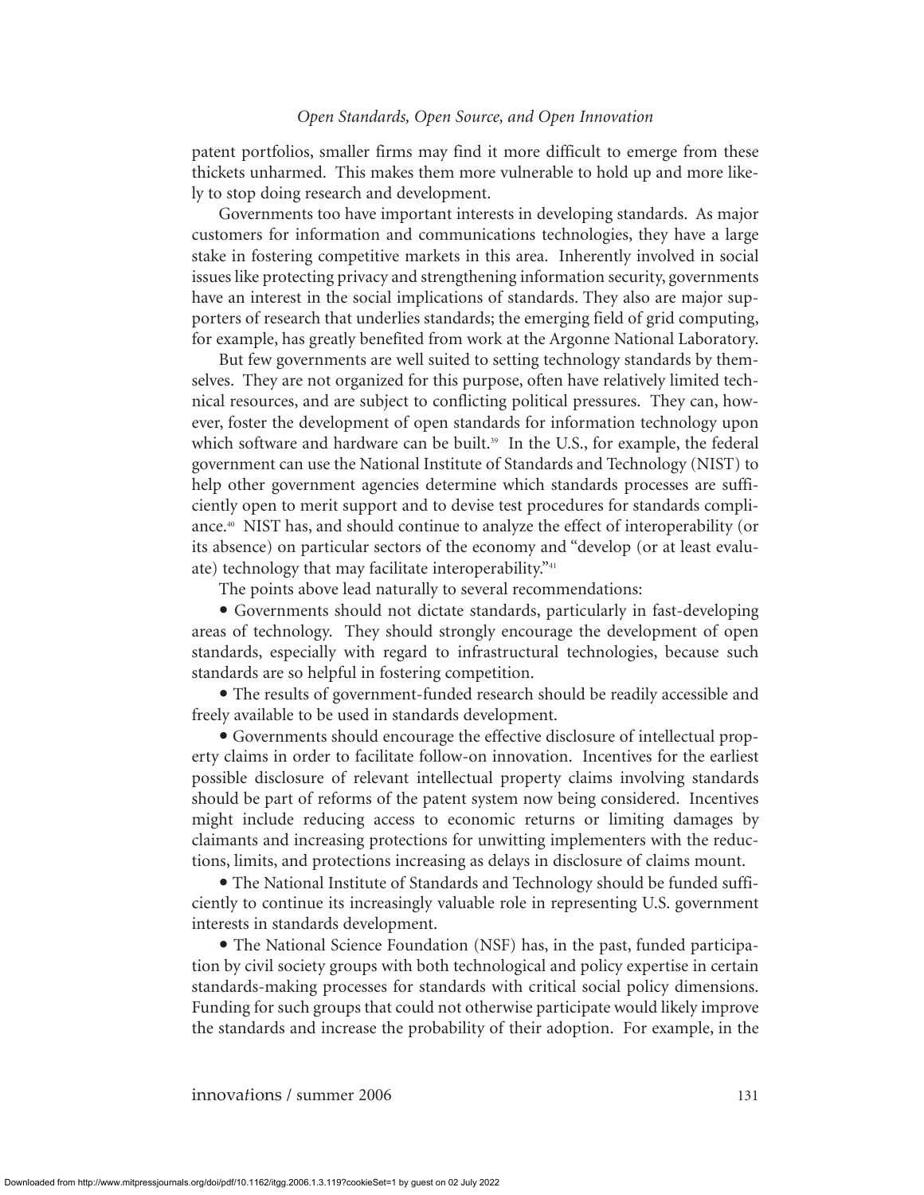patent portfolios, smaller firms may find it more difficult to emerge from these thickets unharmed. This makes them more vulnerable to hold up and more likely to stop doing research and development.

Governments too have important interests in developing standards. As major customers for information and communications technologies, they have a large stake in fostering competitive markets in this area. Inherently involved in social issues like protecting privacy and strengthening information security, governments have an interest in the social implications of standards. They also are major supporters of research that underlies standards; the emerging field of grid computing, for example, has greatly benefited from work at the Argonne National Laboratory.

But few governments are well suited to setting technology standards by themselves. They are not organized for this purpose, often have relatively limited technical resources, and are subject to conflicting political pressures. They can, however, foster the development of open standards for information technology upon which software and hardware can be built.[39] In the U.S., for example, the federal government can use the National Institute of Standards and Technology (NIST) to help other government agencies determine which standards processes are sufficiently open to merit support and to devise test procedures for standards compliance.[40] NIST has, and should continue to analyze the effect of interoperability (or its absence) on particular sectors of the economy and "develop (or at least evaluate) technology that may facilitate interoperability."[41]

The points above lead naturally to several recommendations:

- Governments should not dictate standards, particularly in fast-developing areas of technology. They should strongly encourage the development of open standards, especially with regard to infrastructural technologies, because such standards are so helpful in fostering competition.

- The results of government-funded research should be readily accessible and freely available to be used in standards development.

- Governments should encourage the effective disclosure of intellectual property claims in order to facilitate follow-on innovation. Incentives for the earliest possible disclosure of relevant intellectual property claims involving standards should be part of reforms of the patent system now being considered. Incentives might include reducing access to economic returns or limiting damages by claimants and increasing protections for unwitting implementers with the reductions, limits, and protections increasing as delays in disclosure of claims mount.

- The National Institute of Standards and Technology should be funded sufficiently to continue its increasingly valuable role in representing U.S. government interests in standards development.

- The National Science Foundation (NSF) has, in the past, funded participation by civil society groups with both technological and policy expertise in certain standards-making processes for standards with critical social policy dimensions. Funding for such groups that could not otherwise participate would likely improve the standards and increase the probability of their adoption. For example, in the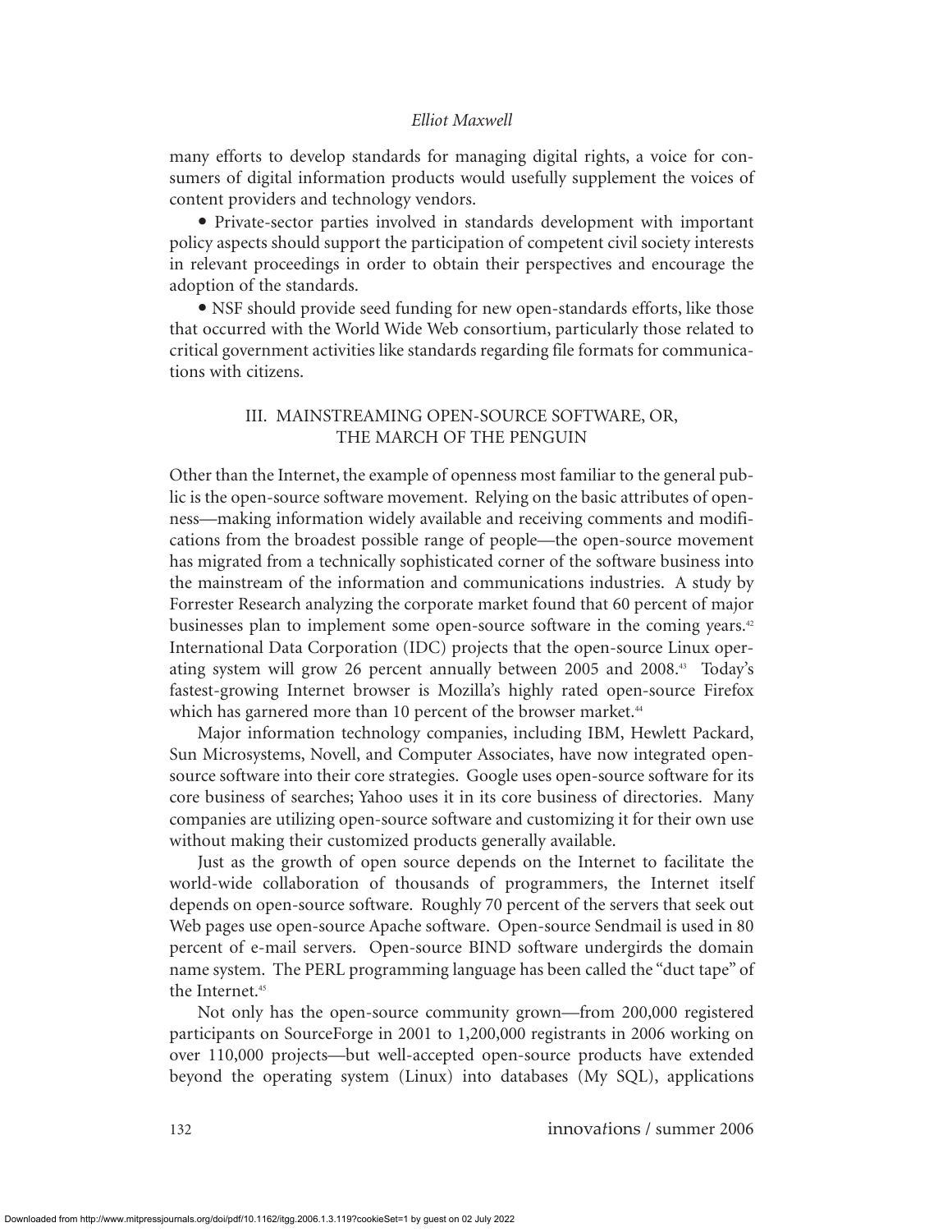many efforts to develop standards for managing digital rights, a voice for consumers of digital information products would usefully supplement the voices of content providers and technology vendors.

- Private-sector parties involved in standards development with important policy aspects should support the participation of competent civil society interests in relevant proceedings in order to obtain their perspectives and encourage the adoption of the standards.
- NSF should provide seed funding for new open-standards efforts, like those that occurred with the World Wide Web consortium, particularly those related to critical government activities like standards regarding file formats for communications with citizens.

## III. MAINSTREAMING OPEN-SOURCE SOFTWARE, OR, THE MARCH OF THE PENGUIN

Other than the Internet, the example of openness most familiar to the general public is the open-source software movement. Relying on the basic attributes of openness—making information widely available and receiving comments and modifications from the broadest possible range of people—the open-source movement has migrated from a technically sophisticated corner of the software business into the mainstream of the information and communications industries. A study by Forrester Research analyzing the corporate market found that 60 percent of major businesses plan to implement some open-source software in the coming years.[42] International Data Corporation (IDC) projects that the open-source Linux operating system will grow 26 percent annually between 2005 and 2008.[43] Today's fastest-growing Internet browser is Mozilla's highly rated open-source Firefox which has garnered more than 10 percent of the browser market.[44]

Major information technology companies, including IBM, Hewlett Packard, Sun Microsystems, Novell, and Computer Associates, have now integrated open-source software into their core strategies. Google uses open-source software for its core business of searches; Yahoo uses it in its core business of directories. Many companies are utilizing open-source software and customizing it for their own use without making their customized products generally available.

Just as the growth of open source depends on the Internet to facilitate the world-wide collaboration of thousands of programmers, the Internet itself depends on open-source software. Roughly 70 percent of the servers that seek out Web pages use open-source Apache software. Open-source Sendmail is used in 80 percent of e-mail servers. Open-source BIND software undergirds the domain name system. The PERL programming language has been called the "duct tape" of the Internet.[45]

Not only has the open-source community grown—from 200,000 registered participants on SourceForge in 2001 to 1,200,000 registrants in 2006 working on over 110,000 projects—but well-accepted open-source products have extended beyond the operating system (Linux) into databases (My SQL), applications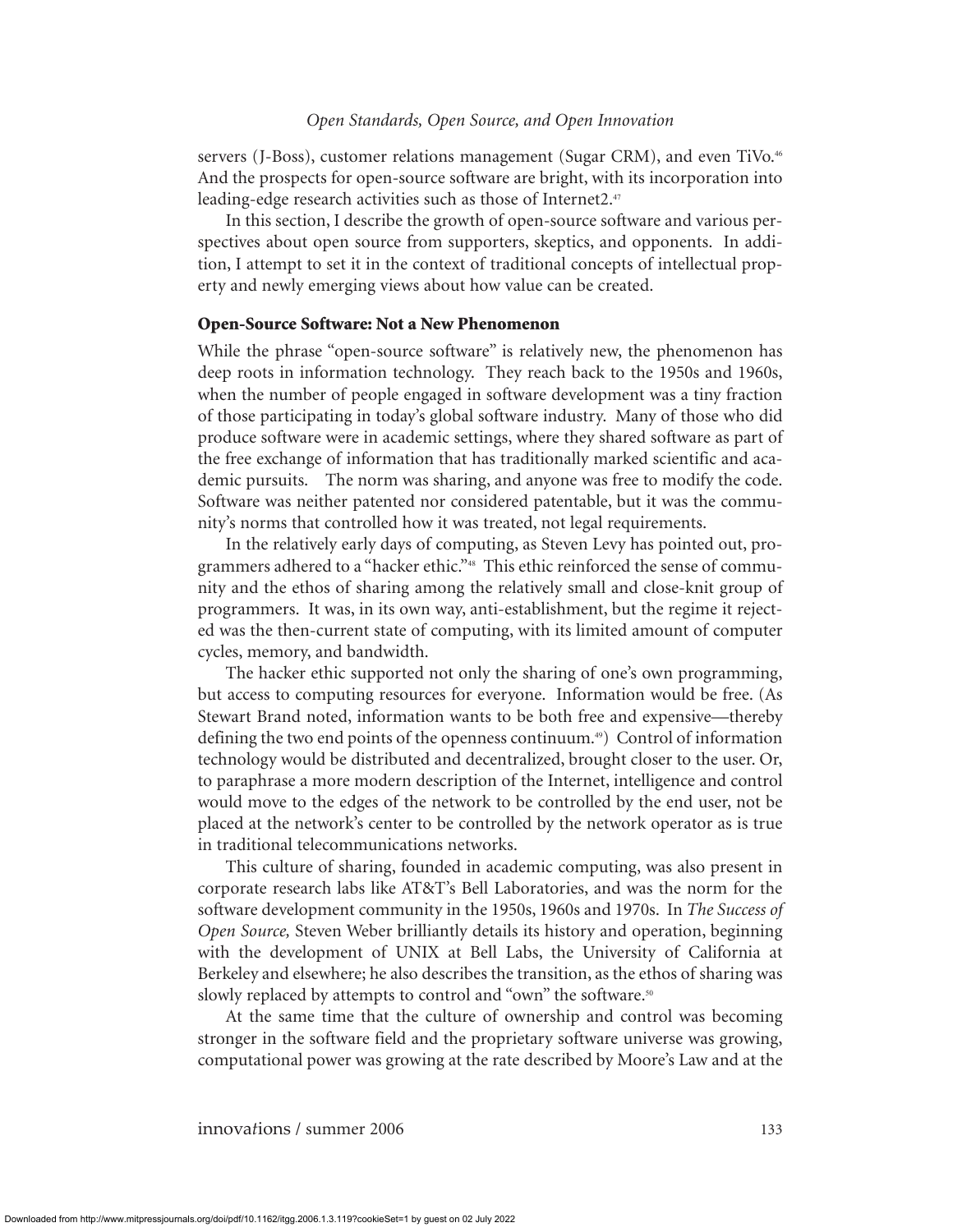servers (J-Boss), customer relations management (Sugar CRM), and even TiVo.[46] And the prospects for open-source software are bright, with its incorporation into leading-edge research activities such as those of Internet2.[47]

In this section, I describe the growth of open-source software and various perspectives about open source from supporters, skeptics, and opponents. In addition, I attempt to set it in the context of traditional concepts of intellectual property and newly emerging views about how value can be created.

## Open-Source Software: Not a New Phenomenon

While the phrase "open-source software" is relatively new, the phenomenon has deep roots in information technology. They reach back to the 1950s and 1960s, when the number of people engaged in software development was a tiny fraction of those participating in today's global software industry. Many of those who did produce software were in academic settings, where they shared software as part of the free exchange of information that has traditionally marked scientific and academic pursuits. The norm was sharing, and anyone was free to modify the code. Software was neither patented nor considered patentable, but it was the community's norms that controlled how it was treated, not legal requirements.

In the relatively early days of computing, as Steven Levy has pointed out, programmers adhered to a "hacker ethic."[48] This ethic reinforced the sense of community and the ethos of sharing among the relatively small and close-knit group of programmers. It was, in its own way, anti-establishment, but the regime it rejected was the then-current state of computing, with its limited amount of computer cycles, memory, and bandwidth.

The hacker ethic supported not only the sharing of one's own programming, but access to computing resources for everyone. Information would be free. (As Stewart Brand noted, information wants to be both free and expensive—thereby defining the two end points of the openness continuum.[49]) Control of information technology would be distributed and decentralized, brought closer to the user. Or, to paraphrase a more modern description of the Internet, intelligence and control would move to the edges of the network to be controlled by the end user, not be placed at the network's center to be controlled by the network operator as is true in traditional telecommunications networks.

This culture of sharing, founded in academic computing, was also present in corporate research labs like AT&T's Bell Laboratories, and was the norm for the software development community in the 1950s, 1960s and 1970s. In *The Success of Open Source,* Steven Weber brilliantly details its history and operation, beginning with the development of UNIX at Bell Labs, the University of California at Berkeley and elsewhere; he also describes the transition, as the ethos of sharing was slowly replaced by attempts to control and "own" the software.[50]

At the same time that the culture of ownership and control was becoming stronger in the software field and the proprietary software universe was growing, computational power was growing at the rate described by Moore's Law and at the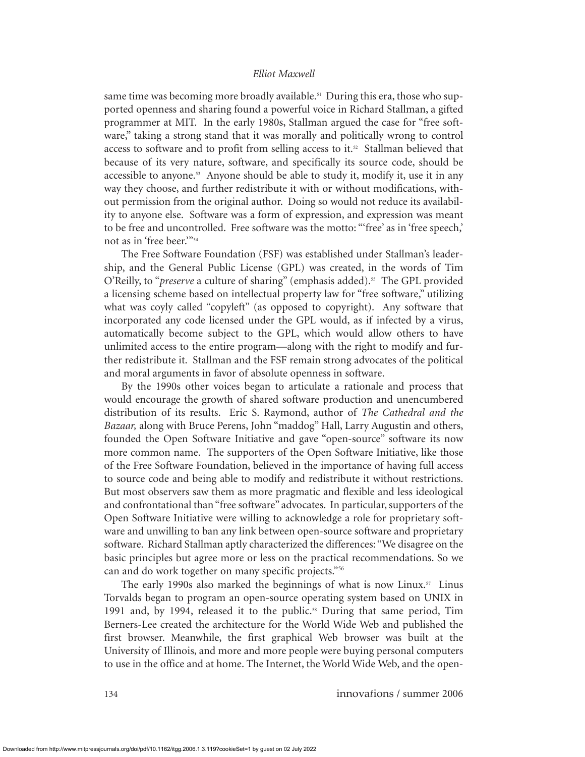same time was becoming more broadly available.[51] During this era, those who supported openness and sharing found a powerful voice in Richard Stallman, a gifted programmer at MIT. In the early 1980s, Stallman argued the case for "free software," taking a strong stand that it was morally and politically wrong to control access to software and to profit from selling access to it.[52] Stallman believed that because of its very nature, software, and specifically its source code, should be accessible to anyone.[53] Anyone should be able to study it, modify it, use it in any way they choose, and further redistribute it with or without modifications, without permission from the original author. Doing so would not reduce its availability to anyone else. Software was a form of expression, and expression was meant to be free and uncontrolled. Free software was the motto: "'free' as in 'free speech,' not as in 'free beer.'"[54]

The Free Software Foundation (FSF) was established under Stallman's leadership, and the General Public License (GPL) was created, in the words of Tim O'Reilly, to "*preserve* a culture of sharing" (emphasis added).[55] The GPL provided a licensing scheme based on intellectual property law for "free software," utilizing what was coyly called "copyleft" (as opposed to copyright). Any software that incorporated any code licensed under the GPL would, as if infected by a virus, automatically become subject to the GPL, which would allow others to have unlimited access to the entire program—along with the right to modify and further redistribute it. Stallman and the FSF remain strong advocates of the political and moral arguments in favor of absolute openness in software.

By the 1990s other voices began to articulate a rationale and process that would encourage the growth of shared software production and unencumbered distribution of its results. Eric S. Raymond, author of *The Cathedral and the Bazaar,* along with Bruce Perens, John "maddog" Hall, Larry Augustin and others, founded the Open Software Initiative and gave "open-source" software its now more common name. The supporters of the Open Software Initiative, like those of the Free Software Foundation, believed in the importance of having full access to source code and being able to modify and redistribute it without restrictions. But most observers saw them as more pragmatic and flexible and less ideological and confrontational than "free software" advocates. In particular, supporters of the Open Software Initiative were willing to acknowledge a role for proprietary software and unwilling to ban any link between open-source software and proprietary software. Richard Stallman aptly characterized the differences: "We disagree on the basic principles but agree more or less on the practical recommendations. So we can and do work together on many specific projects."[56]

The early 1990s also marked the beginnings of what is now Linux.[57] Linus Torvalds began to program an open-source operating system based on UNIX in 1991 and, by 1994, released it to the public.[58] During that same period, Tim Berners-Lee created the architecture for the World Wide Web and published the first browser. Meanwhile, the first graphical Web browser was built at the University of Illinois, and more and more people were buying personal computers to use in the office and at home. The Internet, the World Wide Web, and the open-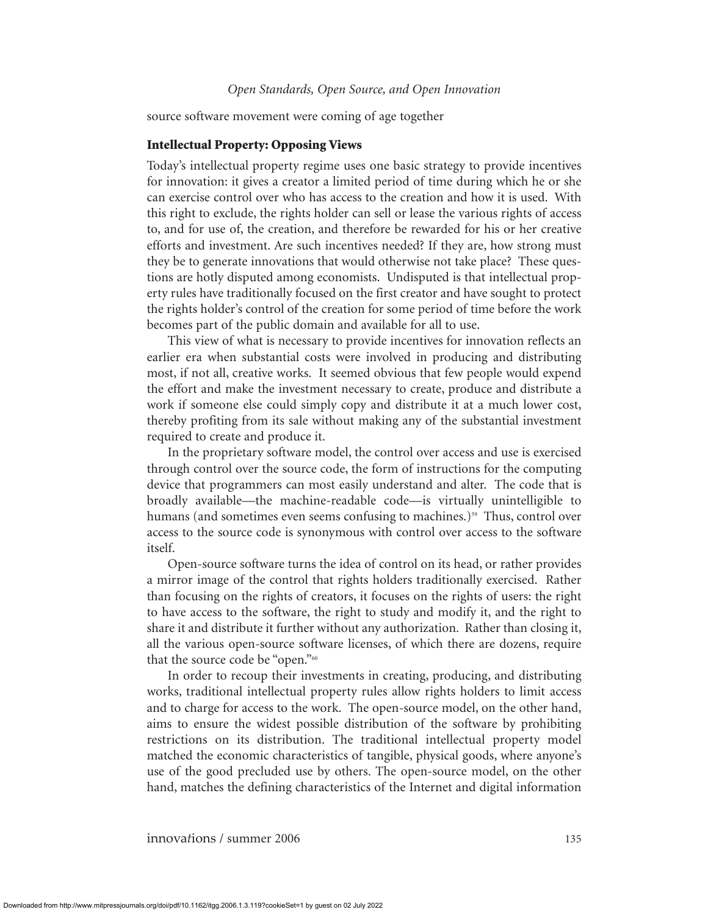source software movement were coming of age together

## Intellectual Property: Opposing Views

Today's intellectual property regime uses one basic strategy to provide incentives for innovation: it gives a creator a limited period of time during which he or she can exercise control over who has access to the creation and how it is used. With this right to exclude, the rights holder can sell or lease the various rights of access to, and for use of, the creation, and therefore be rewarded for his or her creative efforts and investment. Are such incentives needed? If they are, how strong must they be to generate innovations that would otherwise not take place? These questions are hotly disputed among economists. Undisputed is that intellectual property rules have traditionally focused on the first creator and have sought to protect the rights holder's control of the creation for some period of time before the work becomes part of the public domain and available for all to use.

This view of what is necessary to provide incentives for innovation reflects an earlier era when substantial costs were involved in producing and distributing most, if not all, creative works. It seemed obvious that few people would expend the effort and make the investment necessary to create, produce and distribute a work if someone else could simply copy and distribute it at a much lower cost, thereby profiting from its sale without making any of the substantial investment required to create and produce it.

In the proprietary software model, the control over access and use is exercised through control over the source code, the form of instructions for the computing device that programmers can most easily understand and alter. The code that is broadly available—the machine-readable code—is virtually unintelligible to humans (and sometimes even seems confusing to machines.)[59] Thus, control over access to the source code is synonymous with control over access to the software itself.

Open-source software turns the idea of control on its head, or rather provides a mirror image of the control that rights holders traditionally exercised. Rather than focusing on the rights of creators, it focuses on the rights of users: the right to have access to the software, the right to study and modify it, and the right to share it and distribute it further without any authorization. Rather than closing it, all the various open-source software licenses, of which there are dozens, require that the source code be "open."[60]

In order to recoup their investments in creating, producing, and distributing works, traditional intellectual property rules allow rights holders to limit access and to charge for access to the work. The open-source model, on the other hand, aims to ensure the widest possible distribution of the software by prohibiting restrictions on its distribution. The traditional intellectual property model matched the economic characteristics of tangible, physical goods, where anyone's use of the good precluded use by others. The open-source model, on the other hand, matches the defining characteristics of the Internet and digital information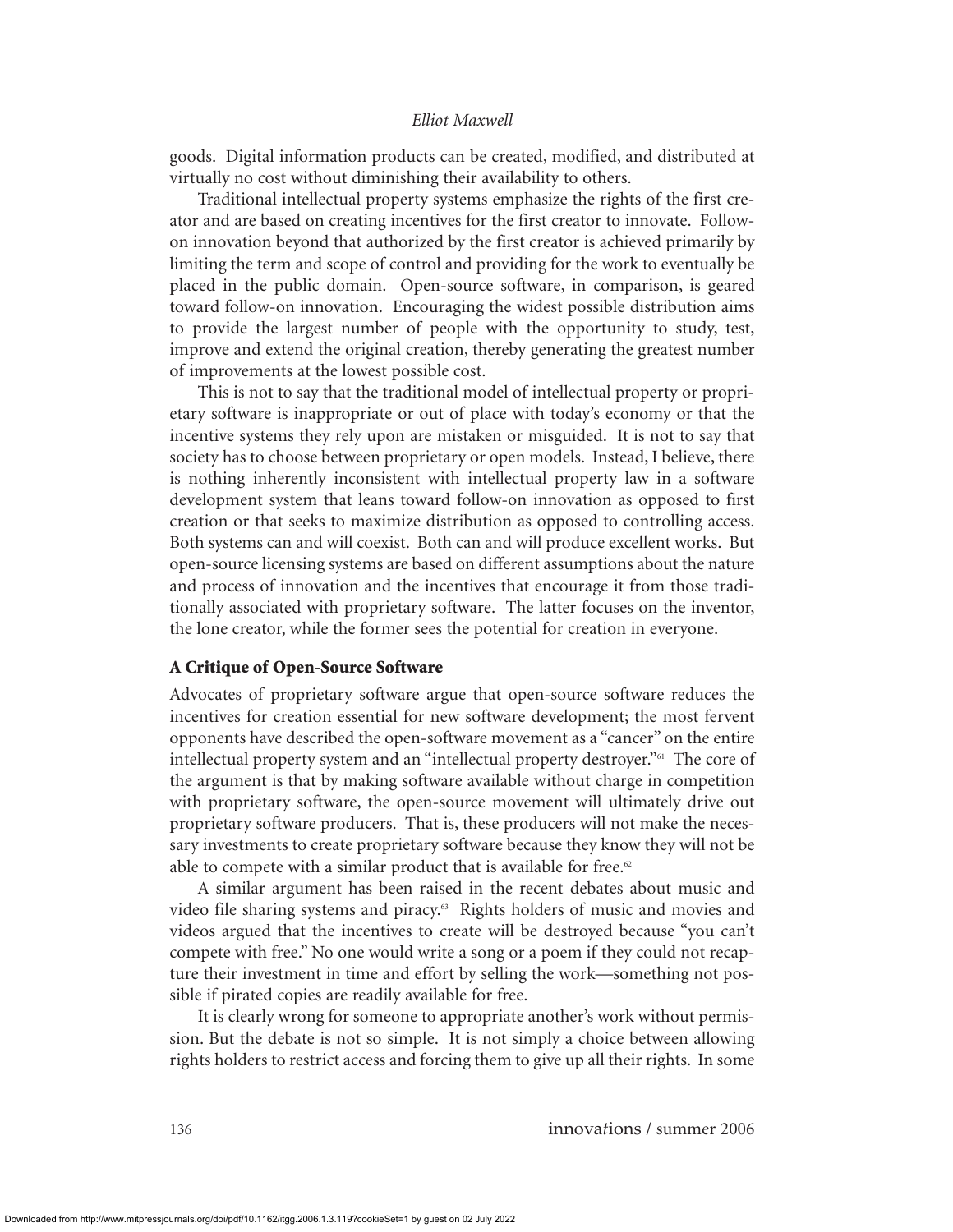goods. Digital information products can be created, modified, and distributed at virtually no cost without diminishing their availability to others.

Traditional intellectual property systems emphasize the rights of the first creator and are based on creating incentives for the first creator to innovate. Follow-on innovation beyond that authorized by the first creator is achieved primarily by limiting the term and scope of control and providing for the work to eventually be placed in the public domain. Open-source software, in comparison, is geared toward follow-on innovation. Encouraging the widest possible distribution aims to provide the largest number of people with the opportunity to study, test, improve and extend the original creation, thereby generating the greatest number of improvements at the lowest possible cost.

This is not to say that the traditional model of intellectual property or proprietary software is inappropriate or out of place with today's economy or that the incentive systems they rely upon are mistaken or misguided. It is not to say that society has to choose between proprietary or open models. Instead, I believe, there is nothing inherently inconsistent with intellectual property law in a software development system that leans toward follow-on innovation as opposed to first creation or that seeks to maximize distribution as opposed to controlling access. Both systems can and will coexist. Both can and will produce excellent works. But open-source licensing systems are based on different assumptions about the nature and process of innovation and the incentives that encourage it from those traditionally associated with proprietary software. The latter focuses on the inventor, the lone creator, while the former sees the potential for creation in everyone.

## A Critique of Open-Source Software

Advocates of proprietary software argue that open-source software reduces the incentives for creation essential for new software development; the most fervent opponents have described the open-software movement as a "cancer" on the entire intellectual property system and an "intellectual property destroyer."[61] The core of the argument is that by making software available without charge in competition with proprietary software, the open-source movement will ultimately drive out proprietary software producers. That is, these producers will not make the necessary investments to create proprietary software because they know they will not be able to compete with a similar product that is available for free.[62]

A similar argument has been raised in the recent debates about music and video file sharing systems and piracy.[63] Rights holders of music and movies and videos argued that the incentives to create will be destroyed because "you can't compete with free." No one would write a song or a poem if they could not recapture their investment in time and effort by selling the work—something not possible if pirated copies are readily available for free.

It is clearly wrong for someone to appropriate another's work without permission. But the debate is not so simple. It is not simply a choice between allowing rights holders to restrict access and forcing them to give up all their rights. In some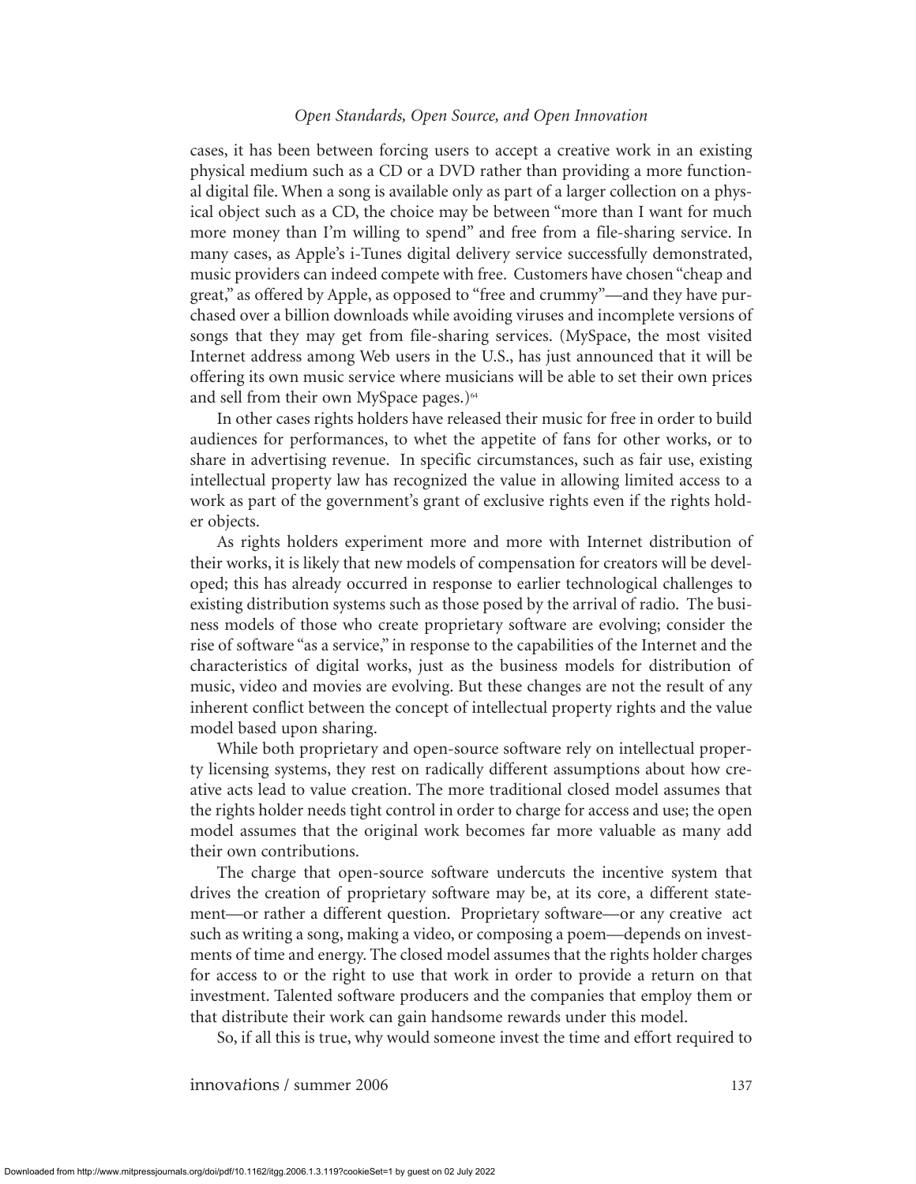cases, it has been between forcing users to accept a creative work in an existing physical medium such as a CD or a DVD rather than providing a more functional digital file. When a song is available only as part of a larger collection on a physical object such as a CD, the choice may be between "more than I want for much more money than I'm willing to spend" and free from a file-sharing service. In many cases, as Apple's i-Tunes digital delivery service successfully demonstrated, music providers can indeed compete with free. Customers have chosen "cheap and great," as offered by Apple, as opposed to "free and crummy"—and they have purchased over a billion downloads while avoiding viruses and incomplete versions of songs that they may get from file-sharing services. (MySpace, the most visited Internet address among Web users in the U.S., has just announced that it will be offering its own music service where musicians will be able to set their own prices and sell from their own MySpace pages.)[64]

In other cases rights holders have released their music for free in order to build audiences for performances, to whet the appetite of fans for other works, or to share in advertising revenue. In specific circumstances, such as fair use, existing intellectual property law has recognized the value in allowing limited access to a work as part of the government's grant of exclusive rights even if the rights holder objects.

As rights holders experiment more and more with Internet distribution of their works, it is likely that new models of compensation for creators will be developed; this has already occurred in response to earlier technological challenges to existing distribution systems such as those posed by the arrival of radio. The business models of those who create proprietary software are evolving; consider the rise of software "as a service," in response to the capabilities of the Internet and the characteristics of digital works, just as the business models for distribution of music, video and movies are evolving. But these changes are not the result of any inherent conflict between the concept of intellectual property rights and the value model based upon sharing.

While both proprietary and open-source software rely on intellectual property licensing systems, they rest on radically different assumptions about how creative acts lead to value creation. The more traditional closed model assumes that the rights holder needs tight control in order to charge for access and use; the open model assumes that the original work becomes far more valuable as many add their own contributions.

The charge that open-source software undercuts the incentive system that drives the creation of proprietary software may be, at its core, a different statement—or rather a different question. Proprietary software—or any creative act such as writing a song, making a video, or composing a poem—depends on investments of time and energy. The closed model assumes that the rights holder charges for access to or the right to use that work in order to provide a return on that investment. Talented software producers and the companies that employ them or that distribute their work can gain handsome rewards under this model.

So, if all this is true, why would someone invest the time and effort required to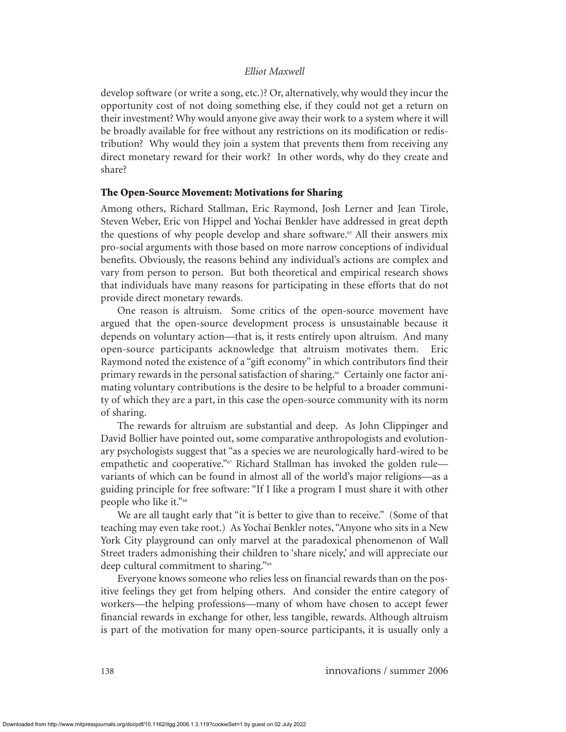develop software (or write a song, etc.)? Or, alternatively, why would they incur the opportunity cost of not doing something else, if they could not get a return on their investment? Why would anyone give away their work to a system where it will be broadly available for free without any restrictions on its modification or redistribution? Why would they join a system that prevents them from receiving any direct monetary reward for their work? In other words, why do they create and share?

## The Open-Source Movement: Motivations for Sharing

Among others, Richard Stallman, Eric Raymond, Josh Lerner and Jean Tirole, Steven Weber, Eric von Hippel and Yochai Benkler have addressed in great depth the questions of why people develop and share software.[65] All their answers mix pro-social arguments with those based on more narrow conceptions of individual benefits. Obviously, the reasons behind any individual's actions are complex and vary from person to person. But both theoretical and empirical research shows that individuals have many reasons for participating in these efforts that do not provide direct monetary rewards.

One reason is altruism. Some critics of the open-source movement have argued that the open-source development process is unsustainable because it depends on voluntary action—that is, it rests entirely upon altruism. And many open-source participants acknowledge that altruism motivates them. Eric Raymond noted the existence of a "gift economy" in which contributors find their primary rewards in the personal satisfaction of sharing.[66] Certainly one factor animating voluntary contributions is the desire to be helpful to a broader community of which they are a part, in this case the open-source community with its norm of sharing.

The rewards for altruism are substantial and deep. As John Clippinger and David Bollier have pointed out, some comparative anthropologists and evolutionary psychologists suggest that "as a species we are neurologically hard-wired to be empathetic and cooperative."[67] Richard Stallman has invoked the golden rule—variants of which can be found in almost all of the world's major religions—as a guiding principle for free software: "If I like a program I must share it with other people who like it."[68]

We are all taught early that "it is better to give than to receive." (Some of that teaching may even take root.) As Yochai Benkler notes, "Anyone who sits in a New York City playground can only marvel at the paradoxical phenomenon of Wall Street traders admonishing their children to 'share nicely,' and will appreciate our deep cultural commitment to sharing."[69]

Everyone knows someone who relies less on financial rewards than on the positive feelings they get from helping others. And consider the entire category of workers—the helping professions—many of whom have chosen to accept fewer financial rewards in exchange for other, less tangible, rewards. Although altruism is part of the motivation for many open-source participants, it is usually only a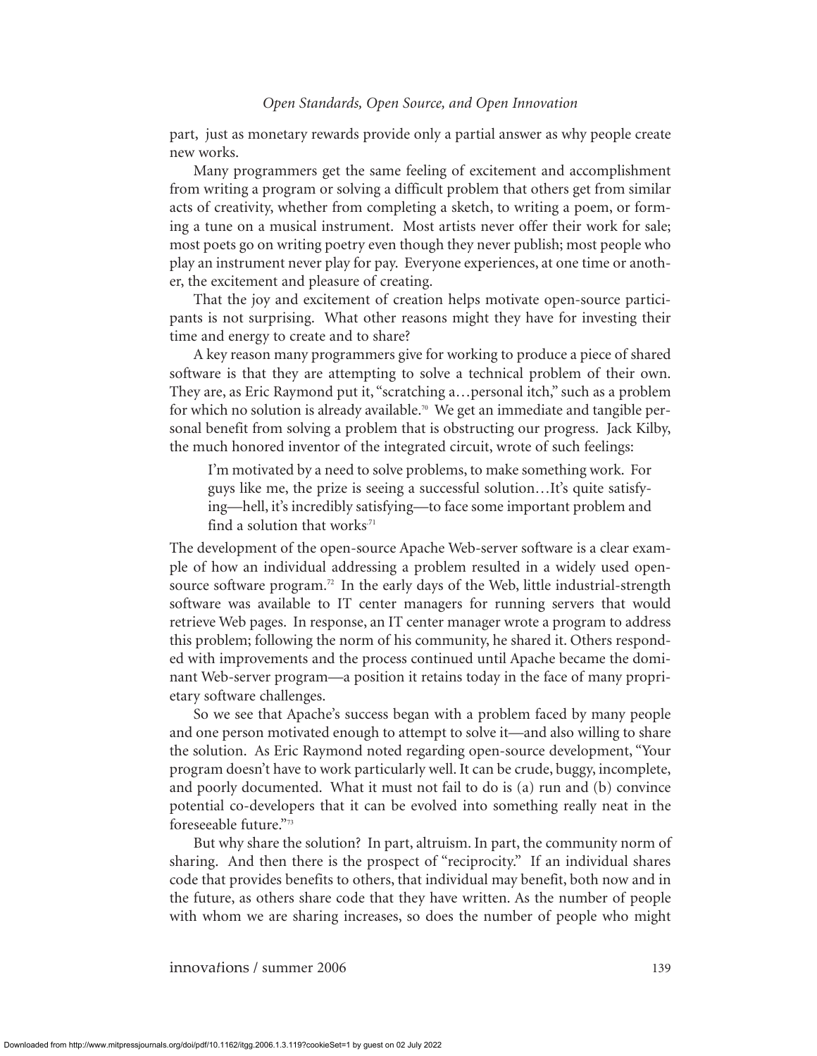part, just as monetary rewards provide only a partial answer as why people create new works.

Many programmers get the same feeling of excitement and accomplishment from writing a program or solving a difficult problem that others get from similar acts of creativity, whether from completing a sketch, to writing a poem, or forming a tune on a musical instrument. Most artists never offer their work for sale; most poets go on writing poetry even though they never publish; most people who play an instrument never play for pay. Everyone experiences, at one time or another, the excitement and pleasure of creating.

That the joy and excitement of creation helps motivate open-source participants is not surprising. What other reasons might they have for investing their time and energy to create and to share?

A key reason many programmers give for working to produce a piece of shared software is that they are attempting to solve a technical problem of their own. They are, as Eric Raymond put it, "scratching a…personal itch," such as a problem for which no solution is already available.[70] We get an immediate and tangible personal benefit from solving a problem that is obstructing our progress. Jack Kilby, the much honored inventor of the integrated circuit, wrote of such feelings:

> I'm motivated by a need to solve problems, to make something work. For guys like me, the prize is seeing a successful solution…It's quite satisfying—hell, it's incredibly satisfying—to face some important problem and find a solution that works[71]

The development of the open-source Apache Web-server software is a clear example of how an individual addressing a problem resulted in a widely used open-source software program.[72] In the early days of the Web, little industrial-strength software was available to IT center managers for running servers that would retrieve Web pages. In response, an IT center manager wrote a program to address this problem; following the norm of his community, he shared it. Others responded with improvements and the process continued until Apache became the dominant Web-server program—a position it retains today in the face of many proprietary software challenges.

So we see that Apache's success began with a problem faced by many people and one person motivated enough to attempt to solve it—and also willing to share the solution. As Eric Raymond noted regarding open-source development, "Your program doesn't have to work particularly well. It can be crude, buggy, incomplete, and poorly documented. What it must not fail to do is (a) run and (b) convince potential co-developers that it can be evolved into something really neat in the foreseeable future."[73]

But why share the solution? In part, altruism. In part, the community norm of sharing. And then there is the prospect of "reciprocity." If an individual shares code that provides benefits to others, that individual may benefit, both now and in the future, as others share code that they have written. As the number of people with whom we are sharing increases, so does the number of people who might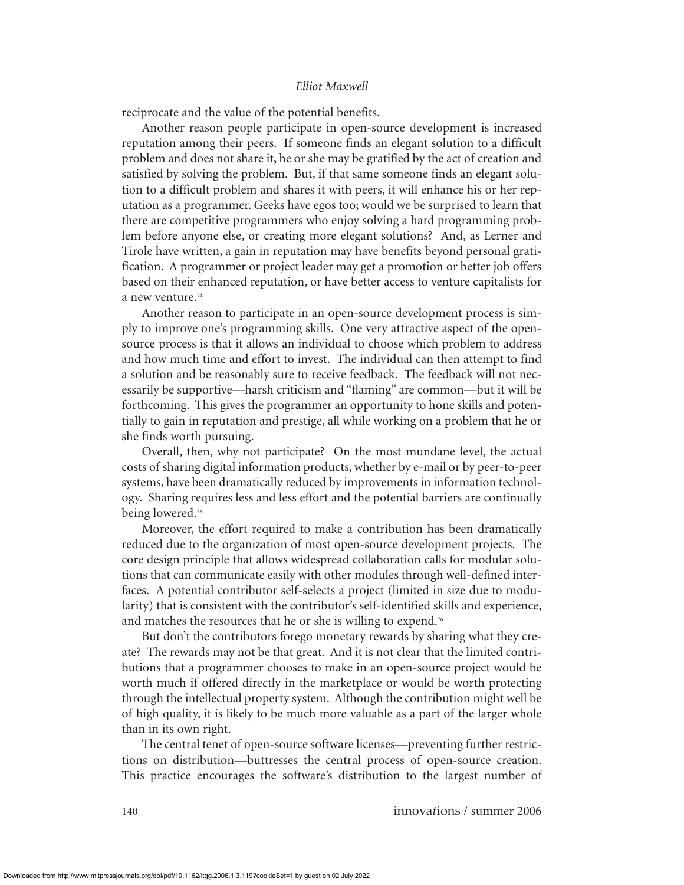reciprocate and the value of the potential benefits.

Another reason people participate in open-source development is increased reputation among their peers. If someone finds an elegant solution to a difficult problem and does not share it, he or she may be gratified by the act of creation and satisfied by solving the problem. But, if that same someone finds an elegant solution to a difficult problem and shares it with peers, it will enhance his or her reputation as a programmer. Geeks have egos too; would we be surprised to learn that there are competitive programmers who enjoy solving a hard programming problem before anyone else, or creating more elegant solutions? And, as Lerner and Tirole have written, a gain in reputation may have benefits beyond personal gratification. A programmer or project leader may get a promotion or better job offers based on their enhanced reputation, or have better access to venture capitalists for a new venture.[74]

Another reason to participate in an open-source development process is simply to improve one's programming skills. One very attractive aspect of the open-source process is that it allows an individual to choose which problem to address and how much time and effort to invest. The individual can then attempt to find a solution and be reasonably sure to receive feedback. The feedback will not necessarily be supportive—harsh criticism and "flaming" are common—but it will be forthcoming. This gives the programmer an opportunity to hone skills and potentially to gain in reputation and prestige, all while working on a problem that he or she finds worth pursuing.

Overall, then, why not participate? On the most mundane level, the actual costs of sharing digital information products, whether by e-mail or by peer-to-peer systems, have been dramatically reduced by improvements in information technology. Sharing requires less and less effort and the potential barriers are continually being lowered.[75]

Moreover, the effort required to make a contribution has been dramatically reduced due to the organization of most open-source development projects. The core design principle that allows widespread collaboration calls for modular solutions that can communicate easily with other modules through well-defined interfaces. A potential contributor self-selects a project (limited in size due to modularity) that is consistent with the contributor's self-identified skills and experience, and matches the resources that he or she is willing to expend.[76]

But don't the contributors forego monetary rewards by sharing what they create? The rewards may not be that great. And it is not clear that the limited contributions that a programmer chooses to make in an open-source project would be worth much if offered directly in the marketplace or would be worth protecting through the intellectual property system. Although the contribution might well be of high quality, it is likely to be much more valuable as a part of the larger whole than in its own right.

The central tenet of open-source software licenses—preventing further restrictions on distribution—buttresses the central process of open-source creation. This practice encourages the software's distribution to the largest number of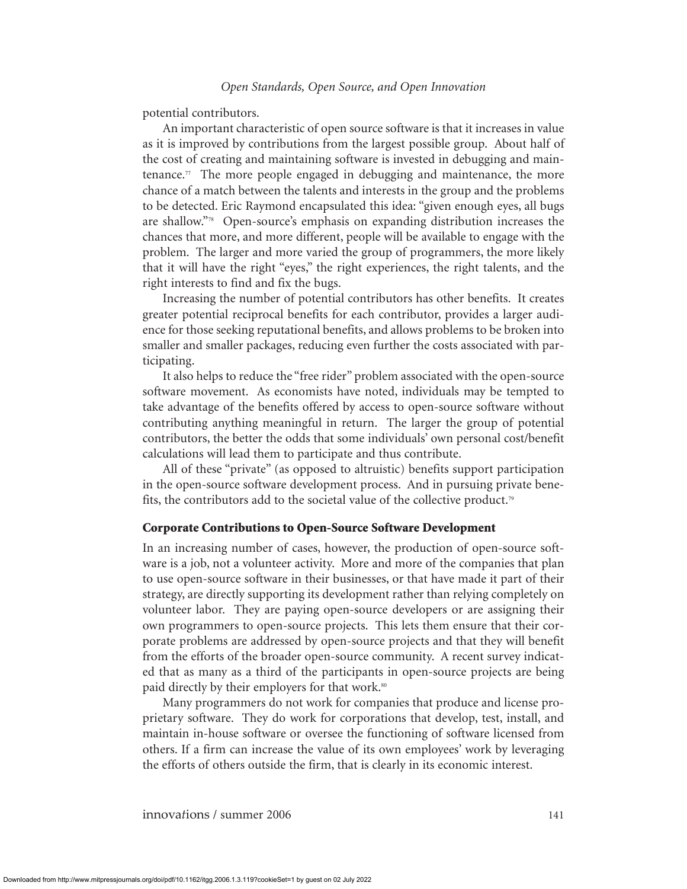potential contributors.

An important characteristic of open source software is that it increases in value as it is improved by contributions from the largest possible group. About half of the cost of creating and maintaining software is invested in debugging and maintenance.[77] The more people engaged in debugging and maintenance, the more chance of a match between the talents and interests in the group and the problems to be detected. Eric Raymond encapsulated this idea: "given enough eyes, all bugs are shallow."[78] Open-source's emphasis on expanding distribution increases the chances that more, and more different, people will be available to engage with the problem. The larger and more varied the group of programmers, the more likely that it will have the right "eyes," the right experiences, the right talents, and the right interests to find and fix the bugs.

Increasing the number of potential contributors has other benefits. It creates greater potential reciprocal benefits for each contributor, provides a larger audience for those seeking reputational benefits, and allows problems to be broken into smaller and smaller packages, reducing even further the costs associated with participating.

It also helps to reduce the "free rider" problem associated with the open-source software movement. As economists have noted, individuals may be tempted to take advantage of the benefits offered by access to open-source software without contributing anything meaningful in return. The larger the group of potential contributors, the better the odds that some individuals' own personal cost/benefit calculations will lead them to participate and thus contribute.

All of these "private" (as opposed to altruistic) benefits support participation in the open-source software development process. And in pursuing private benefits, the contributors add to the societal value of the collective product.[79]

## Corporate Contributions to Open-Source Software Development

In an increasing number of cases, however, the production of open-source software is a job, not a volunteer activity. More and more of the companies that plan to use open-source software in their businesses, or that have made it part of their strategy, are directly supporting its development rather than relying completely on volunteer labor. They are paying open-source developers or are assigning their own programmers to open-source projects. This lets them ensure that their corporate problems are addressed by open-source projects and that they will benefit from the efforts of the broader open-source community. A recent survey indicated that as many as a third of the participants in open-source projects are being paid directly by their employers for that work.[80]

Many programmers do not work for companies that produce and license proprietary software. They do work for corporations that develop, test, install, and maintain in-house software or oversee the functioning of software licensed from others. If a firm can increase the value of its own employees' work by leveraging the efforts of others outside the firm, that is clearly in its economic interest.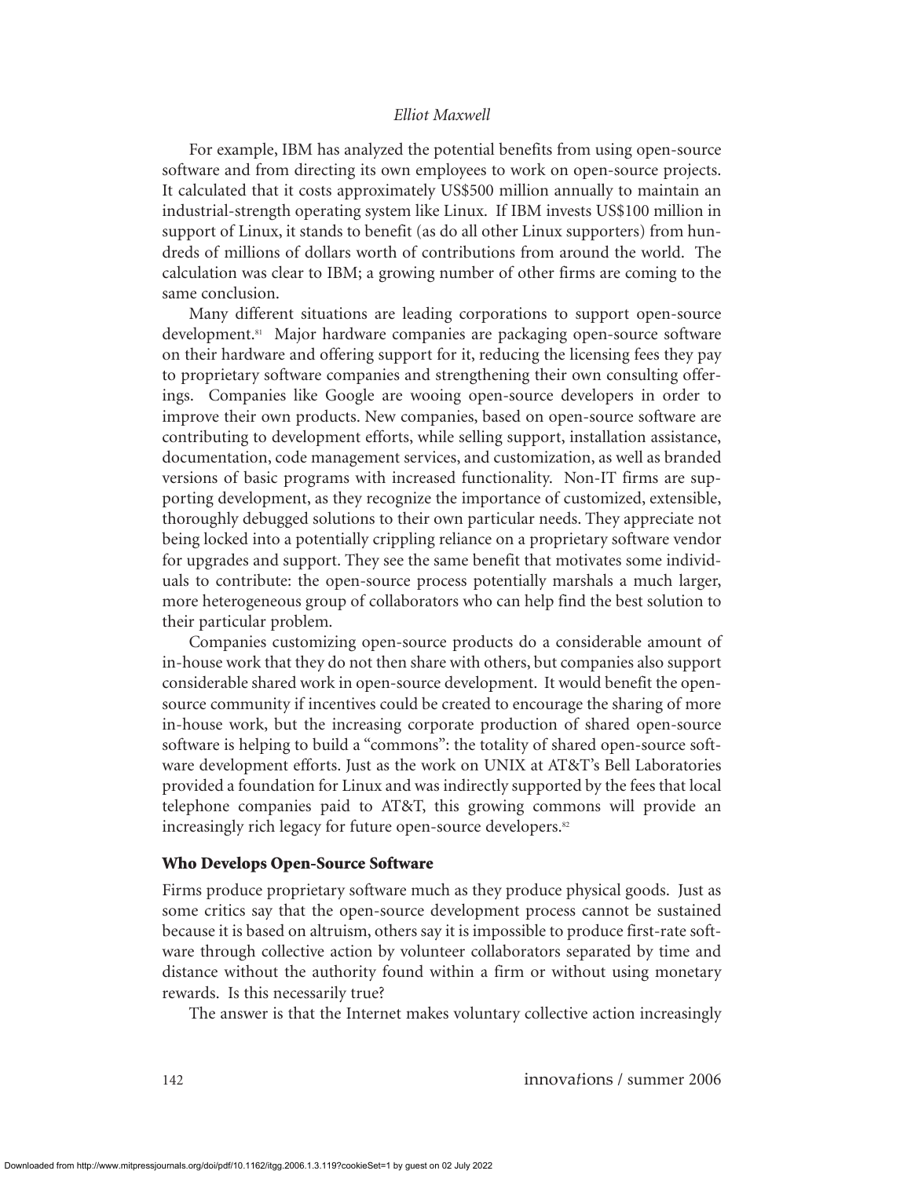For example, IBM has analyzed the potential benefits from using open-source software and from directing its own employees to work on open-source projects. It calculated that it costs approximately US$500 million annually to maintain an industrial-strength operating system like Linux. If IBM invests US$100 million in support of Linux, it stands to benefit (as do all other Linux supporters) from hundreds of millions of dollars worth of contributions from around the world. The calculation was clear to IBM; a growing number of other firms are coming to the same conclusion.

Many different situations are leading corporations to support open-source development.[81] Major hardware companies are packaging open-source software on their hardware and offering support for it, reducing the licensing fees they pay to proprietary software companies and strengthening their own consulting offerings. Companies like Google are wooing open-source developers in order to improve their own products. New companies, based on open-source software are contributing to development efforts, while selling support, installation assistance, documentation, code management services, and customization, as well as branded versions of basic programs with increased functionality. Non-IT firms are supporting development, as they recognize the importance of customized, extensible, thoroughly debugged solutions to their own particular needs. They appreciate not being locked into a potentially crippling reliance on a proprietary software vendor for upgrades and support. They see the same benefit that motivates some individuals to contribute: the open-source process potentially marshals a much larger, more heterogeneous group of collaborators who can help find the best solution to their particular problem.

Companies customizing open-source products do a considerable amount of in-house work that they do not then share with others, but companies also support considerable shared work in open-source development. It would benefit the open-source community if incentives could be created to encourage the sharing of more in-house work, but the increasing corporate production of shared open-source software is helping to build a "commons": the totality of shared open-source software development efforts. Just as the work on UNIX at AT&T's Bell Laboratories provided a foundation for Linux and was indirectly supported by the fees that local telephone companies paid to AT&T, this growing commons will provide an increasingly rich legacy for future open-source developers.[82]

### Who Develops Open-Source Software

Firms produce proprietary software much as they produce physical goods. Just as some critics say that the open-source development process cannot be sustained because it is based on altruism, others say it is impossible to produce first-rate software through collective action by volunteer collaborators separated by time and distance without the authority found within a firm or without using monetary rewards. Is this necessarily true?

The answer is that the Internet makes voluntary collective action increasingly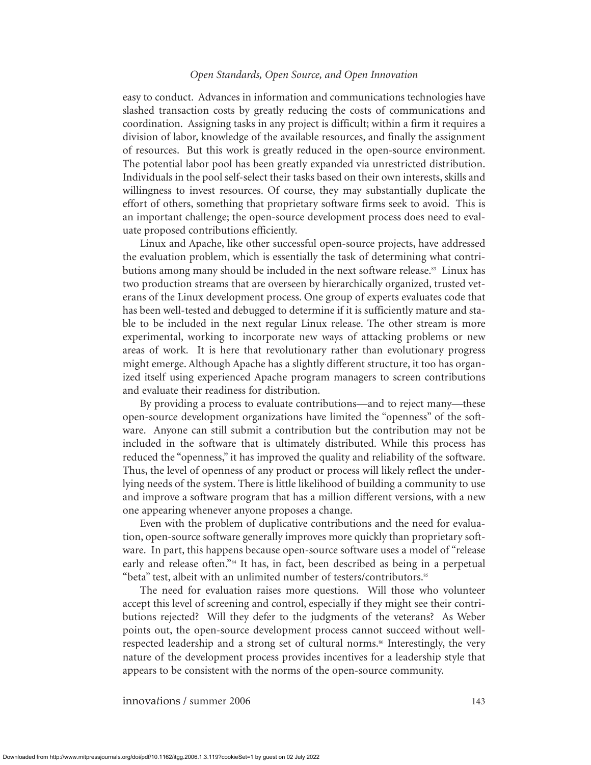easy to conduct. Advances in information and communications technologies have slashed transaction costs by greatly reducing the costs of communications and coordination. Assigning tasks in any project is difficult; within a firm it requires a division of labor, knowledge of the available resources, and finally the assignment of resources. But this work is greatly reduced in the open-source environment. The potential labor pool has been greatly expanded via unrestricted distribution. Individuals in the pool self-select their tasks based on their own interests, skills and willingness to invest resources. Of course, they may substantially duplicate the effort of others, something that proprietary software firms seek to avoid. This is an important challenge; the open-source development process does need to evaluate proposed contributions efficiently.

Linux and Apache, like other successful open-source projects, have addressed the evaluation problem, which is essentially the task of determining what contributions among many should be included in the next software release.[83] Linux has two production streams that are overseen by hierarchically organized, trusted veterans of the Linux development process. One group of experts evaluates code that has been well-tested and debugged to determine if it is sufficiently mature and stable to be included in the next regular Linux release. The other stream is more experimental, working to incorporate new ways of attacking problems or new areas of work. It is here that revolutionary rather than evolutionary progress might emerge. Although Apache has a slightly different structure, it too has organized itself using experienced Apache program managers to screen contributions and evaluate their readiness for distribution.

By providing a process to evaluate contributions—and to reject many—these open-source development organizations have limited the "openness" of the software. Anyone can still submit a contribution but the contribution may not be included in the software that is ultimately distributed. While this process has reduced the "openness," it has improved the quality and reliability of the software. Thus, the level of openness of any product or process will likely reflect the underlying needs of the system. There is little likelihood of building a community to use and improve a software program that has a million different versions, with a new one appearing whenever anyone proposes a change.

Even with the problem of duplicative contributions and the need for evaluation, open-source software generally improves more quickly than proprietary software. In part, this happens because open-source software uses a model of "release early and release often."[84] It has, in fact, been described as being in a perpetual "beta" test, albeit with an unlimited number of testers/contributors.[85]

The need for evaluation raises more questions. Will those who volunteer accept this level of screening and control, especially if they might see their contributions rejected? Will they defer to the judgments of the veterans? As Weber points out, the open-source development process cannot succeed without well-respected leadership and a strong set of cultural norms.[86] Interestingly, the very nature of the development process provides incentives for a leadership style that appears to be consistent with the norms of the open-source community.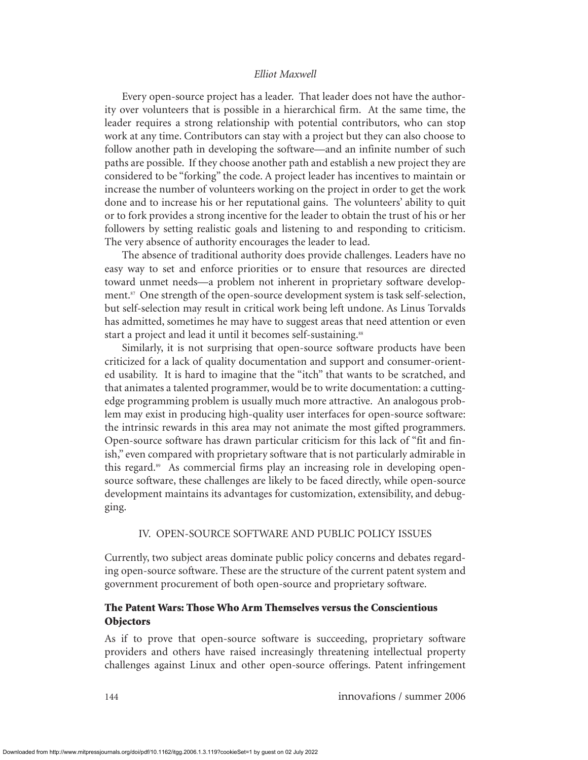Every open-source project has a leader. That leader does not have the authority over volunteers that is possible in a hierarchical firm. At the same time, the leader requires a strong relationship with potential contributors, who can stop work at any time. Contributors can stay with a project but they can also choose to follow another path in developing the software—and an infinite number of such paths are possible. If they choose another path and establish a new project they are considered to be "forking" the code. A project leader has incentives to maintain or increase the number of volunteers working on the project in order to get the work done and to increase his or her reputational gains. The volunteers' ability to quit or to fork provides a strong incentive for the leader to obtain the trust of his or her followers by setting realistic goals and listening to and responding to criticism. The very absence of authority encourages the leader to lead.

The absence of traditional authority does provide challenges. Leaders have no easy way to set and enforce priorities or to ensure that resources are directed toward unmet needs—a problem not inherent in proprietary software development.[87] One strength of the open-source development system is task self-selection, but self-selection may result in critical work being left undone. As Linus Torvalds has admitted, sometimes he may have to suggest areas that need attention or even start a project and lead it until it becomes self-sustaining.[88]

Similarly, it is not surprising that open-source software products have been criticized for a lack of quality documentation and support and consumer-oriented usability. It is hard to imagine that the "itch" that wants to be scratched, and that animates a talented programmer, would be to write documentation: a cutting-edge programming problem is usually much more attractive. An analogous problem may exist in producing high-quality user interfaces for open-source software: the intrinsic rewards in this area may not animate the most gifted programmers. Open-source software has drawn particular criticism for this lack of "fit and finish," even compared with proprietary software that is not particularly admirable in this regard.[89] As commercial firms play an increasing role in developing open-source software, these challenges are likely to be faced directly, while open-source development maintains its advantages for customization, extensibility, and debugging.

## IV. OPEN-SOURCE SOFTWARE AND PUBLIC POLICY ISSUES

Currently, two subject areas dominate public policy concerns and debates regarding open-source software. These are the structure of the current patent system and government procurement of both open-source and proprietary software.

### The Patent Wars: Those Who Arm Themselves versus the Conscientious Objectors

As if to prove that open-source software is succeeding, proprietary software providers and others have raised increasingly threatening intellectual property challenges against Linux and other open-source offerings. Patent infringement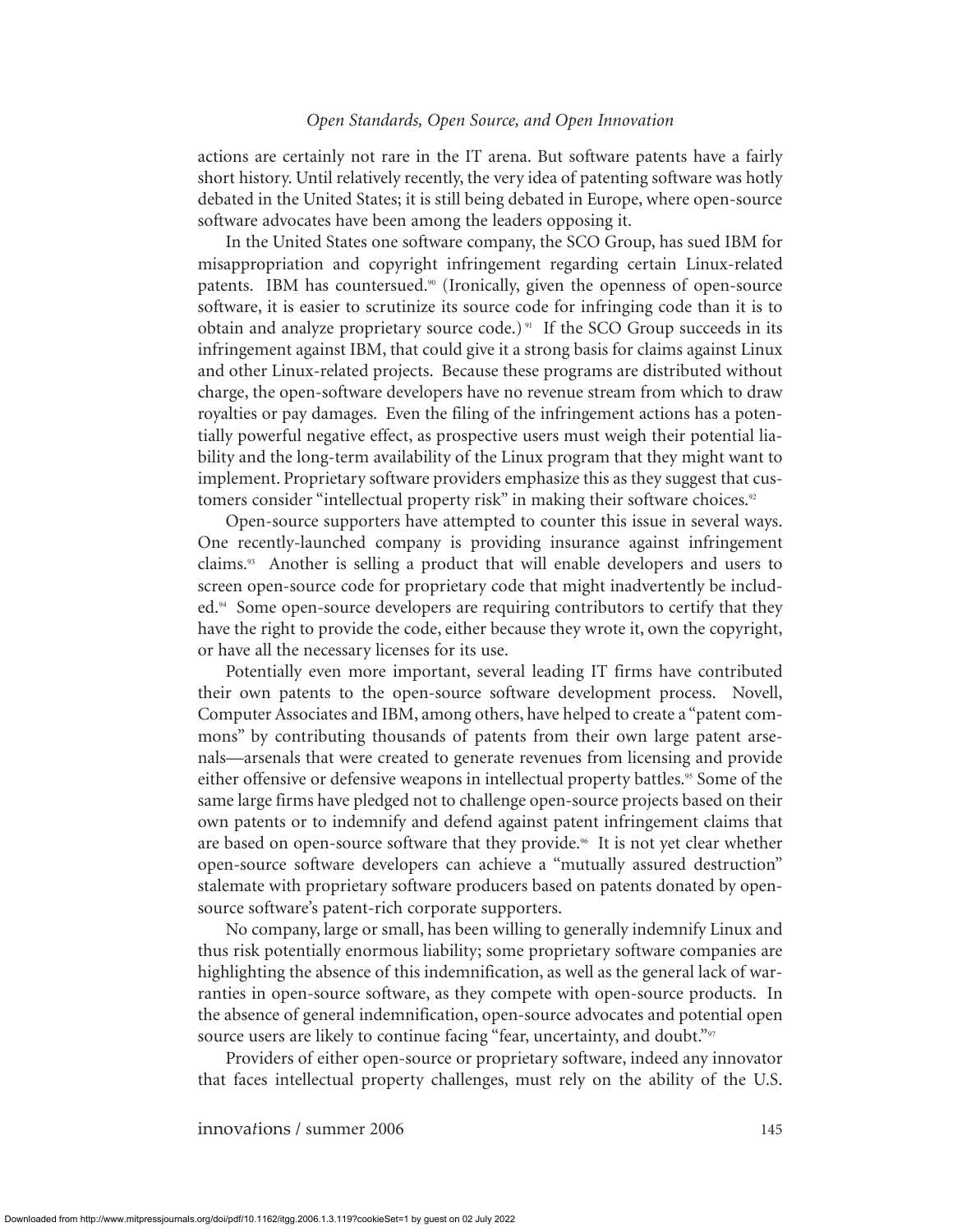actions are certainly not rare in the IT arena. But software patents have a fairly short history. Until relatively recently, the very idea of patenting software was hotly debated in the United States; it is still being debated in Europe, where open-source software advocates have been among the leaders opposing it.

In the United States one software company, the SCO Group, has sued IBM for misappropriation and copyright infringement regarding certain Linux-related patents. IBM has countersued.[90] (Ironically, given the openness of open-source software, it is easier to scrutinize its source code for infringing code than it is to obtain and analyze proprietary source code.)[91] If the SCO Group succeeds in its infringement against IBM, that could give it a strong basis for claims against Linux and other Linux-related projects. Because these programs are distributed without charge, the open-software developers have no revenue stream from which to draw royalties or pay damages. Even the filing of the infringement actions has a potentially powerful negative effect, as prospective users must weigh their potential liability and the long-term availability of the Linux program that they might want to implement. Proprietary software providers emphasize this as they suggest that customers consider "intellectual property risk" in making their software choices.[92]

Open-source supporters have attempted to counter this issue in several ways. One recently-launched company is providing insurance against infringement claims.[93] Another is selling a product that will enable developers and users to screen open-source code for proprietary code that might inadvertently be included.[94] Some open-source developers are requiring contributors to certify that they have the right to provide the code, either because they wrote it, own the copyright, or have all the necessary licenses for its use.

Potentially even more important, several leading IT firms have contributed their own patents to the open-source software development process. Novell, Computer Associates and IBM, among others, have helped to create a "patent commons" by contributing thousands of patents from their own large patent arsenals—arsenals that were created to generate revenues from licensing and provide either offensive or defensive weapons in intellectual property battles.[95] Some of the same large firms have pledged not to challenge open-source projects based on their own patents or to indemnify and defend against patent infringement claims that are based on open-source software that they provide.[96] It is not yet clear whether open-source software developers can achieve a "mutually assured destruction" stalemate with proprietary software producers based on patents donated by open-source software's patent-rich corporate supporters.

No company, large or small, has been willing to generally indemnify Linux and thus risk potentially enormous liability; some proprietary software companies are highlighting the absence of this indemnification, as well as the general lack of warranties in open-source software, as they compete with open-source products. In the absence of general indemnification, open-source advocates and potential open source users are likely to continue facing "fear, uncertainty, and doubt."[97]

Providers of either open-source or proprietary software, indeed any innovator that faces intellectual property challenges, must rely on the ability of the U.S.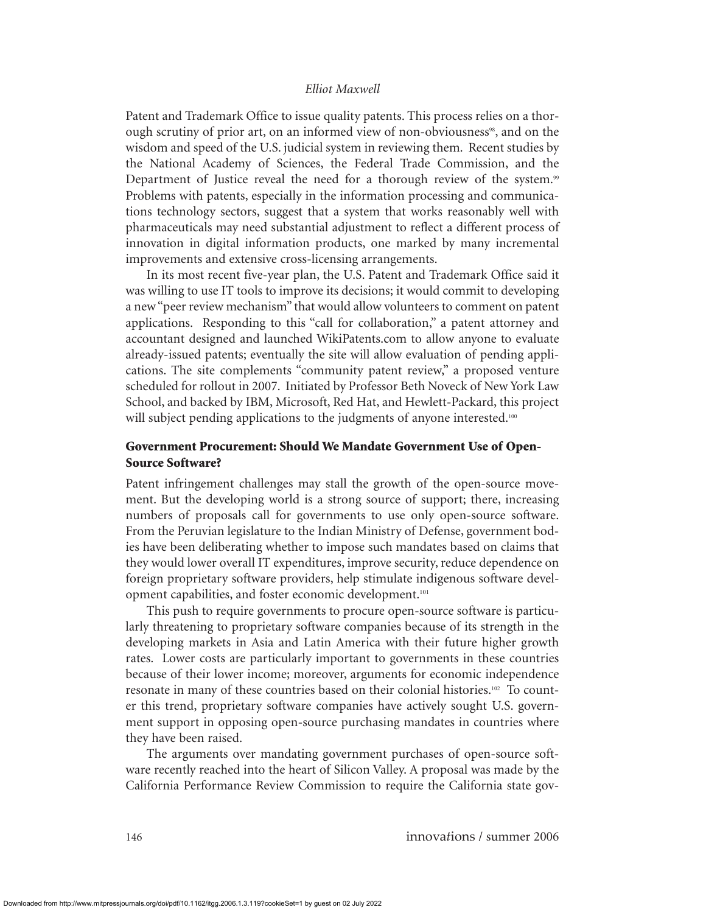Patent and Trademark Office to issue quality patents. This process relies on a thorough scrutiny of prior art, on an informed view of non-obviousness[98], and on the wisdom and speed of the U.S. judicial system in reviewing them. Recent studies by the National Academy of Sciences, the Federal Trade Commission, and the Department of Justice reveal the need for a thorough review of the system.[99] Problems with patents, especially in the information processing and communications technology sectors, suggest that a system that works reasonably well with pharmaceuticals may need substantial adjustment to reflect a different process of innovation in digital information products, one marked by many incremental improvements and extensive cross-licensing arrangements.

In its most recent five-year plan, the U.S. Patent and Trademark Office said it was willing to use IT tools to improve its decisions; it would commit to developing a new "peer review mechanism" that would allow volunteers to comment on patent applications. Responding to this "call for collaboration," a patent attorney and accountant designed and launched WikiPatents.com to allow anyone to evaluate already-issued patents; eventually the site will allow evaluation of pending applications. The site complements "community patent review," a proposed venture scheduled for rollout in 2007. Initiated by Professor Beth Noveck of New York Law School, and backed by IBM, Microsoft, Red Hat, and Hewlett-Packard, this project will subject pending applications to the judgments of anyone interested.[100]

## Government Procurement: Should We Mandate Government Use of Open-Source Software?

Patent infringement challenges may stall the growth of the open-source movement. But the developing world is a strong source of support; there, increasing numbers of proposals call for governments to use only open-source software. From the Peruvian legislature to the Indian Ministry of Defense, government bodies have been deliberating whether to impose such mandates based on claims that they would lower overall IT expenditures, improve security, reduce dependence on foreign proprietary software providers, help stimulate indigenous software development capabilities, and foster economic development.[101]

This push to require governments to procure open-source software is particularly threatening to proprietary software companies because of its strength in the developing markets in Asia and Latin America with their future higher growth rates. Lower costs are particularly important to governments in these countries because of their lower income; moreover, arguments for economic independence resonate in many of these countries based on their colonial histories.[102] To counter this trend, proprietary software companies have actively sought U.S. government support in opposing open-source purchasing mandates in countries where they have been raised.

The arguments over mandating government purchases of open-source software recently reached into the heart of Silicon Valley. A proposal was made by the California Performance Review Commission to require the California state gov-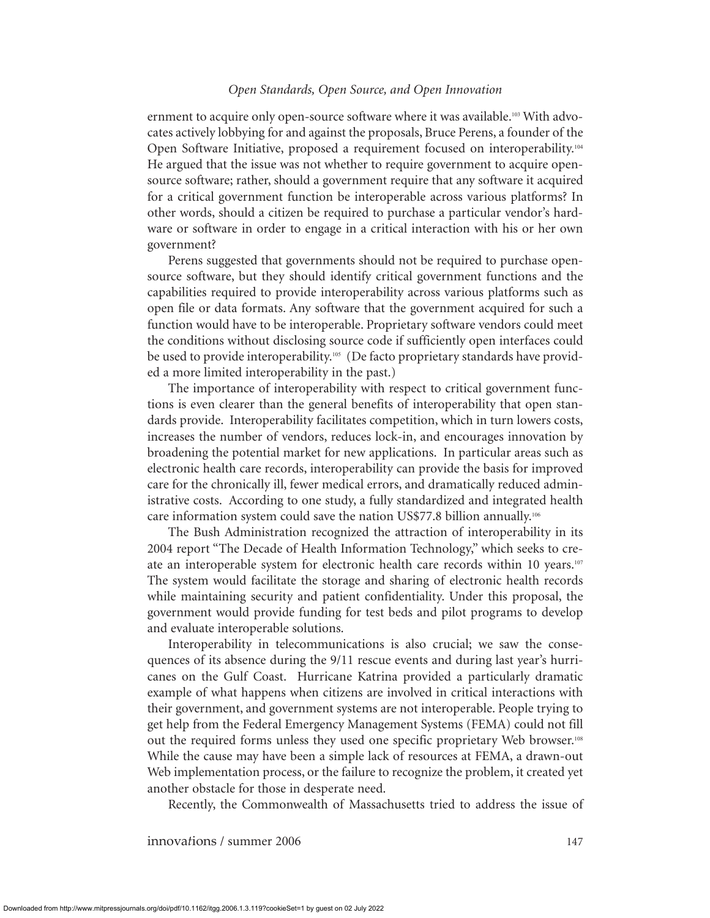ernment to acquire only open-source software where it was available.[103] With advocates actively lobbying for and against the proposals, Bruce Perens, a founder of the Open Software Initiative, proposed a requirement focused on interoperability.[104] He argued that the issue was not whether to require government to acquire open-source software; rather, should a government require that any software it acquired for a critical government function be interoperable across various platforms? In other words, should a citizen be required to purchase a particular vendor's hardware or software in order to engage in a critical interaction with his or her own government?

Perens suggested that governments should not be required to purchase open-source software, but they should identify critical government functions and the capabilities required to provide interoperability across various platforms such as open file or data formats. Any software that the government acquired for such a function would have to be interoperable. Proprietary software vendors could meet the conditions without disclosing source code if sufficiently open interfaces could be used to provide interoperability.[105] (De facto proprietary standards have provided a more limited interoperability in the past.)

The importance of interoperability with respect to critical government functions is even clearer than the general benefits of interoperability that open standards provide. Interoperability facilitates competition, which in turn lowers costs, increases the number of vendors, reduces lock-in, and encourages innovation by broadening the potential market for new applications. In particular areas such as electronic health care records, interoperability can provide the basis for improved care for the chronically ill, fewer medical errors, and dramatically reduced administrative costs. According to one study, a fully standardized and integrated health care information system could save the nation US$77.8 billion annually.[106]

The Bush Administration recognized the attraction of interoperability in its 2004 report "The Decade of Health Information Technology," which seeks to create an interoperable system for electronic health care records within 10 years.[107] The system would facilitate the storage and sharing of electronic health records while maintaining security and patient confidentiality. Under this proposal, the government would provide funding for test beds and pilot programs to develop and evaluate interoperable solutions.

Interoperability in telecommunications is also crucial; we saw the consequences of its absence during the 9/11 rescue events and during last year's hurricanes on the Gulf Coast. Hurricane Katrina provided a particularly dramatic example of what happens when citizens are involved in critical interactions with their government, and government systems are not interoperable. People trying to get help from the Federal Emergency Management Systems (FEMA) could not fill out the required forms unless they used one specific proprietary Web browser.[108] While the cause may have been a simple lack of resources at FEMA, a drawn-out Web implementation process, or the failure to recognize the problem, it created yet another obstacle for those in desperate need.

Recently, the Commonwealth of Massachusetts tried to address the issue of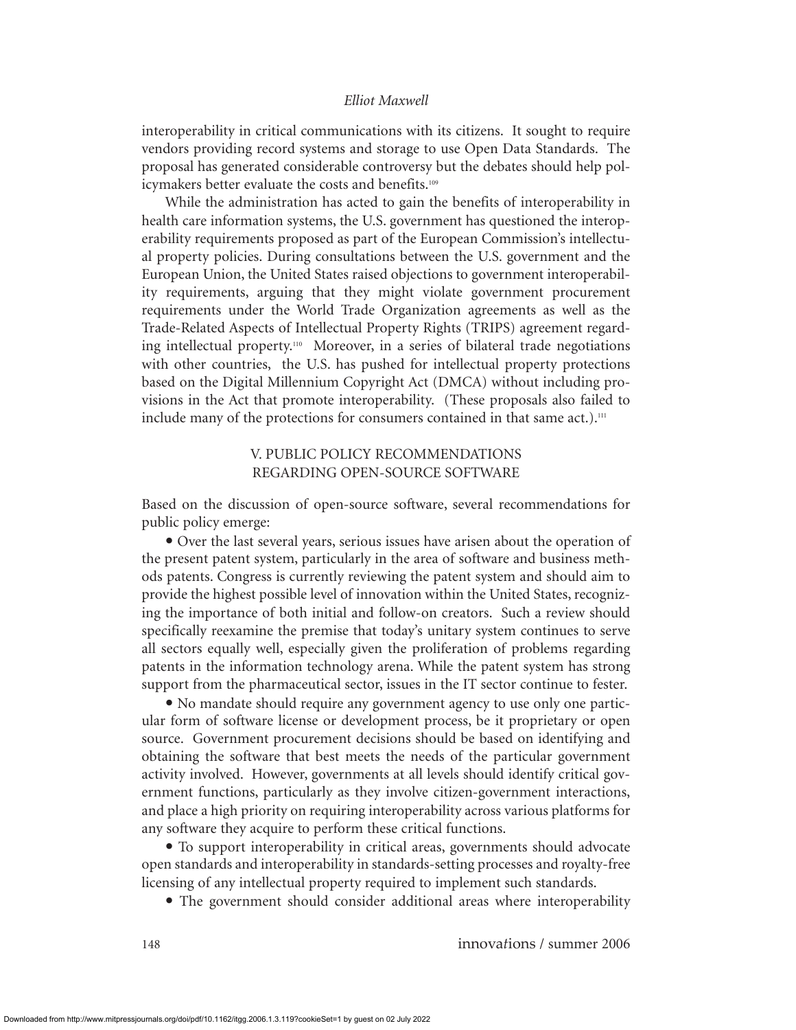interoperability in critical communications with its citizens. It sought to require vendors providing record systems and storage to use Open Data Standards. The proposal has generated considerable controversy but the debates should help policymakers better evaluate the costs and benefits.[109]

While the administration has acted to gain the benefits of interoperability in health care information systems, the U.S. government has questioned the interoperability requirements proposed as part of the European Commission's intellectual property policies. During consultations between the U.S. government and the European Union, the United States raised objections to government interoperability requirements, arguing that they might violate government procurement requirements under the World Trade Organization agreements as well as the Trade-Related Aspects of Intellectual Property Rights (TRIPS) agreement regarding intellectual property.[110] Moreover, in a series of bilateral trade negotiations with other countries, the U.S. has pushed for intellectual property protections based on the Digital Millennium Copyright Act (DMCA) without including provisions in the Act that promote interoperability. (These proposals also failed to include many of the protections for consumers contained in that same act.).[111]

## V. PUBLIC POLICY RECOMMENDATIONS REGARDING OPEN-SOURCE SOFTWARE

Based on the discussion of open-source software, several recommendations for public policy emerge:

- Over the last several years, serious issues have arisen about the operation of the present patent system, particularly in the area of software and business methods patents. Congress is currently reviewing the patent system and should aim to provide the highest possible level of innovation within the United States, recognizing the importance of both initial and follow-on creators. Such a review should specifically reexamine the premise that today's unitary system continues to serve all sectors equally well, especially given the proliferation of problems regarding patents in the information technology arena. While the patent system has strong support from the pharmaceutical sector, issues in the IT sector continue to fester.
- No mandate should require any government agency to use only one particular form of software license or development process, be it proprietary or open source. Government procurement decisions should be based on identifying and obtaining the software that best meets the needs of the particular government activity involved. However, governments at all levels should identify critical government functions, particularly as they involve citizen-government interactions, and place a high priority on requiring interoperability across various platforms for any software they acquire to perform these critical functions.
- To support interoperability in critical areas, governments should advocate open standards and interoperability in standards-setting processes and royalty-free licensing of any intellectual property required to implement such standards.
- The government should consider additional areas where interoperability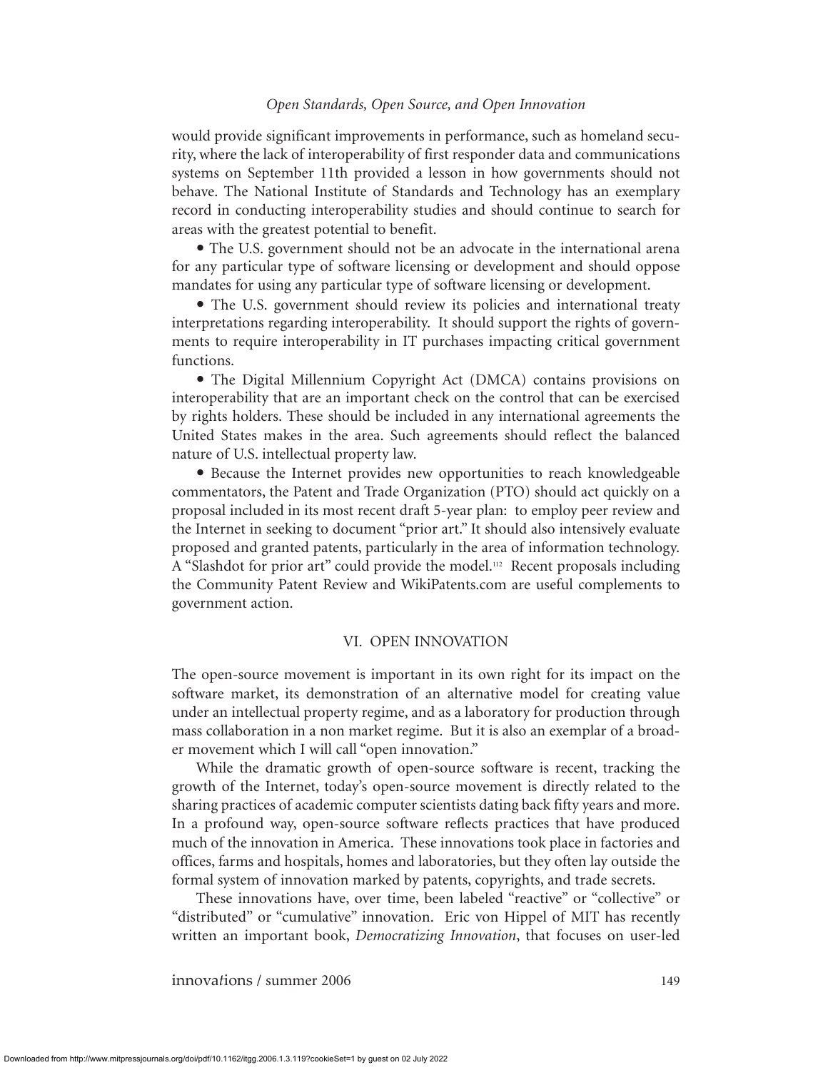would provide significant improvements in performance, such as homeland security, where the lack of interoperability of first responder data and communications systems on September 11th provided a lesson in how governments should not behave. The National Institute of Standards and Technology has an exemplary record in conducting interoperability studies and should continue to search for areas with the greatest potential to benefit.

- The U.S. government should not be an advocate in the international arena for any particular type of software licensing or development and should oppose mandates for using any particular type of software licensing or development.
- The U.S. government should review its policies and international treaty interpretations regarding interoperability. It should support the rights of governments to require interoperability in IT purchases impacting critical government functions.
- The Digital Millennium Copyright Act (DMCA) contains provisions on interoperability that are an important check on the control that can be exercised by rights holders. These should be included in any international agreements the United States makes in the area. Such agreements should reflect the balanced nature of U.S. intellectual property law.
- Because the Internet provides new opportunities to reach knowledgeable commentators, the Patent and Trade Organization (PTO) should act quickly on a proposal included in its most recent draft 5-year plan: to employ peer review and the Internet in seeking to document "prior art." It should also intensively evaluate proposed and granted patents, particularly in the area of information technology. A "Slashdot for prior art" could provide the model.[112] Recent proposals including the Community Patent Review and WikiPatents.com are useful complements to government action.

## VI. OPEN INNOVATION

The open-source movement is important in its own right for its impact on the software market, its demonstration of an alternative model for creating value under an intellectual property regime, and as a laboratory for production through mass collaboration in a non market regime. But it is also an exemplar of a broader movement which I will call "open innovation."

While the dramatic growth of open-source software is recent, tracking the growth of the Internet, today's open-source movement is directly related to the sharing practices of academic computer scientists dating back fifty years and more. In a profound way, open-source software reflects practices that have produced much of the innovation in America. These innovations took place in factories and offices, farms and hospitals, homes and laboratories, but they often lay outside the formal system of innovation marked by patents, copyrights, and trade secrets.

These innovations have, over time, been labeled "reactive" or "collective" or "distributed" or "cumulative" innovation. Eric von Hippel of MIT has recently written an important book, *Democratizing Innovation*, that focuses on user-led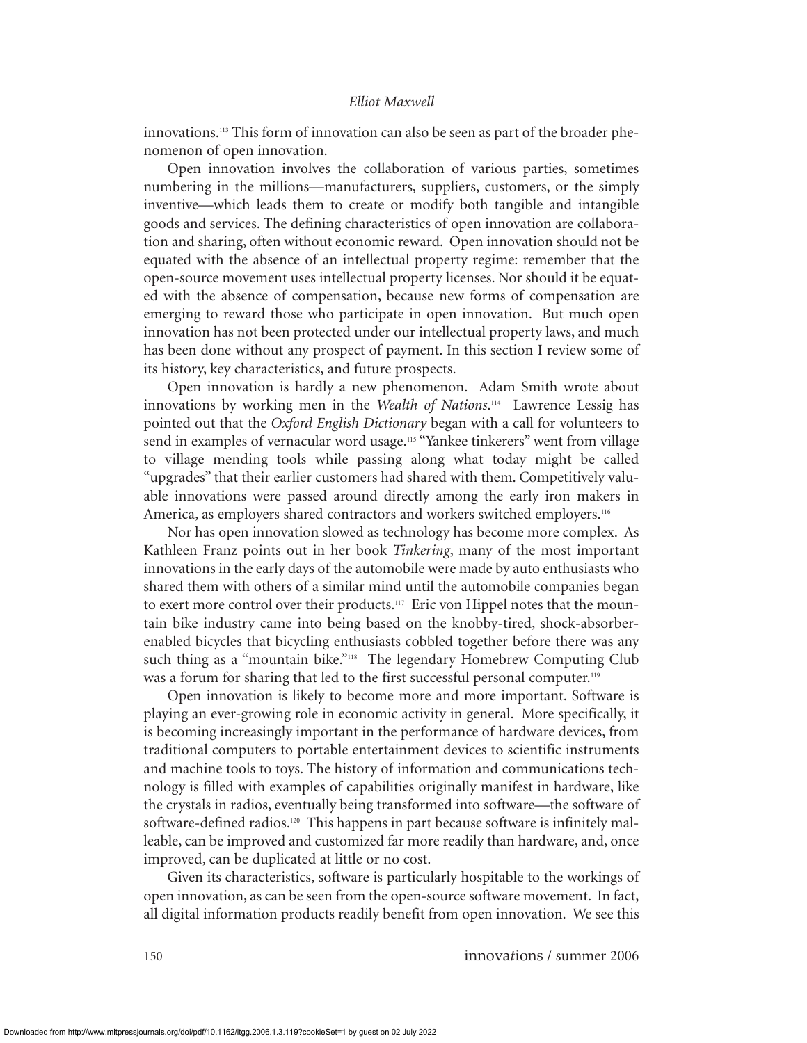innovations.[113] This form of innovation can also be seen as part of the broader phenomenon of open innovation.

Open innovation involves the collaboration of various parties, sometimes numbering in the millions—manufacturers, suppliers, customers, or the simply inventive—which leads them to create or modify both tangible and intangible goods and services. The defining characteristics of open innovation are collaboration and sharing, often without economic reward. Open innovation should not be equated with the absence of an intellectual property regime: remember that the open-source movement uses intellectual property licenses. Nor should it be equated with the absence of compensation, because new forms of compensation are emerging to reward those who participate in open innovation. But much open innovation has not been protected under our intellectual property laws, and much has been done without any prospect of payment. In this section I review some of its history, key characteristics, and future prospects.

Open innovation is hardly a new phenomenon. Adam Smith wrote about innovations by working men in the *Wealth of Nations.*[114] Lawrence Lessig has pointed out that the *Oxford English Dictionary* began with a call for volunteers to send in examples of vernacular word usage.[115] "Yankee tinkerers" went from village to village mending tools while passing along what today might be called "upgrades" that their earlier customers had shared with them. Competitively valuable innovations were passed around directly among the early iron makers in America, as employers shared contractors and workers switched employers.[116]

Nor has open innovation slowed as technology has become more complex. As Kathleen Franz points out in her book *Tinkering*, many of the most important innovations in the early days of the automobile were made by auto enthusiasts who shared them with others of a similar mind until the automobile companies began to exert more control over their products.[117] Eric von Hippel notes that the mountain bike industry came into being based on the knobby-tired, shock-absorber-enabled bicycles that bicycling enthusiasts cobbled together before there was any such thing as a "mountain bike."[118] The legendary Homebrew Computing Club was a forum for sharing that led to the first successful personal computer.[119]

Open innovation is likely to become more and more important. Software is playing an ever-growing role in economic activity in general. More specifically, it is becoming increasingly important in the performance of hardware devices, from traditional computers to portable entertainment devices to scientific instruments and machine tools to toys. The history of information and communications technology is filled with examples of capabilities originally manifest in hardware, like the crystals in radios, eventually being transformed into software—the software of software-defined radios.[120] This happens in part because software is infinitely malleable, can be improved and customized far more readily than hardware, and, once improved, can be duplicated at little or no cost.

Given its characteristics, software is particularly hospitable to the workings of open innovation, as can be seen from the open-source software movement. In fact, all digital information products readily benefit from open innovation. We see this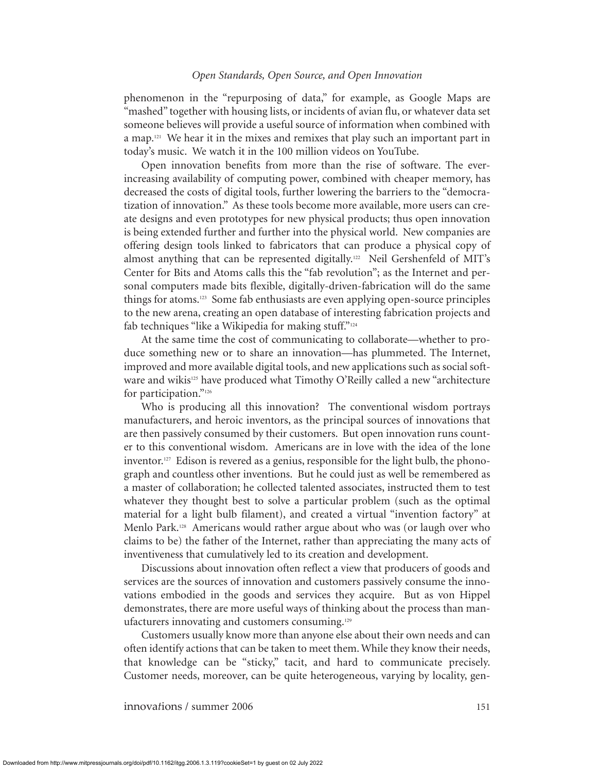phenomenon in the "repurposing of data," for example, as Google Maps are "mashed" together with housing lists, or incidents of avian flu, or whatever data set someone believes will provide a useful source of information when combined with a map.[121] We hear it in the mixes and remixes that play such an important part in today's music. We watch it in the 100 million videos on YouTube.

Open innovation benefits from more than the rise of software. The ever-increasing availability of computing power, combined with cheaper memory, has decreased the costs of digital tools, further lowering the barriers to the "democratization of innovation." As these tools become more available, more users can create designs and even prototypes for new physical products; thus open innovation is being extended further and further into the physical world. New companies are offering design tools linked to fabricators that can produce a physical copy of almost anything that can be represented digitally.[122] Neil Gershenfeld of MIT's Center for Bits and Atoms calls this the "fab revolution"; as the Internet and personal computers made bits flexible, digitally-driven-fabrication will do the same things for atoms.[123] Some fab enthusiasts are even applying open-source principles to the new arena, creating an open database of interesting fabrication projects and fab techniques "like a Wikipedia for making stuff."[124]

At the same time the cost of communicating to collaborate—whether to produce something new or to share an innovation—has plummeted. The Internet, improved and more available digital tools, and new applications such as social software and wikis[125] have produced what Timothy O'Reilly called a new "architecture for participation."[126]

Who is producing all this innovation? The conventional wisdom portrays manufacturers, and heroic inventors, as the principal sources of innovations that are then passively consumed by their customers. But open innovation runs counter to this conventional wisdom. Americans are in love with the idea of the lone inventor.[127] Edison is revered as a genius, responsible for the light bulb, the phonograph and countless other inventions. But he could just as well be remembered as a master of collaboration; he collected talented associates, instructed them to test whatever they thought best to solve a particular problem (such as the optimal material for a light bulb filament), and created a virtual "invention factory" at Menlo Park.[128] Americans would rather argue about who was (or laugh over who claims to be) the father of the Internet, rather than appreciating the many acts of inventiveness that cumulatively led to its creation and development.

Discussions about innovation often reflect a view that producers of goods and services are the sources of innovation and customers passively consume the innovations embodied in the goods and services they acquire. But as von Hippel demonstrates, there are more useful ways of thinking about the process than manufacturers innovating and customers consuming.[129]

Customers usually know more than anyone else about their own needs and can often identify actions that can be taken to meet them. While they know their needs, that knowledge can be "sticky," tacit, and hard to communicate precisely. Customer needs, moreover, can be quite heterogeneous, varying by locality, gen-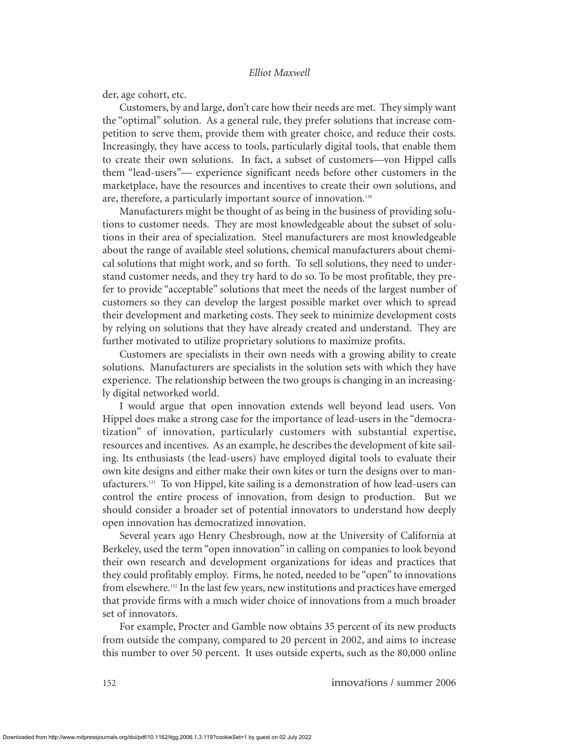der, age cohort, etc.

Customers, by and large, don't care how their needs are met. They simply want the "optimal" solution. As a general rule, they prefer solutions that increase competition to serve them, provide them with greater choice, and reduce their costs. Increasingly, they have access to tools, particularly digital tools, that enable them to create their own solutions. In fact, a subset of customers—von Hippel calls them "lead-users"— experience significant needs before other customers in the marketplace, have the resources and incentives to create their own solutions, and are, therefore, a particularly important source of innovation.[130]

Manufacturers might be thought of as being in the business of providing solutions to customer needs. They are most knowledgeable about the subset of solutions in their area of specialization. Steel manufacturers are most knowledgeable about the range of available steel solutions, chemical manufacturers about chemical solutions that might work, and so forth. To sell solutions, they need to understand customer needs, and they try hard to do so. To be most profitable, they prefer to provide "acceptable" solutions that meet the needs of the largest number of customers so they can develop the largest possible market over which to spread their development and marketing costs. They seek to minimize development costs by relying on solutions that they have already created and understand. They are further motivated to utilize proprietary solutions to maximize profits.

Customers are specialists in their own needs with a growing ability to create solutions. Manufacturers are specialists in the solution sets with which they have experience. The relationship between the two groups is changing in an increasingly digital networked world.

I would argue that open innovation extends well beyond lead users. Von Hippel does make a strong case for the importance of lead-users in the "democratization" of innovation, particularly customers with substantial expertise, resources and incentives. As an example, he describes the development of kite sailing. Its enthusiasts (the lead-users) have employed digital tools to evaluate their own kite designs and either make their own kites or turn the designs over to manufacturers.[131] To von Hippel, kite sailing is a demonstration of how lead-users can control the entire process of innovation, from design to production. But we should consider a broader set of potential innovators to understand how deeply open innovation has democratized innovation.

Several years ago Henry Chesbrough, now at the University of California at Berkeley, used the term "open innovation" in calling on companies to look beyond their own research and development organizations for ideas and practices that they could profitably employ. Firms, he noted, needed to be "open" to innovations from elsewhere.[132] In the last few years, new institutions and practices have emerged that provide firms with a much wider choice of innovations from a much broader set of innovators.

For example, Procter and Gamble now obtains 35 percent of its new products from outside the company, compared to 20 percent in 2002, and aims to increase this number to over 50 percent. It uses outside experts, such as the 80,000 online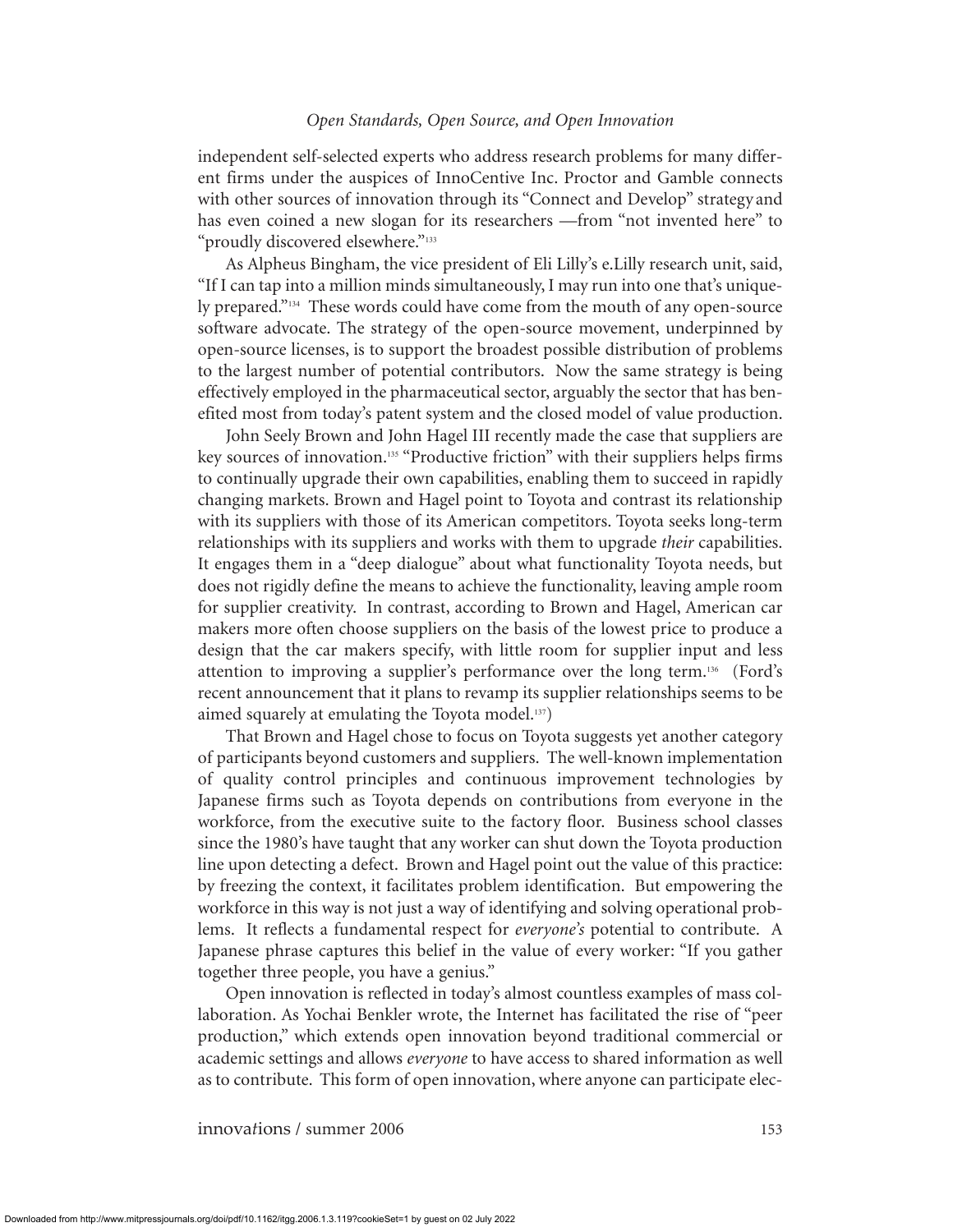independent self-selected experts who address research problems for many different firms under the auspices of InnoCentive Inc. Proctor and Gamble connects with other sources of innovation through its "Connect and Develop" strategy and has even coined a new slogan for its researchers —from "not invented here" to "proudly discovered elsewhere."[133]

As Alpheus Bingham, the vice president of Eli Lilly's e.Lilly research unit, said, "If I can tap into a million minds simultaneously, I may run into one that's uniquely prepared."[134] These words could have come from the mouth of any open-source software advocate. The strategy of the open-source movement, underpinned by open-source licenses, is to support the broadest possible distribution of problems to the largest number of potential contributors. Now the same strategy is being effectively employed in the pharmaceutical sector, arguably the sector that has benefited most from today's patent system and the closed model of value production.

John Seely Brown and John Hagel III recently made the case that suppliers are key sources of innovation.[135] "Productive friction" with their suppliers helps firms to continually upgrade their own capabilities, enabling them to succeed in rapidly changing markets. Brown and Hagel point to Toyota and contrast its relationship with its suppliers with those of its American competitors. Toyota seeks long-term relationships with its suppliers and works with them to upgrade *their* capabilities. It engages them in a "deep dialogue" about what functionality Toyota needs, but does not rigidly define the means to achieve the functionality, leaving ample room for supplier creativity. In contrast, according to Brown and Hagel, American car makers more often choose suppliers on the basis of the lowest price to produce a design that the car makers specify, with little room for supplier input and less attention to improving a supplier's performance over the long term.[136] (Ford's recent announcement that it plans to revamp its supplier relationships seems to be aimed squarely at emulating the Toyota model.[137])

That Brown and Hagel chose to focus on Toyota suggests yet another category of participants beyond customers and suppliers. The well-known implementation of quality control principles and continuous improvement technologies by Japanese firms such as Toyota depends on contributions from everyone in the workforce, from the executive suite to the factory floor. Business school classes since the 1980's have taught that any worker can shut down the Toyota production line upon detecting a defect. Brown and Hagel point out the value of this practice: by freezing the context, it facilitates problem identification. But empowering the workforce in this way is not just a way of identifying and solving operational problems. It reflects a fundamental respect for *everyone's* potential to contribute. A Japanese phrase captures this belief in the value of every worker: "If you gather together three people, you have a genius."

Open innovation is reflected in today's almost countless examples of mass collaboration. As Yochai Benkler wrote, the Internet has facilitated the rise of "peer production," which extends open innovation beyond traditional commercial or academic settings and allows *everyone* to have access to shared information as well as to contribute. This form of open innovation, where anyone can participate elec-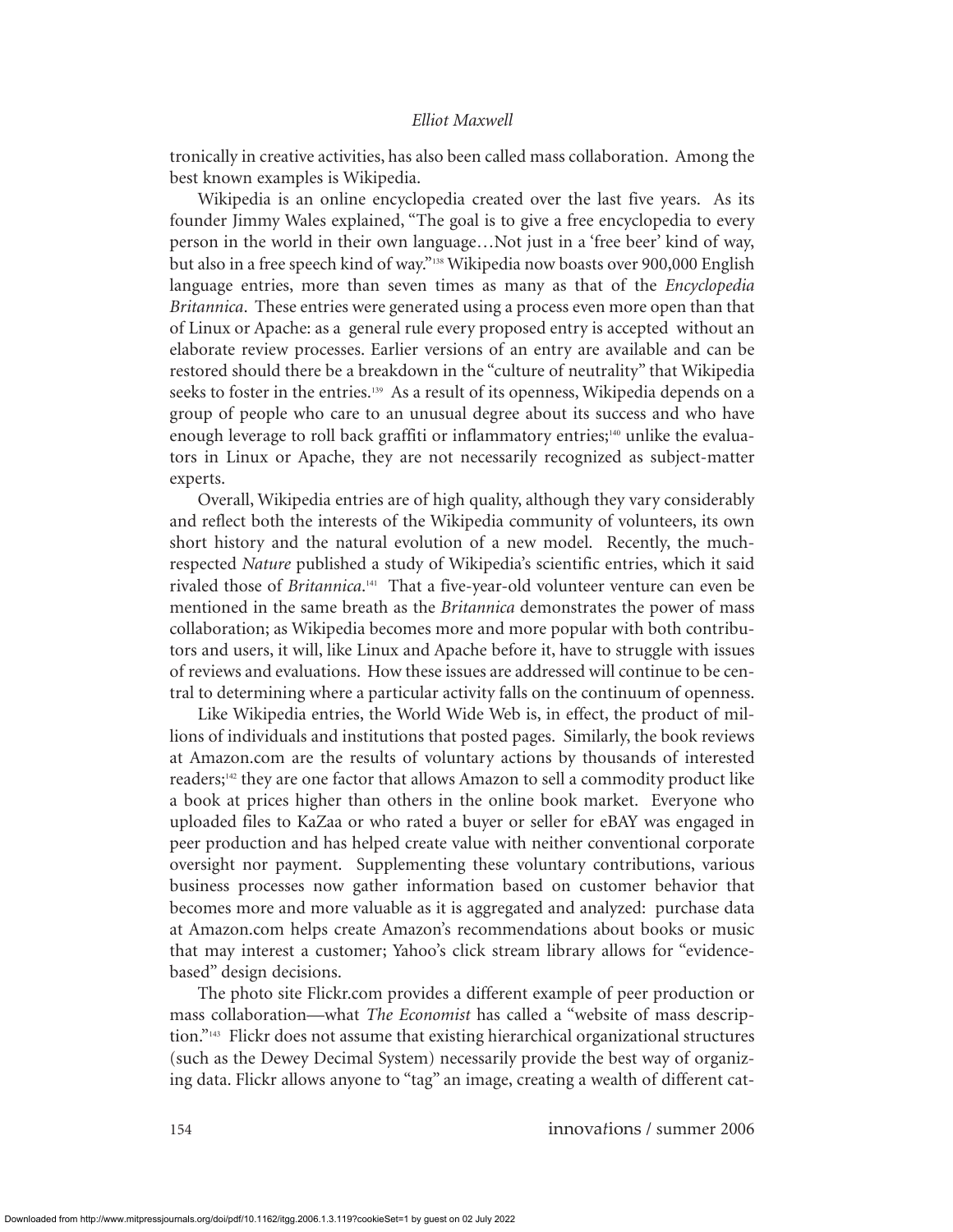tronically in creative activities, has also been called mass collaboration. Among the best known examples is Wikipedia.

Wikipedia is an online encyclopedia created over the last five years. As its founder Jimmy Wales explained, "The goal is to give a free encyclopedia to every person in the world in their own language…Not just in a 'free beer' kind of way, but also in a free speech kind of way."[138] Wikipedia now boasts over 900,000 English language entries, more than seven times as many as that of the *Encyclopedia Britannica*. These entries were generated using a process even more open than that of Linux or Apache: as a general rule every proposed entry is accepted without an elaborate review processes. Earlier versions of an entry are available and can be restored should there be a breakdown in the "culture of neutrality" that Wikipedia seeks to foster in the entries.[139] As a result of its openness, Wikipedia depends on a group of people who care to an unusual degree about its success and who have enough leverage to roll back graffiti or inflammatory entries;[140] unlike the evaluators in Linux or Apache, they are not necessarily recognized as subject-matter experts.

Overall, Wikipedia entries are of high quality, although they vary considerably and reflect both the interests of the Wikipedia community of volunteers, its own short history and the natural evolution of a new model. Recently, the much-respected *Nature* published a study of Wikipedia's scientific entries, which it said rivaled those of *Britannica*.[141] That a five-year-old volunteer venture can even be mentioned in the same breath as the *Britannica* demonstrates the power of mass collaboration; as Wikipedia becomes more and more popular with both contributors and users, it will, like Linux and Apache before it, have to struggle with issues of reviews and evaluations. How these issues are addressed will continue to be central to determining where a particular activity falls on the continuum of openness.

Like Wikipedia entries, the World Wide Web is, in effect, the product of millions of individuals and institutions that posted pages. Similarly, the book reviews at Amazon.com are the results of voluntary actions by thousands of interested readers;[142] they are one factor that allows Amazon to sell a commodity product like a book at prices higher than others in the online book market. Everyone who uploaded files to KaZaa or who rated a buyer or seller for eBAY was engaged in peer production and has helped create value with neither conventional corporate oversight nor payment. Supplementing these voluntary contributions, various business processes now gather information based on customer behavior that becomes more and more valuable as it is aggregated and analyzed: purchase data at Amazon.com helps create Amazon's recommendations about books or music that may interest a customer; Yahoo's click stream library allows for "evidence-based" design decisions.

The photo site Flickr.com provides a different example of peer production or mass collaboration—what *The Economist* has called a "website of mass description."[143] Flickr does not assume that existing hierarchical organizational structures (such as the Dewey Decimal System) necessarily provide the best way of organizing data. Flickr allows anyone to "tag" an image, creating a wealth of different cat-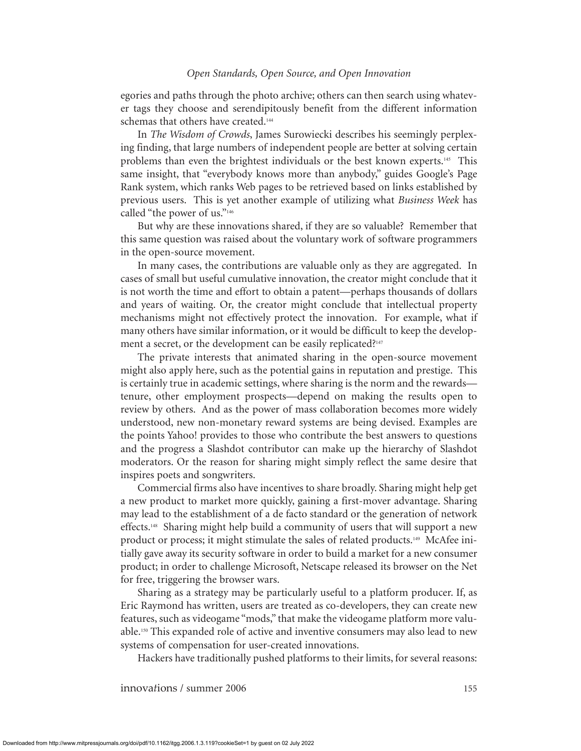egories and paths through the photo archive; others can then search using whatever tags they choose and serendipitously benefit from the different information schemas that others have created.[144]

In *The Wisdom of Crowds*, James Surowiecki describes his seemingly perplexing finding, that large numbers of independent people are better at solving certain problems than even the brightest individuals or the best known experts.[145] This same insight, that "everybody knows more than anybody," guides Google's Page Rank system, which ranks Web pages to be retrieved based on links established by previous users. This is yet another example of utilizing what *Business Week* has called "the power of us."[146]

But why are these innovations shared, if they are so valuable? Remember that this same question was raised about the voluntary work of software programmers in the open-source movement.

In many cases, the contributions are valuable only as they are aggregated. In cases of small but useful cumulative innovation, the creator might conclude that it is not worth the time and effort to obtain a patent—perhaps thousands of dollars and years of waiting. Or, the creator might conclude that intellectual property mechanisms might not effectively protect the innovation. For example, what if many others have similar information, or it would be difficult to keep the development a secret, or the development can be easily replicated?[147]

The private interests that animated sharing in the open-source movement might also apply here, such as the potential gains in reputation and prestige. This is certainly true in academic settings, where sharing is the norm and the rewards—tenure, other employment prospects—depend on making the results open to review by others. And as the power of mass collaboration becomes more widely understood, new non-monetary reward systems are being devised. Examples are the points Yahoo! provides to those who contribute the best answers to questions and the progress a Slashdot contributor can make up the hierarchy of Slashdot moderators. Or the reason for sharing might simply reflect the same desire that inspires poets and songwriters.

Commercial firms also have incentives to share broadly. Sharing might help get a new product to market more quickly, gaining a first-mover advantage. Sharing may lead to the establishment of a de facto standard or the generation of network effects.[148] Sharing might help build a community of users that will support a new product or process; it might stimulate the sales of related products.[149] McAfee initially gave away its security software in order to build a market for a new consumer product; in order to challenge Microsoft, Netscape released its browser on the Net for free, triggering the browser wars.

Sharing as a strategy may be particularly useful to a platform producer. If, as Eric Raymond has written, users are treated as co-developers, they can create new features, such as videogame "mods," that make the videogame platform more valuable.[150] This expanded role of active and inventive consumers may also lead to new systems of compensation for user-created innovations.

Hackers have traditionally pushed platforms to their limits, for several reasons: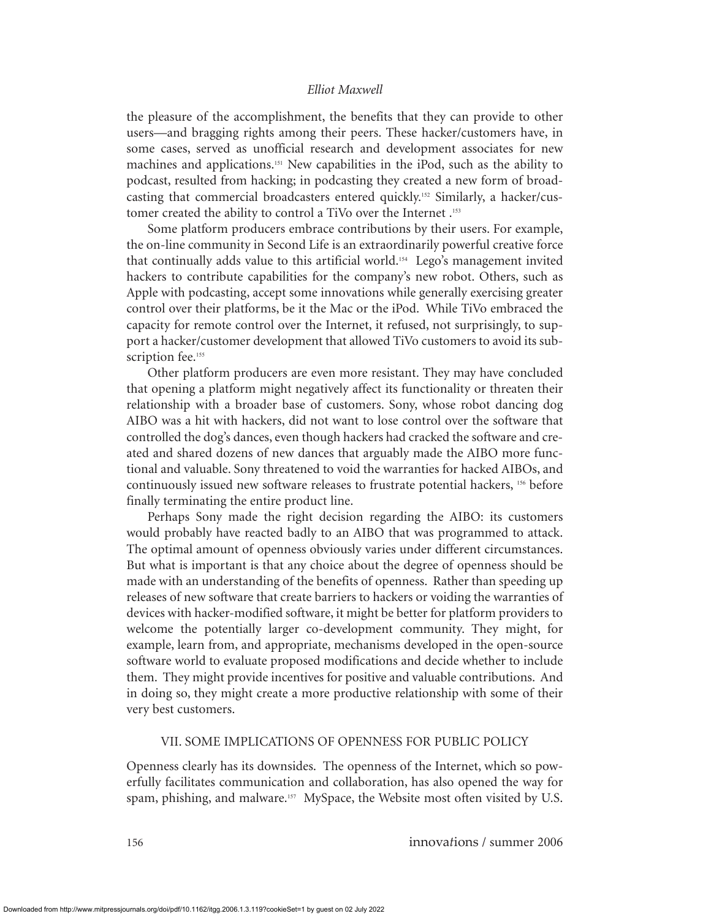the pleasure of the accomplishment, the benefits that they can provide to other users—and bragging rights among their peers. These hacker/customers have, in some cases, served as unofficial research and development associates for new machines and applications.[151] New capabilities in the iPod, such as the ability to podcast, resulted from hacking; in podcasting they created a new form of broadcasting that commercial broadcasters entered quickly.[152] Similarly, a hacker/customer created the ability to control a TiVo over the Internet .[153]

Some platform producers embrace contributions by their users. For example, the on-line community in Second Life is an extraordinarily powerful creative force that continually adds value to this artificial world.[154] Lego's management invited hackers to contribute capabilities for the company's new robot. Others, such as Apple with podcasting, accept some innovations while generally exercising greater control over their platforms, be it the Mac or the iPod. While TiVo embraced the capacity for remote control over the Internet, it refused, not surprisingly, to support a hacker/customer development that allowed TiVo customers to avoid its subscription fee.[155]

Other platform producers are even more resistant. They may have concluded that opening a platform might negatively affect its functionality or threaten their relationship with a broader base of customers. Sony, whose robot dancing dog AIBO was a hit with hackers, did not want to lose control over the software that controlled the dog's dances, even though hackers had cracked the software and created and shared dozens of new dances that arguably made the AIBO more functional and valuable. Sony threatened to void the warranties for hacked AIBOs, and continuously issued new software releases to frustrate potential hackers, [156] before finally terminating the entire product line.

Perhaps Sony made the right decision regarding the AIBO: its customers would probably have reacted badly to an AIBO that was programmed to attack. The optimal amount of openness obviously varies under different circumstances. But what is important is that any choice about the degree of openness should be made with an understanding of the benefits of openness. Rather than speeding up releases of new software that create barriers to hackers or voiding the warranties of devices with hacker-modified software, it might be better for platform providers to welcome the potentially larger co-development community. They might, for example, learn from, and appropriate, mechanisms developed in the open-source software world to evaluate proposed modifications and decide whether to include them. They might provide incentives for positive and valuable contributions. And in doing so, they might create a more productive relationship with some of their very best customers.

## VII. SOME IMPLICATIONS OF OPENNESS FOR PUBLIC POLICY

Openness clearly has its downsides. The openness of the Internet, which so powerfully facilitates communication and collaboration, has also opened the way for spam, phishing, and malware.[157] MySpace, the Website most often visited by U.S.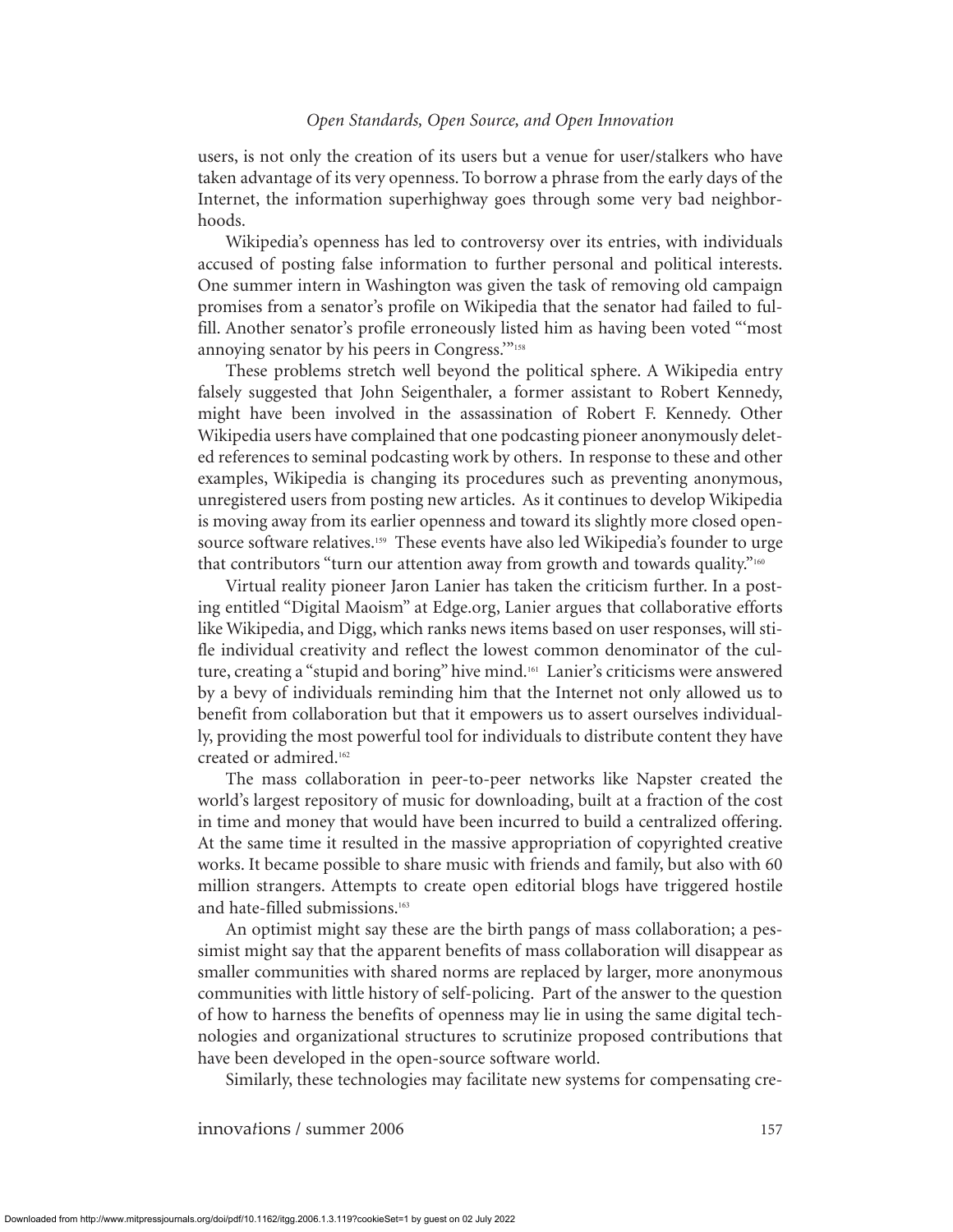users, is not only the creation of its users but a venue for user/stalkers who have taken advantage of its very openness. To borrow a phrase from the early days of the Internet, the information superhighway goes through some very bad neighborhoods.

Wikipedia's openness has led to controversy over its entries, with individuals accused of posting false information to further personal and political interests. One summer intern in Washington was given the task of removing old campaign promises from a senator's profile on Wikipedia that the senator had failed to fulfill. Another senator's profile erroneously listed him as having been voted "'most annoying senator by his peers in Congress.'"[158]

These problems stretch well beyond the political sphere. A Wikipedia entry falsely suggested that John Seigenthaler, a former assistant to Robert Kennedy, might have been involved in the assassination of Robert F. Kennedy. Other Wikipedia users have complained that one podcasting pioneer anonymously deleted references to seminal podcasting work by others. In response to these and other examples, Wikipedia is changing its procedures such as preventing anonymous, unregistered users from posting new articles. As it continues to develop Wikipedia is moving away from its earlier openness and toward its slightly more closed open-source software relatives.[159] These events have also led Wikipedia's founder to urge that contributors "turn our attention away from growth and towards quality."[160]

Virtual reality pioneer Jaron Lanier has taken the criticism further. In a posting entitled "Digital Maoism" at Edge.org, Lanier argues that collaborative efforts like Wikipedia, and Digg, which ranks news items based on user responses, will stifle individual creativity and reflect the lowest common denominator of the culture, creating a "stupid and boring" hive mind.[161] Lanier's criticisms were answered by a bevy of individuals reminding him that the Internet not only allowed us to benefit from collaboration but that it empowers us to assert ourselves individually, providing the most powerful tool for individuals to distribute content they have created or admired.[162]

The mass collaboration in peer-to-peer networks like Napster created the world's largest repository of music for downloading, built at a fraction of the cost in time and money that would have been incurred to build a centralized offering. At the same time it resulted in the massive appropriation of copyrighted creative works. It became possible to share music with friends and family, but also with 60 million strangers. Attempts to create open editorial blogs have triggered hostile and hate-filled submissions.[163]

An optimist might say these are the birth pangs of mass collaboration; a pessimist might say that the apparent benefits of mass collaboration will disappear as smaller communities with shared norms are replaced by larger, more anonymous communities with little history of self-policing. Part of the answer to the question of how to harness the benefits of openness may lie in using the same digital technologies and organizational structures to scrutinize proposed contributions that have been developed in the open-source software world.

Similarly, these technologies may facilitate new systems for compensating cre-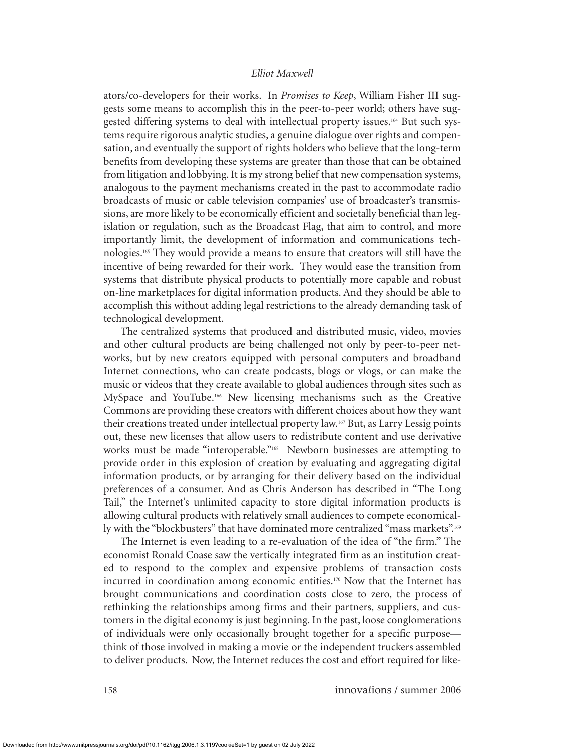ators/co-developers for their works. In *Promises to Keep*, William Fisher III suggests some means to accomplish this in the peer-to-peer world; others have suggested differing systems to deal with intellectual property issues.[164] But such systems require rigorous analytic studies, a genuine dialogue over rights and compensation, and eventually the support of rights holders who believe that the long-term benefits from developing these systems are greater than those that can be obtained from litigation and lobbying. It is my strong belief that new compensation systems, analogous to the payment mechanisms created in the past to accommodate radio broadcasts of music or cable television companies' use of broadcaster's transmissions, are more likely to be economically efficient and societally beneficial than legislation or regulation, such as the Broadcast Flag, that aim to control, and more importantly limit, the development of information and communications technologies.[165] They would provide a means to ensure that creators will still have the incentive of being rewarded for their work. They would ease the transition from systems that distribute physical products to potentially more capable and robust on-line marketplaces for digital information products. And they should be able to accomplish this without adding legal restrictions to the already demanding task of technological development.

The centralized systems that produced and distributed music, video, movies and other cultural products are being challenged not only by peer-to-peer networks, but by new creators equipped with personal computers and broadband Internet connections, who can create podcasts, blogs or vlogs, or can make the music or videos that they create available to global audiences through sites such as MySpace and YouTube.[166] New licensing mechanisms such as the Creative Commons are providing these creators with different choices about how they want their creations treated under intellectual property law.[167] But, as Larry Lessig points out, these new licenses that allow users to redistribute content and use derivative works must be made "interoperable."[168] Newborn businesses are attempting to provide order in this explosion of creation by evaluating and aggregating digital information products, or by arranging for their delivery based on the individual preferences of a consumer. And as Chris Anderson has described in "The Long Tail," the Internet's unlimited capacity to store digital information products is allowing cultural products with relatively small audiences to compete economically with the "blockbusters" that have dominated more centralized "mass markets".[169]

The Internet is even leading to a re-evaluation of the idea of "the firm." The economist Ronald Coase saw the vertically integrated firm as an institution created to respond to the complex and expensive problems of transaction costs incurred in coordination among economic entities.[170] Now that the Internet has brought communications and coordination costs close to zero, the process of rethinking the relationships among firms and their partners, suppliers, and customers in the digital economy is just beginning. In the past, loose conglomerations of individuals were only occasionally brought together for a specific purpose—think of those involved in making a movie or the independent truckers assembled to deliver products. Now, the Internet reduces the cost and effort required for like-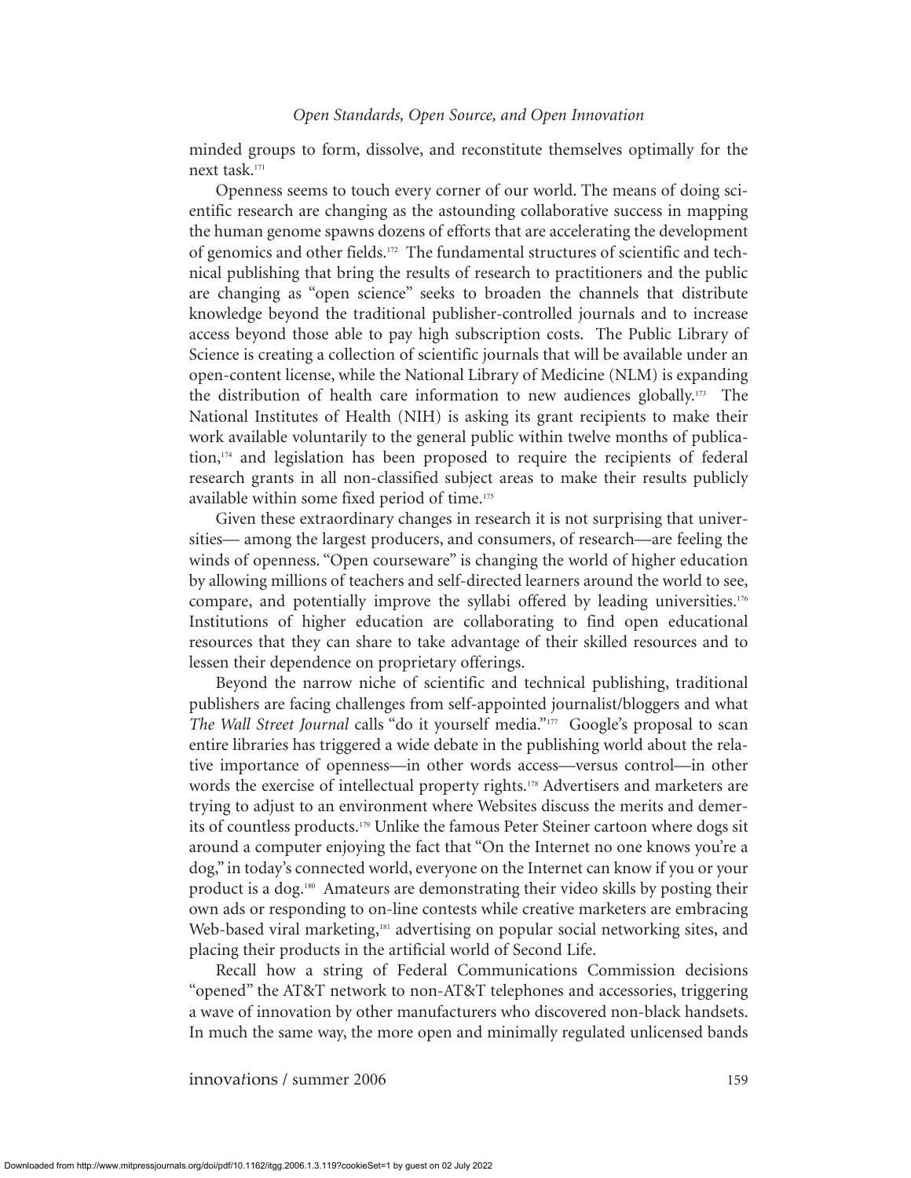minded groups to form, dissolve, and reconstitute themselves optimally for the next task.[171]

Openness seems to touch every corner of our world. The means of doing scientific research are changing as the astounding collaborative success in mapping the human genome spawns dozens of efforts that are accelerating the development of genomics and other fields.[172] The fundamental structures of scientific and technical publishing that bring the results of research to practitioners and the public are changing as "open science" seeks to broaden the channels that distribute knowledge beyond the traditional publisher-controlled journals and to increase access beyond those able to pay high subscription costs. The Public Library of Science is creating a collection of scientific journals that will be available under an open-content license, while the National Library of Medicine (NLM) is expanding the distribution of health care information to new audiences globally.[173] The National Institutes of Health (NIH) is asking its grant recipients to make their work available voluntarily to the general public within twelve months of publication,[174] and legislation has been proposed to require the recipients of federal research grants in all non-classified subject areas to make their results publicly available within some fixed period of time.[175]

Given these extraordinary changes in research it is not surprising that universities— among the largest producers, and consumers, of research—are feeling the winds of openness. "Open courseware" is changing the world of higher education by allowing millions of teachers and self-directed learners around the world to see, compare, and potentially improve the syllabi offered by leading universities.[176] Institutions of higher education are collaborating to find open educational resources that they can share to take advantage of their skilled resources and to lessen their dependence on proprietary offerings.

Beyond the narrow niche of scientific and technical publishing, traditional publishers are facing challenges from self-appointed journalist/bloggers and what *The Wall Street Journal* calls "do it yourself media."[177] Google's proposal to scan entire libraries has triggered a wide debate in the publishing world about the relative importance of openness—in other words access—versus control—in other words the exercise of intellectual property rights.[178] Advertisers and marketers are trying to adjust to an environment where Websites discuss the merits and demerits of countless products.[179] Unlike the famous Peter Steiner cartoon where dogs sit around a computer enjoying the fact that "On the Internet no one knows you're a dog," in today's connected world, everyone on the Internet can know if you or your product is a dog.[180] Amateurs are demonstrating their video skills by posting their own ads or responding to on-line contests while creative marketers are embracing Web-based viral marketing,[181] advertising on popular social networking sites, and placing their products in the artificial world of Second Life.

Recall how a string of Federal Communications Commission decisions "opened" the AT&T network to non-AT&T telephones and accessories, triggering a wave of innovation by other manufacturers who discovered non-black handsets. In much the same way, the more open and minimally regulated unlicensed bands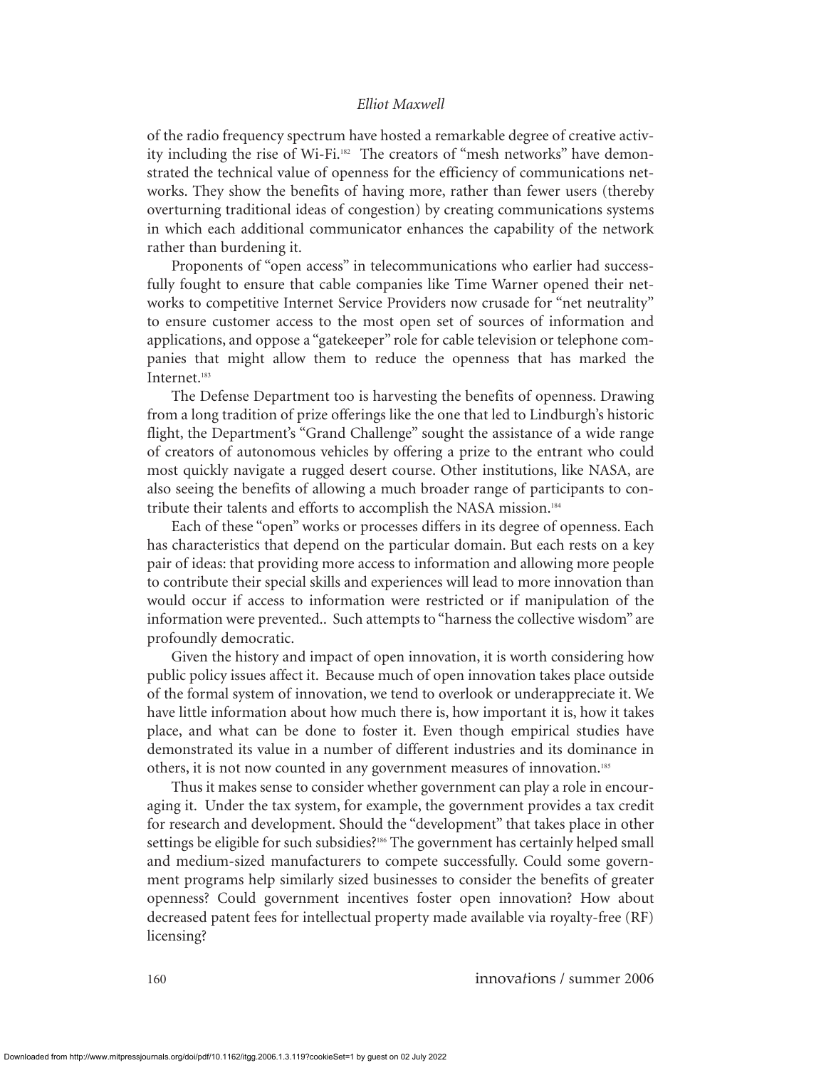of the radio frequency spectrum have hosted a remarkable degree of creative activity including the rise of Wi-Fi.[182] The creators of "mesh networks" have demonstrated the technical value of openness for the efficiency of communications networks. They show the benefits of having more, rather than fewer users (thereby overturning traditional ideas of congestion) by creating communications systems in which each additional communicator enhances the capability of the network rather than burdening it.

Proponents of "open access" in telecommunications who earlier had successfully fought to ensure that cable companies like Time Warner opened their networks to competitive Internet Service Providers now crusade for "net neutrality" to ensure customer access to the most open set of sources of information and applications, and oppose a "gatekeeper" role for cable television or telephone companies that might allow them to reduce the openness that has marked the Internet.[183]

The Defense Department too is harvesting the benefits of openness. Drawing from a long tradition of prize offerings like the one that led to Lindburgh's historic flight, the Department's "Grand Challenge" sought the assistance of a wide range of creators of autonomous vehicles by offering a prize to the entrant who could most quickly navigate a rugged desert course. Other institutions, like NASA, are also seeing the benefits of allowing a much broader range of participants to contribute their talents and efforts to accomplish the NASA mission.[184]

Each of these "open" works or processes differs in its degree of openness. Each has characteristics that depend on the particular domain. But each rests on a key pair of ideas: that providing more access to information and allowing more people to contribute their special skills and experiences will lead to more innovation than would occur if access to information were restricted or if manipulation of the information were prevented.. Such attempts to "harness the collective wisdom" are profoundly democratic.

Given the history and impact of open innovation, it is worth considering how public policy issues affect it. Because much of open innovation takes place outside of the formal system of innovation, we tend to overlook or underappreciate it. We have little information about how much there is, how important it is, how it takes place, and what can be done to foster it. Even though empirical studies have demonstrated its value in a number of different industries and its dominance in others, it is not now counted in any government measures of innovation.[185]

Thus it makes sense to consider whether government can play a role in encouraging it. Under the tax system, for example, the government provides a tax credit for research and development. Should the "development" that takes place in other settings be eligible for such subsidies?[186] The government has certainly helped small and medium-sized manufacturers to compete successfully. Could some government programs help similarly sized businesses to consider the benefits of greater openness? Could government incentives foster open innovation? How about decreased patent fees for intellectual property made available via royalty-free (RF) licensing?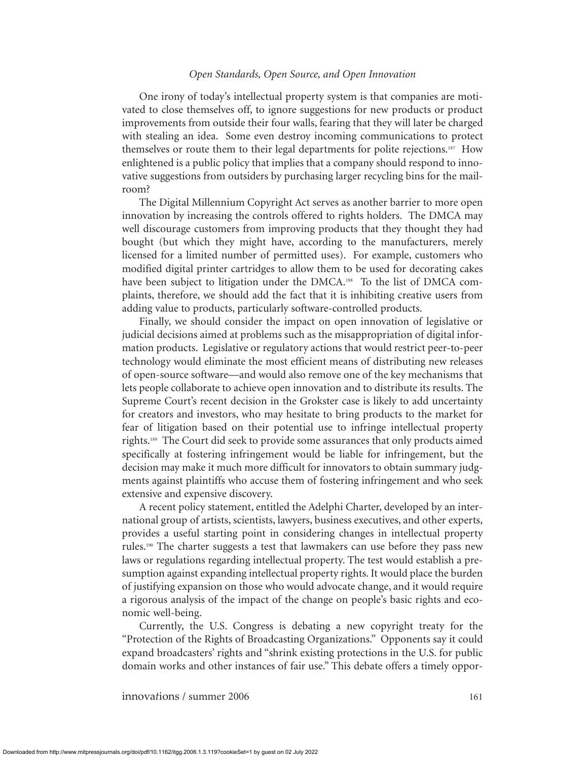One irony of today's intellectual property system is that companies are motivated to close themselves off, to ignore suggestions for new products or product improvements from outside their four walls, fearing that they will later be charged with stealing an idea. Some even destroy incoming communications to protect themselves or route them to their legal departments for polite rejections.[187] How enlightened is a public policy that implies that a company should respond to innovative suggestions from outsiders by purchasing larger recycling bins for the mailroom?

The Digital Millennium Copyright Act serves as another barrier to more open innovation by increasing the controls offered to rights holders. The DMCA may well discourage customers from improving products that they thought they had bought (but which they might have, according to the manufacturers, merely licensed for a limited number of permitted uses). For example, customers who modified digital printer cartridges to allow them to be used for decorating cakes have been subject to litigation under the DMCA.[188] To the list of DMCA complaints, therefore, we should add the fact that it is inhibiting creative users from adding value to products, particularly software-controlled products.

Finally, we should consider the impact on open innovation of legislative or judicial decisions aimed at problems such as the misappropriation of digital information products. Legislative or regulatory actions that would restrict peer-to-peer technology would eliminate the most efficient means of distributing new releases of open-source software—and would also remove one of the key mechanisms that lets people collaborate to achieve open innovation and to distribute its results. The Supreme Court's recent decision in the Grokster case is likely to add uncertainty for creators and investors, who may hesitate to bring products to the market for fear of litigation based on their potential use to infringe intellectual property rights.[189] The Court did seek to provide some assurances that only products aimed specifically at fostering infringement would be liable for infringement, but the decision may make it much more difficult for innovators to obtain summary judgments against plaintiffs who accuse them of fostering infringement and who seek extensive and expensive discovery.

A recent policy statement, entitled the Adelphi Charter, developed by an international group of artists, scientists, lawyers, business executives, and other experts, provides a useful starting point in considering changes in intellectual property rules.[190] The charter suggests a test that lawmakers can use before they pass new laws or regulations regarding intellectual property. The test would establish a presumption against expanding intellectual property rights. It would place the burden of justifying expansion on those who would advocate change, and it would require a rigorous analysis of the impact of the change on people's basic rights and economic well-being.

Currently, the U.S. Congress is debating a new copyright treaty for the "Protection of the Rights of Broadcasting Organizations." Opponents say it could expand broadcasters' rights and "shrink existing protections in the U.S. for public domain works and other instances of fair use." This debate offers a timely oppor-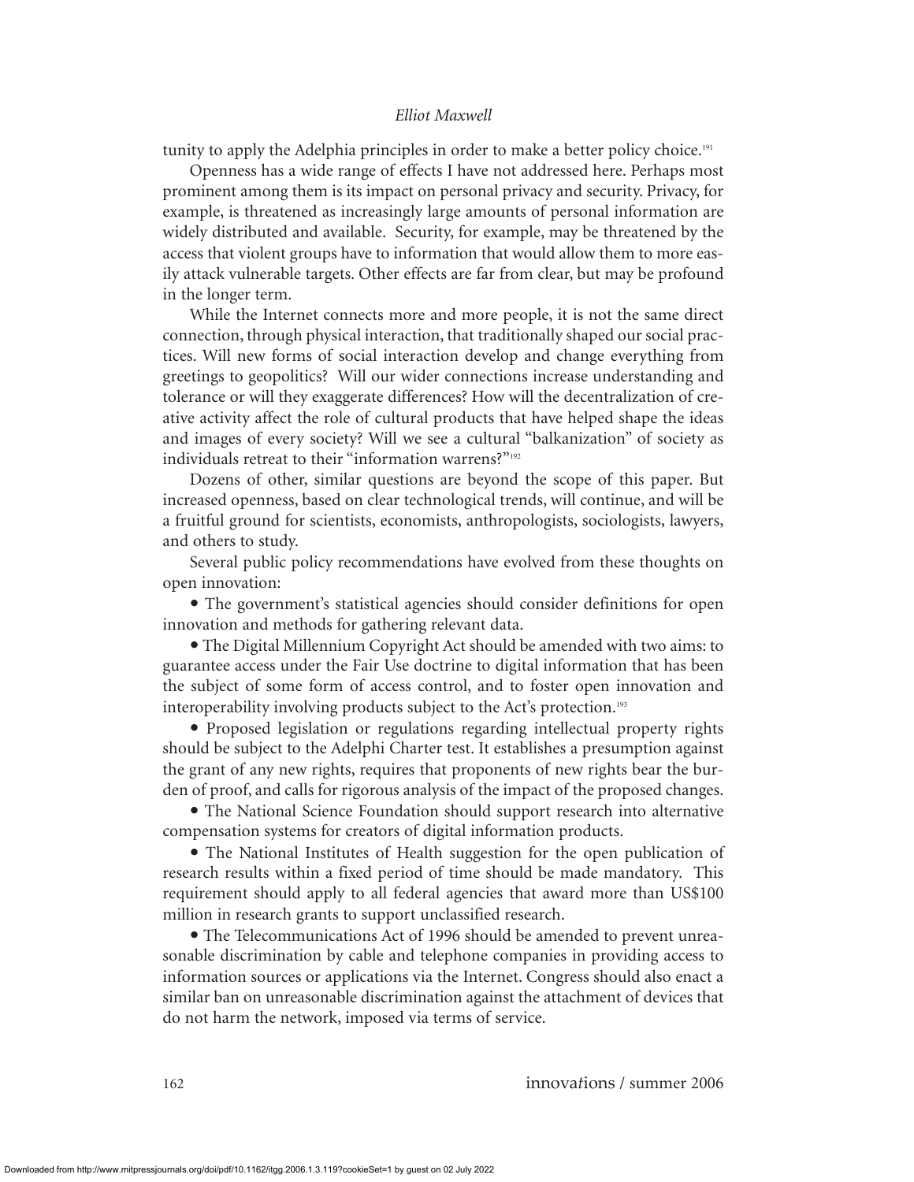tunity to apply the Adelphia principles in order to make a better policy choice.[191]

Openness has a wide range of effects I have not addressed here. Perhaps most prominent among them is its impact on personal privacy and security. Privacy, for example, is threatened as increasingly large amounts of personal information are widely distributed and available. Security, for example, may be threatened by the access that violent groups have to information that would allow them to more easily attack vulnerable targets. Other effects are far from clear, but may be profound in the longer term.

While the Internet connects more and more people, it is not the same direct connection, through physical interaction, that traditionally shaped our social practices. Will new forms of social interaction develop and change everything from greetings to geopolitics? Will our wider connections increase understanding and tolerance or will they exaggerate differences? How will the decentralization of creative activity affect the role of cultural products that have helped shape the ideas and images of every society? Will we see a cultural "balkanization" of society as individuals retreat to their "information warrens?"[192]

Dozens of other, similar questions are beyond the scope of this paper. But increased openness, based on clear technological trends, will continue, and will be a fruitful ground for scientists, economists, anthropologists, sociologists, lawyers, and others to study.

Several public policy recommendations have evolved from these thoughts on open innovation:

- The government's statistical agencies should consider definitions for open innovation and methods for gathering relevant data.
- The Digital Millennium Copyright Act should be amended with two aims: to guarantee access under the Fair Use doctrine to digital information that has been the subject of some form of access control, and to foster open innovation and interoperability involving products subject to the Act's protection.[193]
- Proposed legislation or regulations regarding intellectual property rights should be subject to the Adelphi Charter test. It establishes a presumption against the grant of any new rights, requires that proponents of new rights bear the burden of proof, and calls for rigorous analysis of the impact of the proposed changes.
- The National Science Foundation should support research into alternative compensation systems for creators of digital information products.
- The National Institutes of Health suggestion for the open publication of research results within a fixed period of time should be made mandatory. This requirement should apply to all federal agencies that award more than US$100 million in research grants to support unclassified research.
- The Telecommunications Act of 1996 should be amended to prevent unreasonable discrimination by cable and telephone companies in providing access to information sources or applications via the Internet. Congress should also enact a similar ban on unreasonable discrimination against the attachment of devices that do not harm the network, imposed via terms of service.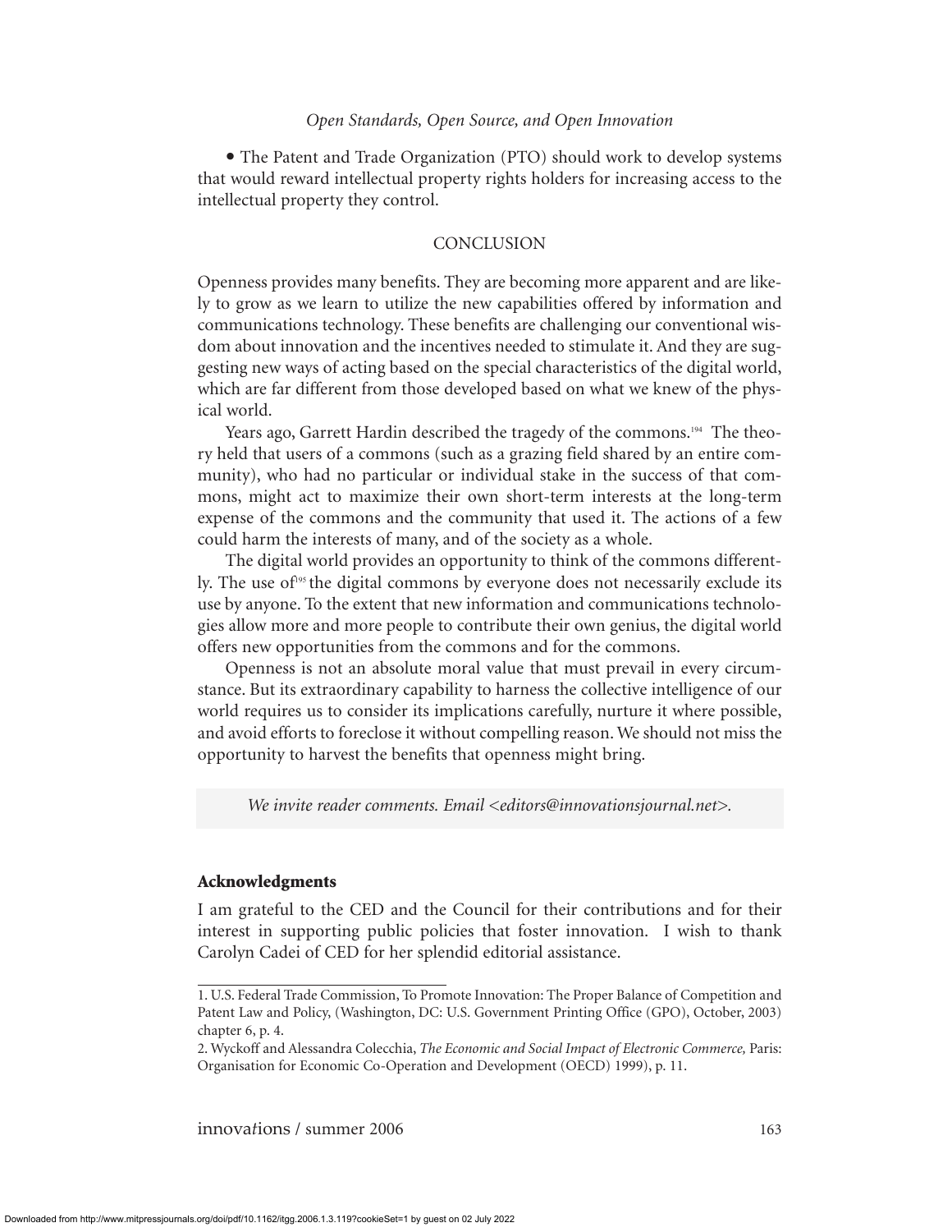- The Patent and Trade Organization (PTO) should work to develop systems that would reward intellectual property rights holders for increasing access to the intellectual property they control.

## CONCLUSION

Openness provides many benefits. They are becoming more apparent and are likely to grow as we learn to utilize the new capabilities offered by information and communications technology. These benefits are challenging our conventional wisdom about innovation and the incentives needed to stimulate it. And they are suggesting new ways of acting based on the special characteristics of the digital world, which are far different from those developed based on what we knew of the physical world.

Years ago, Garrett Hardin described the tragedy of the commons.[194] The theory held that users of a commons (such as a grazing field shared by an entire community), who had no particular or individual stake in the success of that commons, might act to maximize their own short-term interests at the long-term expense of the commons and the community that used it. The actions of a few could harm the interests of many, and of the society as a whole.

The digital world provides an opportunity to think of the commons differently. The use of[195] the digital commons by everyone does not necessarily exclude its use by anyone. To the extent that new information and communications technologies allow more and more people to contribute their own genius, the digital world offers new opportunities from the commons and for the commons.

Openness is not an absolute moral value that must prevail in every circumstance. But its extraordinary capability to harness the collective intelligence of our world requires us to consider its implications carefully, nurture it where possible, and avoid efforts to foreclose it without compelling reason. We should not miss the opportunity to harvest the benefits that openness might bring.

*We invite reader comments. Email <editors@innovationsjournal.net>.*

### Acknowledgments

I am grateful to the CED and the Council for their contributions and for their interest in supporting public policies that foster innovation. I wish to thank Carolyn Cadei of CED for her splendid editorial assistance.

1. U.S. Federal Trade Commission, To Promote Innovation: The Proper Balance of Competition and Patent Law and Policy, (Washington, DC: U.S. Government Printing Office (GPO), October, 2003) chapter 6, p. 4.
2. Wyckoff and Alessandra Colecchia, *The Economic and Social Impact of Electronic Commerce,* Paris: Organisation for Economic Co-Operation and Development (OECD) 1999), p. 11.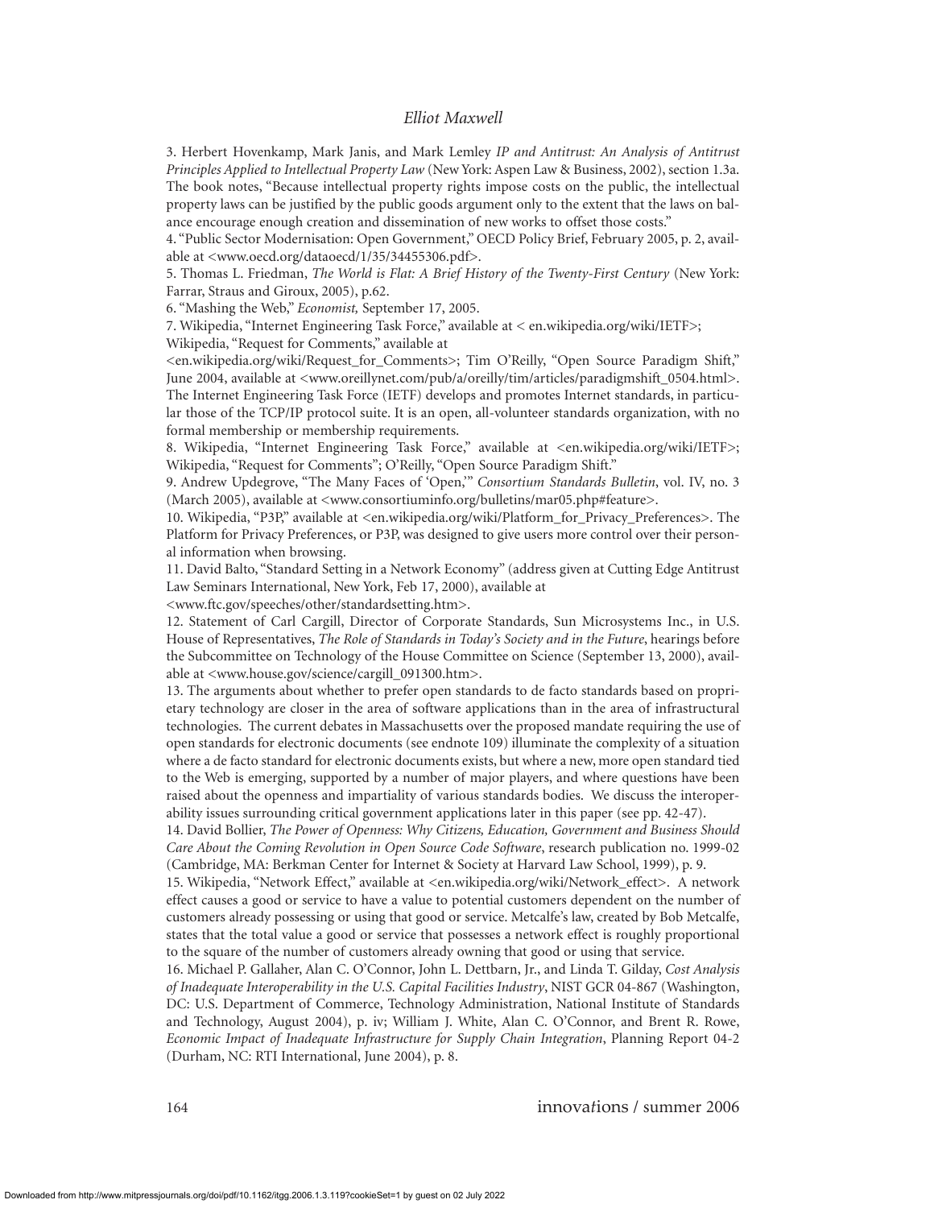3. Herbert Hovenkamp, Mark Janis, and Mark Lemley *IP and Antitrust: An Analysis of Antitrust Principles Applied to Intellectual Property Law* (New York: Aspen Law & Business, 2002), section 1.3a. The book notes, "Because intellectual property rights impose costs on the public, the intellectual property laws can be justified by the public goods argument only to the extent that the laws on balance encourage enough creation and dissemination of new works to offset those costs."

4. "Public Sector Modernisation: Open Government," OECD Policy Brief, February 2005, p. 2, available at <www.oecd.org/dataoecd/1/35/34455306.pdf>.

5. Thomas L. Friedman, *The World is Flat: A Brief History of the Twenty-First Century* (New York: Farrar, Straus and Giroux, 2005), p.62.

6. "Mashing the Web," *Economist,* September 17, 2005.

7. Wikipedia, "Internet Engineering Task Force," available at < en.wikipedia.org/wiki/IETF>; Wikipedia, "Request for Comments," available at <en.wikipedia.org/wiki/Request_for_Comments>; Tim O'Reilly, "Open Source Paradigm Shift," June 2004, available at <www.oreillynet.com/pub/a/oreilly/tim/articles/paradigmshift_0504.html>. The Internet Engineering Task Force (IETF) develops and promotes Internet standards, in particular those of the TCP/IP protocol suite. It is an open, all-volunteer standards organization, with no formal membership or membership requirements.

8. Wikipedia, "Internet Engineering Task Force," available at <en.wikipedia.org/wiki/IETF>; Wikipedia, "Request for Comments"; O'Reilly, "Open Source Paradigm Shift."

9. Andrew Updegrove, "The Many Faces of 'Open,'" *Consortium Standards Bulletin*, vol. IV, no. 3 (March 2005), available at <www.consortiuminfo.org/bulletins/mar05.php#feature>.

10. Wikipedia, "P3P," available at <en.wikipedia.org/wiki/Platform_for_Privacy_Preferences>. The Platform for Privacy Preferences, or P3P, was designed to give users more control over their personal information when browsing.

11. David Balto, "Standard Setting in a Network Economy" (address given at Cutting Edge Antitrust Law Seminars International, New York, Feb 17, 2000), available at <www.ftc.gov/speeches/other/standardsetting.htm>.

12. Statement of Carl Cargill, Director of Corporate Standards, Sun Microsystems Inc., in U.S. House of Representatives, *The Role of Standards in Today's Society and in the Future*, hearings before the Subcommittee on Technology of the House Committee on Science (September 13, 2000), available at <www.house.gov/science/cargill_091300.htm>.

13. The arguments about whether to prefer open standards to de facto standards based on proprietary technology are closer in the area of software applications than in the area of infrastructural technologies. The current debates in Massachusetts over the proposed mandate requiring the use of open standards for electronic documents (see endnote 109) illuminate the complexity of a situation where a de facto standard for electronic documents exists, but where a new, more open standard tied to the Web is emerging, supported by a number of major players, and where questions have been raised about the openness and impartiality of various standards bodies. We discuss the interoperability issues surrounding critical government applications later in this paper (see pp. 42-47).

14. David Bollier, *The Power of Openness: Why Citizens, Education, Government and Business Should Care About the Coming Revolution in Open Source Code Software*, research publication no. 1999-02 (Cambridge, MA: Berkman Center for Internet & Society at Harvard Law School, 1999), p. 9.

15. Wikipedia, "Network Effect," available at <en.wikipedia.org/wiki/Network_effect>. A network effect causes a good or service to have a value to potential customers dependent on the number of customers already possessing or using that good or service. Metcalfe's law, created by Bob Metcalfe, states that the total value a good or service that possesses a network effect is roughly proportional to the square of the number of customers already owning that good or using that service.

16. Michael P. Gallaher, Alan C. O'Connor, John L. Dettbarn, Jr., and Linda T. Gilday, *Cost Analysis of Inadequate Interoperability in the U.S. Capital Facilities Industry*, NIST GCR 04-867 (Washington, DC: U.S. Department of Commerce, Technology Administration, National Institute of Standards and Technology, August 2004), p. iv; William J. White, Alan C. O'Connor, and Brent R. Rowe, *Economic Impact of Inadequate Infrastructure for Supply Chain Integration*, Planning Report 04-2 (Durham, NC: RTI International, June 2004), p. 8.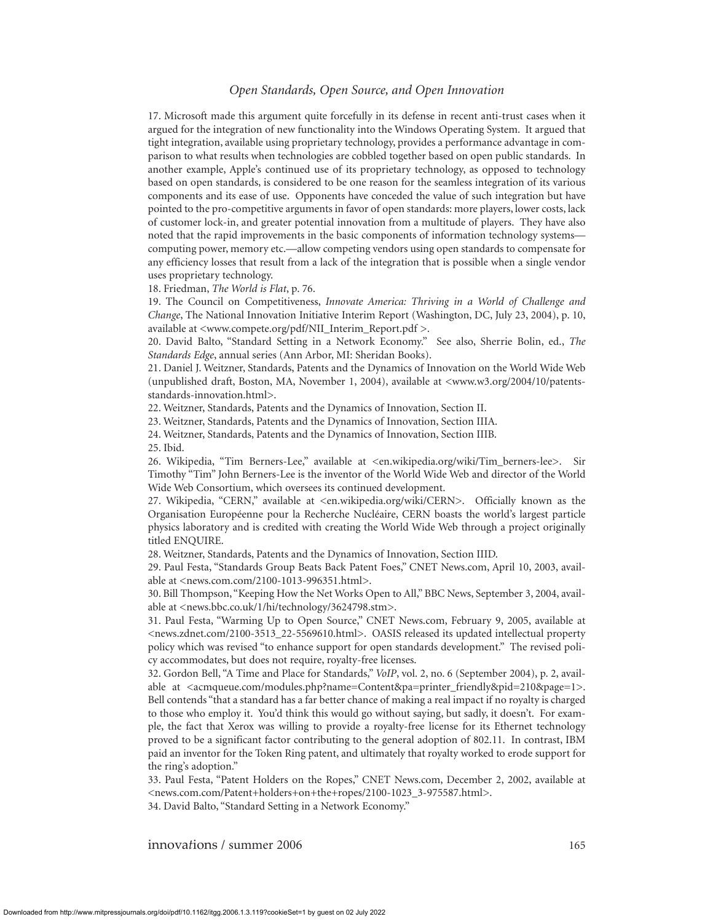17. Microsoft made this argument quite forcefully in its defense in recent anti-trust cases when it argued for the integration of new functionality into the Windows Operating System. It argued that tight integration, available using proprietary technology, provides a performance advantage in comparison to what results when technologies are cobbled together based on open public standards. In another example, Apple's continued use of its proprietary technology, as opposed to technology based on open standards, is considered to be one reason for the seamless integration of its various components and its ease of use. Opponents have conceded the value of such integration but have pointed to the pro-competitive arguments in favor of open standards: more players, lower costs, lack of customer lock-in, and greater potential innovation from a multitude of players. They have also noted that the rapid improvements in the basic components of information technology systems—computing power, memory etc.—allow competing vendors using open standards to compensate for any efficiency losses that result from a lack of the integration that is possible when a single vendor uses proprietary technology.

18. Friedman, *The World is Flat*, p. 76.

19. The Council on Competitiveness, *Innovate America: Thriving in a World of Challenge and Change*, The National Innovation Initiative Interim Report (Washington, DC, July 23, 2004), p. 10, available at <www.compete.org/pdf/NII_Interim_Report.pdf >.

20. David Balto, "Standard Setting in a Network Economy." See also, Sherrie Bolin, ed., *The Standards Edge*, annual series (Ann Arbor, MI: Sheridan Books).

21. Daniel J. Weitzner, Standards, Patents and the Dynamics of Innovation on the World Wide Web (unpublished draft, Boston, MA, November 1, 2004), available at <www.w3.org/2004/10/patents-standards-innovation.html>.

22. Weitzner, Standards, Patents and the Dynamics of Innovation, Section II.

23. Weitzner, Standards, Patents and the Dynamics of Innovation, Section IIIA.

24. Weitzner, Standards, Patents and the Dynamics of Innovation, Section IIIB.

25. Ibid.

26. Wikipedia, "Tim Berners-Lee," available at <en.wikipedia.org/wiki/Tim_berners-lee>. Sir Timothy "Tim" John Berners-Lee is the inventor of the World Wide Web and director of the World Wide Web Consortium, which oversees its continued development.

27. Wikipedia, "CERN," available at <en.wikipedia.org/wiki/CERN>. Officially known as the Organisation Européenne pour la Recherche Nucléaire, CERN boasts the world's largest particle physics laboratory and is credited with creating the World Wide Web through a project originally titled ENQUIRE.

28. Weitzner, Standards, Patents and the Dynamics of Innovation, Section IIID.

29. Paul Festa, "Standards Group Beats Back Patent Foes," CNET News.com, April 10, 2003, available at <news.com.com/2100-1013-996351.html>.

30. Bill Thompson, "Keeping How the Net Works Open to All," BBC News, September 3, 2004, available at <news.bbc.co.uk/1/hi/technology/3624798.stm>.

31. Paul Festa, "Warming Up to Open Source," CNET News.com, February 9, 2005, available at <news.zdnet.com/2100-3513_22-5569610.html>. OASIS released its updated intellectual property policy which was revised "to enhance support for open standards development." The revised policy accommodates, but does not require, royalty-free licenses.

32. Gordon Bell, "A Time and Place for Standards," *VoIP*, vol. 2, no. 6 (September 2004), p. 2, available at <acmqueue.com/modules.php?name=Content&pa=printer_friendly&pid=210&page=1>. Bell contends "that a standard has a far better chance of making a real impact if no royalty is charged to those who employ it. You'd think this would go without saying, but sadly, it doesn't. For example, the fact that Xerox was willing to provide a royalty-free license for its Ethernet technology proved to be a significant factor contributing to the general adoption of 802.11. In contrast, IBM paid an inventor for the Token Ring patent, and ultimately that royalty worked to erode support for the ring's adoption."

33. Paul Festa, "Patent Holders on the Ropes," CNET News.com, December 2, 2002, available at <news.com.com/Patent+holders+on+the+ropes/2100-1023_3-975587.html>.

34. David Balto, "Standard Setting in a Network Economy."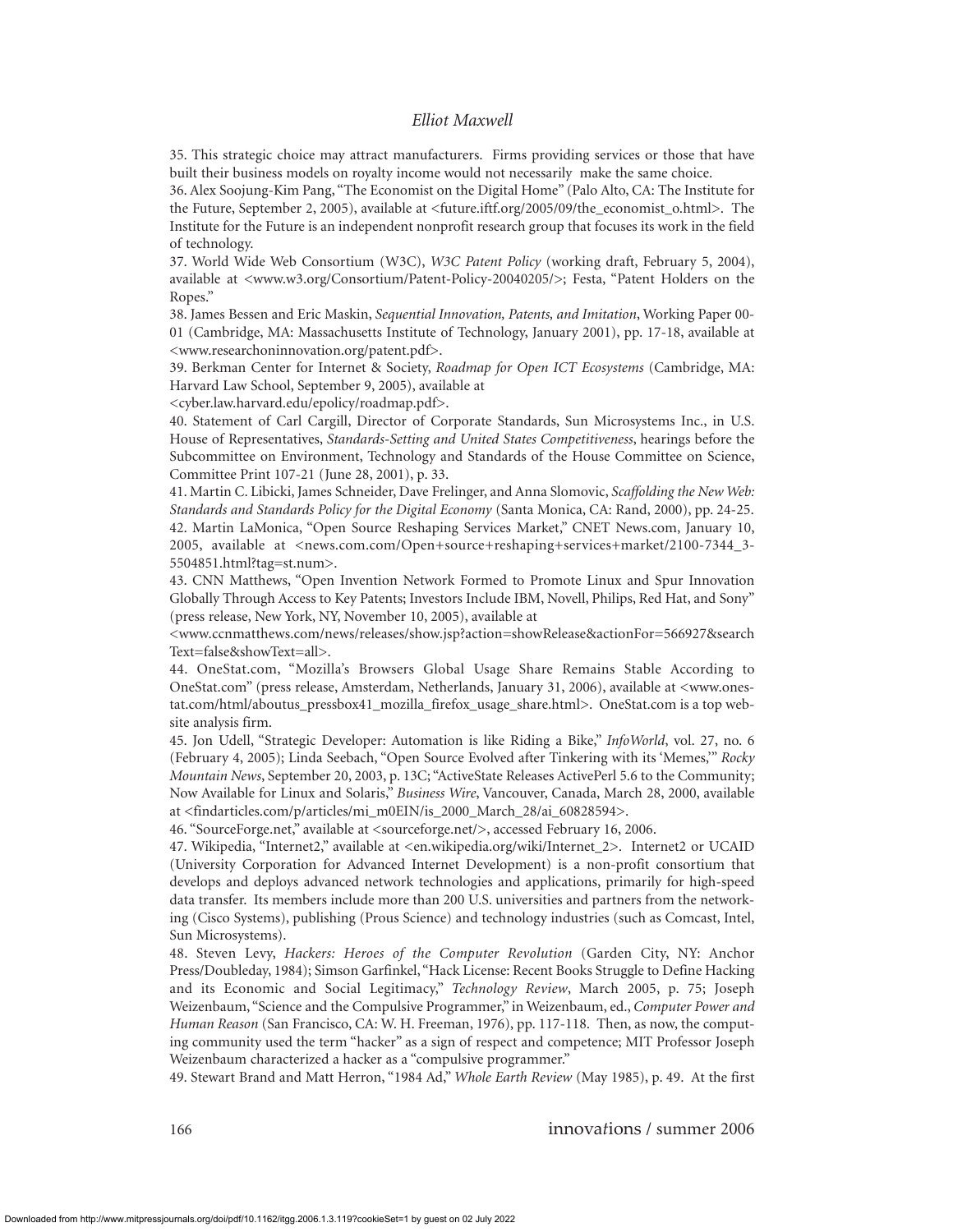35. This strategic choice may attract manufacturers. Firms providing services or those that have built their business models on royalty income would not necessarily make the same choice.

36. Alex Soojung-Kim Pang, "The Economist on the Digital Home" (Palo Alto, CA: The Institute for the Future, September 2, 2005), available at <future.iftf.org/2005/09/the_economist_o.html>. The Institute for the Future is an independent nonprofit research group that focuses its work in the field of technology.

37. World Wide Web Consortium (W3C), *W3C Patent Policy* (working draft, February 5, 2004), available at <www.w3.org/Consortium/Patent-Policy-20040205/>; Festa, "Patent Holders on the Ropes."

38. James Bessen and Eric Maskin, *Sequential Innovation, Patents, and Imitation*, Working Paper 00-01 (Cambridge, MA: Massachusetts Institute of Technology, January 2001), pp. 17-18, available at <www.researchoninnovation.org/patent.pdf>.

39. Berkman Center for Internet & Society, *Roadmap for Open ICT Ecosystems* (Cambridge, MA: Harvard Law School, September 9, 2005), available at <cyber.law.harvard.edu/epolicy/roadmap.pdf>.

40. Statement of Carl Cargill, Director of Corporate Standards, Sun Microsystems Inc., in U.S. House of Representatives, *Standards-Setting and United States Competitiveness*, hearings before the Subcommittee on Environment, Technology and Standards of the House Committee on Science, Committee Print 107-21 (June 28, 2001), p. 33.

41. Martin C. Libicki, James Schneider, Dave Frelinger, and Anna Slomovic, *Scaffolding the New Web: Standards and Standards Policy for the Digital Economy* (Santa Monica, CA: Rand, 2000), pp. 24-25.

42. Martin LaMonica, "Open Source Reshaping Services Market," CNET News.com, January 10, 2005, available at <news.com.com/Open+source+reshaping+services+market/2100-7344_3-5504851.html?tag=st.num>.

43. CNN Matthews, "Open Invention Network Formed to Promote Linux and Spur Innovation Globally Through Access to Key Patents; Investors Include IBM, Novell, Philips, Red Hat, and Sony" (press release, New York, NY, November 10, 2005), available at <www.ccnmatthews.com/news/releases/show.jsp?action=showRelease&actionFor=566927&searchText=false&showText=all>.

44. OneStat.com, "Mozilla's Browsers Global Usage Share Remains Stable According to OneStat.com" (press release, Amsterdam, Netherlands, January 31, 2006), available at <www.onestat.com/html/aboutus_pressbox41_mozilla_firefox_usage_share.html>. OneStat.com is a top website analysis firm.

45. Jon Udell, "Strategic Developer: Automation is like Riding a Bike," *InfoWorld*, vol. 27, no. 6 (February 4, 2005); Linda Seebach, "Open Source Evolved after Tinkering with its 'Memes,'" *Rocky Mountain News*, September 20, 2003, p. 13C; "ActiveState Releases ActivePerl 5.6 to the Community; Now Available for Linux and Solaris," *Business Wire*, Vancouver, Canada, March 28, 2000, available at <findarticles.com/p/articles/mi_m0EIN/is_2000_March_28/ai_60828594>.

46. "SourceForge.net," available at <sourceforge.net/>, accessed February 16, 2006.

47. Wikipedia, "Internet2," available at <en.wikipedia.org/wiki/Internet_2>. Internet2 or UCAID (University Corporation for Advanced Internet Development) is a non-profit consortium that develops and deploys advanced network technologies and applications, primarily for high-speed data transfer. Its members include more than 200 U.S. universities and partners from the networking (Cisco Systems), publishing (Prous Science) and technology industries (such as Comcast, Intel, Sun Microsystems).

48. Steven Levy, *Hackers: Heroes of the Computer Revolution* (Garden City, NY: Anchor Press/Doubleday, 1984); Simson Garfinkel, "Hack License: Recent Books Struggle to Define Hacking and its Economic and Social Legitimacy," *Technology Review*, March 2005, p. 75; Joseph Weizenbaum, "Science and the Compulsive Programmer," in Weizenbaum, ed., *Computer Power and Human Reason* (San Francisco, CA: W. H. Freeman, 1976), pp. 117-118. Then, as now, the computing community used the term "hacker" as a sign of respect and competence; MIT Professor Joseph Weizenbaum characterized a hacker as a "compulsive programmer."

49. Stewart Brand and Matt Herron, "1984 Ad," *Whole Earth Review* (May 1985), p. 49. At the first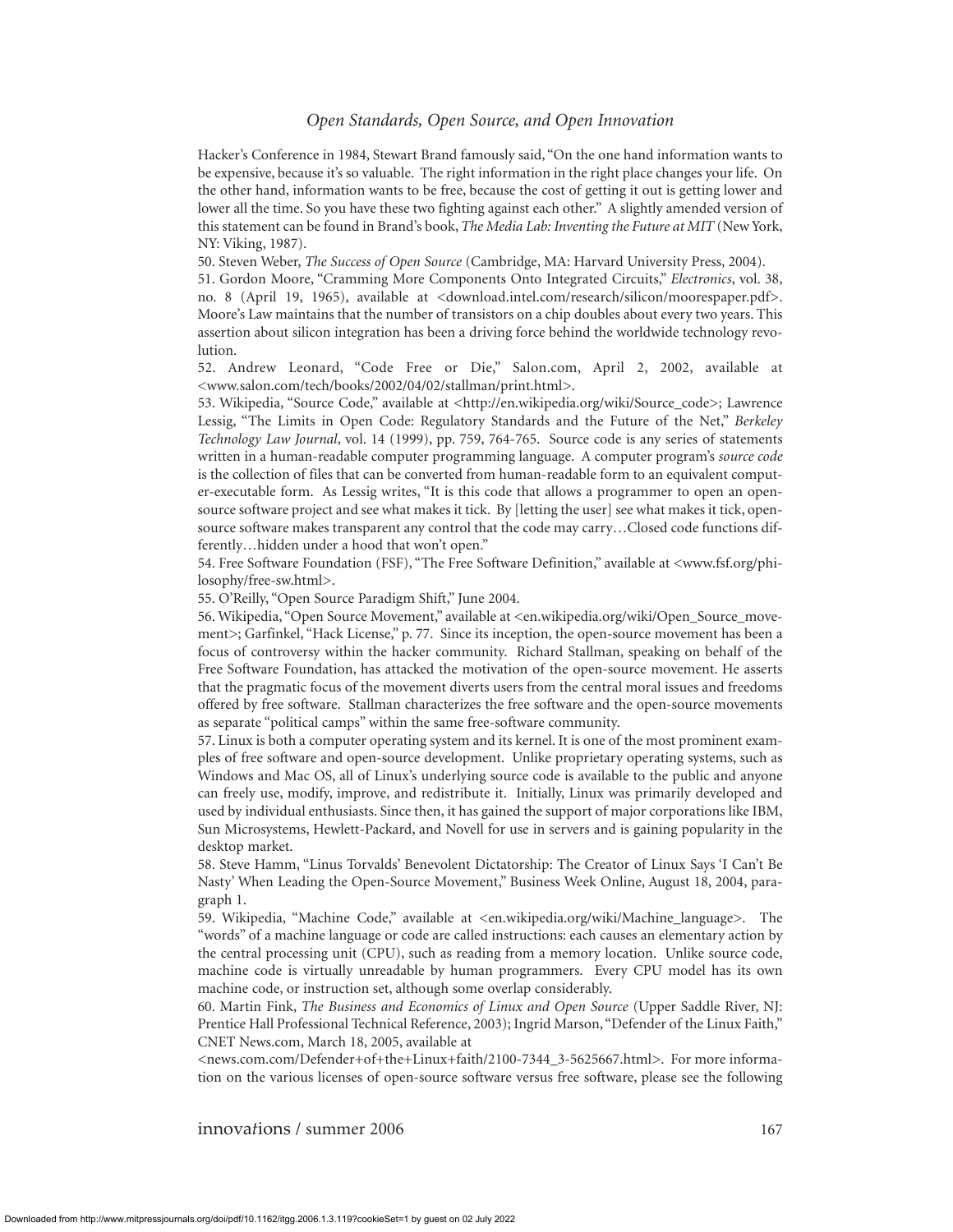Hacker's Conference in 1984, Stewart Brand famously said, "On the one hand information wants to be expensive, because it's so valuable. The right information in the right place changes your life. On the other hand, information wants to be free, because the cost of getting it out is getting lower and lower all the time. So you have these two fighting against each other." A slightly amended version of this statement can be found in Brand's book, *The Media Lab: Inventing the Future at MIT* (New York, NY: Viking, 1987).

50. Steven Weber, *The Success of Open Source* (Cambridge, MA: Harvard University Press, 2004).

51. Gordon Moore, "Cramming More Components Onto Integrated Circuits," *Electronics*, vol. 38, no. 8 (April 19, 1965), available at <download.intel.com/research/silicon/moorespaper.pdf>. Moore's Law maintains that the number of transistors on a chip doubles about every two years. This assertion about silicon integration has been a driving force behind the worldwide technology revolution.

52. Andrew Leonard, "Code Free or Die," Salon.com, April 2, 2002, available at <www.salon.com/tech/books/2002/04/02/stallman/print.html>.

53. Wikipedia, "Source Code," available at <http://en.wikipedia.org/wiki/Source_code>; Lawrence Lessig, "The Limits in Open Code: Regulatory Standards and the Future of the Net," *Berkeley Technology Law Journal*, vol. 14 (1999), pp. 759, 764-765. Source code is any series of statements written in a human-readable computer programming language. A computer program's *source code* is the collection of files that can be converted from human-readable form to an equivalent computer-executable form. As Lessig writes, "It is this code that allows a programmer to open an open-source software project and see what makes it tick. By [letting the user] see what makes it tick, open-source software makes transparent any control that the code may carry…Closed code functions differently…hidden under a hood that won't open."

54. Free Software Foundation (FSF), "The Free Software Definition," available at <www.fsf.org/philosophy/free-sw.html>.

55. O'Reilly, "Open Source Paradigm Shift," June 2004.

56. Wikipedia, "Open Source Movement," available at <en.wikipedia.org/wiki/Open_Source_movement>; Garfinkel, "Hack License," p. 77. Since its inception, the open-source movement has been a focus of controversy within the hacker community. Richard Stallman, speaking on behalf of the Free Software Foundation, has attacked the motivation of the open-source movement. He asserts that the pragmatic focus of the movement diverts users from the central moral issues and freedoms offered by free software. Stallman characterizes the free software and the open-source movements as separate "political camps" within the same free-software community.

57. Linux is both a computer operating system and its kernel. It is one of the most prominent examples of free software and open-source development. Unlike proprietary operating systems, such as Windows and Mac OS, all of Linux's underlying source code is available to the public and anyone can freely use, modify, improve, and redistribute it. Initially, Linux was primarily developed and used by individual enthusiasts. Since then, it has gained the support of major corporations like IBM, Sun Microsystems, Hewlett-Packard, and Novell for use in servers and is gaining popularity in the desktop market.

58. Steve Hamm, "Linus Torvalds' Benevolent Dictatorship: The Creator of Linux Says 'I Can't Be Nasty' When Leading the Open-Source Movement," Business Week Online, August 18, 2004, paragraph 1.

59. Wikipedia, "Machine Code," available at <en.wikipedia.org/wiki/Machine_language>. The "words" of a machine language or code are called instructions: each causes an elementary action by the central processing unit (CPU), such as reading from a memory location. Unlike source code, machine code is virtually unreadable by human programmers. Every CPU model has its own machine code, or instruction set, although some overlap considerably.

60. Martin Fink, *The Business and Economics of Linux and Open Source* (Upper Saddle River, NJ: Prentice Hall Professional Technical Reference, 2003); Ingrid Marson, "Defender of the Linux Faith," CNET News.com, March 18, 2005, available at <news.com.com/Defender+of+the+Linux+faith/2100-7344_3-5625667.html>. For more information on the various licenses of open-source software versus free software, please see the following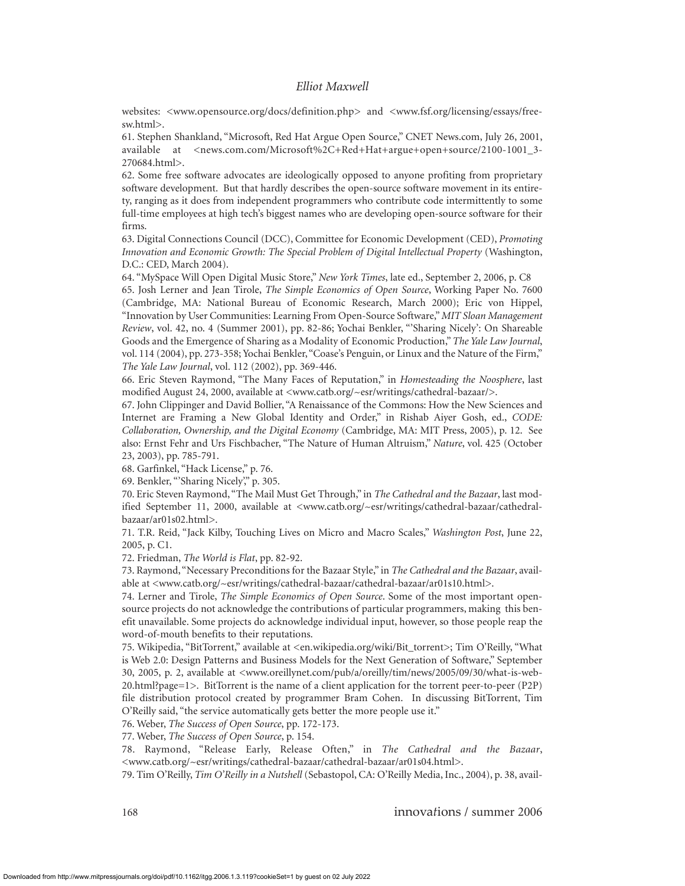websites: <www.opensource.org/docs/definition.php> and <www.fsf.org/licensing/essays/free-sw.html>.

61. Stephen Shankland, "Microsoft, Red Hat Argue Open Source," CNET News.com, July 26, 2001, available at <news.com.com/Microsoft%2C+Red+Hat+argue+open+source/2100-1001_3-270684.html>.

62. Some free software advocates are ideologically opposed to anyone profiting from proprietary software development. But that hardly describes the open-source software movement in its entirety, ranging as it does from independent programmers who contribute code intermittently to some full-time employees at high tech's biggest names who are developing open-source software for their firms.

63. Digital Connections Council (DCC), Committee for Economic Development (CED), *Promoting Innovation and Economic Growth: The Special Problem of Digital Intellectual Property* (Washington, D.C.: CED, March 2004).

64. "MySpace Will Open Digital Music Store," *New York Times*, late ed., September 2, 2006, p. C8

65. Josh Lerner and Jean Tirole, *The Simple Economics of Open Source*, Working Paper No. 7600 (Cambridge, MA: National Bureau of Economic Research, March 2000); Eric von Hippel, "Innovation by User Communities: Learning From Open-Source Software," *MIT Sloan Management Review*, vol. 42, no. 4 (Summer 2001), pp. 82-86; Yochai Benkler, "'Sharing Nicely': On Shareable Goods and the Emergence of Sharing as a Modality of Economic Production," *The Yale Law Journal*, vol. 114 (2004), pp. 273-358; Yochai Benkler, "Coase's Penguin, or Linux and the Nature of the Firm," *The Yale Law Journal*, vol. 112 (2002), pp. 369-446.

66. Eric Steven Raymond, "The Many Faces of Reputation," in *Homesteading the Noosphere*, last modified August 24, 2000, available at <www.catb.org/~esr/writings/cathedral-bazaar/>.

67. John Clippinger and David Bollier, "A Renaissance of the Commons: How the New Sciences and Internet are Framing a New Global Identity and Order," in Rishab Aiyer Gosh, ed., *CODE: Collaboration, Ownership, and the Digital Economy* (Cambridge, MA: MIT Press, 2005), p. 12. See also: Ernst Fehr and Urs Fischbacher, "The Nature of Human Altruism," *Nature*, vol. 425 (October 23, 2003), pp. 785-791.

68. Garfinkel, "Hack License," p. 76.

69. Benkler, "'Sharing Nicely,'" p. 305.

70. Eric Steven Raymond, "The Mail Must Get Through," in *The Cathedral and the Bazaar*, last modified September 11, 2000, available at <www.catb.org/~esr/writings/cathedral-bazaar/cathedral-bazaar/ar01s02.html>.

71. T.R. Reid, "Jack Kilby, Touching Lives on Micro and Macro Scales," *Washington Post*, June 22, 2005, p. C1.

72. Friedman, *The World is Flat*, pp. 82-92.

73. Raymond, "Necessary Preconditions for the Bazaar Style," in *The Cathedral and the Bazaar*, available at <www.catb.org/~esr/writings/cathedral-bazaar/cathedral-bazaar/ar01s10.html>.

74. Lerner and Tirole, *The Simple Economics of Open Source*. Some of the most important open-source projects do not acknowledge the contributions of particular programmers, making this benefit unavailable. Some projects do acknowledge individual input, however, so those people reap the word-of-mouth benefits to their reputations.

75. Wikipedia, "BitTorrent," available at <en.wikipedia.org/wiki/Bit_torrent>; Tim O'Reilly, "What is Web 2.0: Design Patterns and Business Models for the Next Generation of Software," September 30, 2005, p. 2, available at <www.oreillynet.com/pub/a/oreilly/tim/news/2005/09/30/what-is-web-20.html?page=1>. BitTorrent is the name of a client application for the torrent peer-to-peer (P2P) file distribution protocol created by programmer Bram Cohen. In discussing BitTorrent, Tim O'Reilly said, "the service automatically gets better the more people use it."

76. Weber, *The Success of Open Source*, pp. 172-173.

77. Weber, *The Success of Open Source*, p. 154.

78. Raymond, "Release Early, Release Often," in *The Cathedral and the Bazaar*, <www.catb.org/~esr/writings/cathedral-bazaar/cathedral-bazaar/ar01s04.html>.

79. Tim O'Reilly, *Tim O'Reilly in a Nutshell* (Sebastopol, CA: O'Reilly Media, Inc., 2004), p. 38, avail-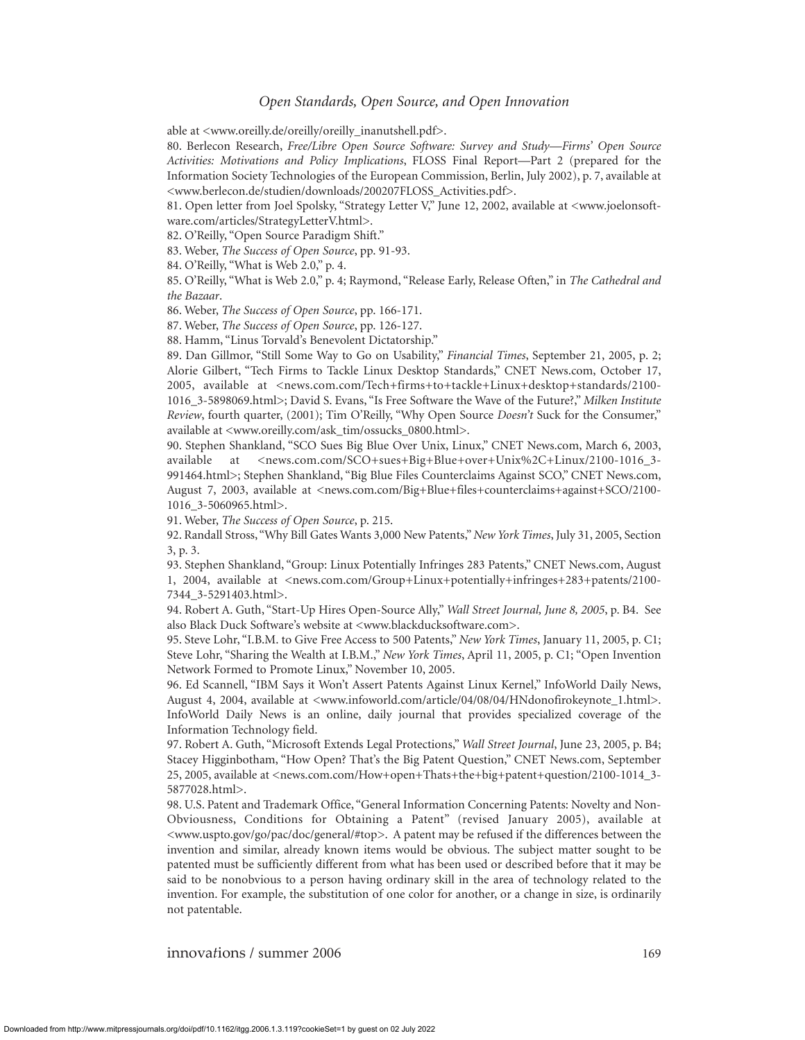able at <www.oreilly.de/oreilly/oreilly_inanutshell.pdf>.

80. Berlecon Research, *Free/Libre Open Source Software: Survey and Study—Firms' Open Source Activities: Motivations and Policy Implications*, FLOSS Final Report—Part 2 (prepared for the Information Society Technologies of the European Commission, Berlin, July 2002), p. 7, available at <www.berlecon.de/studien/downloads/200207FLOSS_Activities.pdf>.

81. Open letter from Joel Spolsky, "Strategy Letter V," June 12, 2002, available at <www.joelonsoftware.com/articles/StrategyLetterV.html>.

82. O'Reilly, "Open Source Paradigm Shift."

83. Weber, *The Success of Open Source*, pp. 91-93.

84. O'Reilly, "What is Web 2.0," p. 4.

85. O'Reilly, "What is Web 2.0," p. 4; Raymond, "Release Early, Release Often," in *The Cathedral and the Bazaar*.

86. Weber, *The Success of Open Source*, pp. 166-171.

87. Weber, *The Success of Open Source*, pp. 126-127.

88. Hamm, "Linus Torvald's Benevolent Dictatorship."

89. Dan Gillmor, "Still Some Way to Go on Usability," *Financial Times*, September 21, 2005, p. 2; Alorie Gilbert, "Tech Firms to Tackle Linux Desktop Standards," CNET News.com, October 17, 2005, available at <news.com.com/Tech+firms+to+tackle+Linux+desktop+standards/2100-1016_3-5898069.html>; David S. Evans, "Is Free Software the Wave of the Future?," *Milken Institute Review*, fourth quarter, (2001); Tim O'Reilly, "Why Open Source *Doesn't* Suck for the Consumer," available at <www.oreilly.com/ask_tim/ossucks_0800.html>.

90. Stephen Shankland, "SCO Sues Big Blue Over Unix, Linux," CNET News.com, March 6, 2003, available at <news.com.com/SCO+sues+Big+Blue+over+Unix%2C+Linux/2100-1016_3-991464.html>; Stephen Shankland, "Big Blue Files Counterclaims Against SCO," CNET News.com, August 7, 2003, available at <news.com.com/Big+Blue+files+counterclaims+against+SCO/2100-1016_3-5060965.html>.

91. Weber, *The Success of Open Source*, p. 215.

92. Randall Stross, "Why Bill Gates Wants 3,000 New Patents," *New York Times*, July 31, 2005, Section 3, p. 3.

93. Stephen Shankland, "Group: Linux Potentially Infringes 283 Patents," CNET News.com, August 1, 2004, available at <news.com.com/Group+Linux+potentially+infringes+283+patents/2100-7344_3-5291403.html>.

94. Robert A. Guth, "Start-Up Hires Open-Source Ally," *Wall Street Journal, June 8, 2005*, p. B4. See also Black Duck Software's website at <www.blackducksoftware.com>.

95. Steve Lohr, "I.B.M. to Give Free Access to 500 Patents," *New York Times*, January 11, 2005, p. C1; Steve Lohr, "Sharing the Wealth at I.B.M.," *New York Times*, April 11, 2005, p. C1; "Open Invention Network Formed to Promote Linux," November 10, 2005.

96. Ed Scannell, "IBM Says it Won't Assert Patents Against Linux Kernel," InfoWorld Daily News, August 4, 2004, available at <www.infoworld.com/article/04/08/04/HNdonofirokeynote_1.html>. InfoWorld Daily News is an online, daily journal that provides specialized coverage of the Information Technology field.

97. Robert A. Guth, "Microsoft Extends Legal Protections," *Wall Street Journal*, June 23, 2005, p. B4; Stacey Higginbotham, "How Open? That's the Big Patent Question," CNET News.com, September 25, 2005, available at <news.com.com/How+open+Thats+the+big+patent+question/2100-1014_3-5877028.html>.

98. U.S. Patent and Trademark Office, "General Information Concerning Patents: Novelty and Non-Obviousness, Conditions for Obtaining a Patent" (revised January 2005), available at <www.uspto.gov/go/pac/doc/general/#top>. A patent may be refused if the differences between the invention and similar, already known items would be obvious. The subject matter sought to be patented must be sufficiently different from what has been used or described before that it may be said to be nonobvious to a person having ordinary skill in the area of technology related to the invention. For example, the substitution of one color for another, or a change in size, is ordinarily not patentable.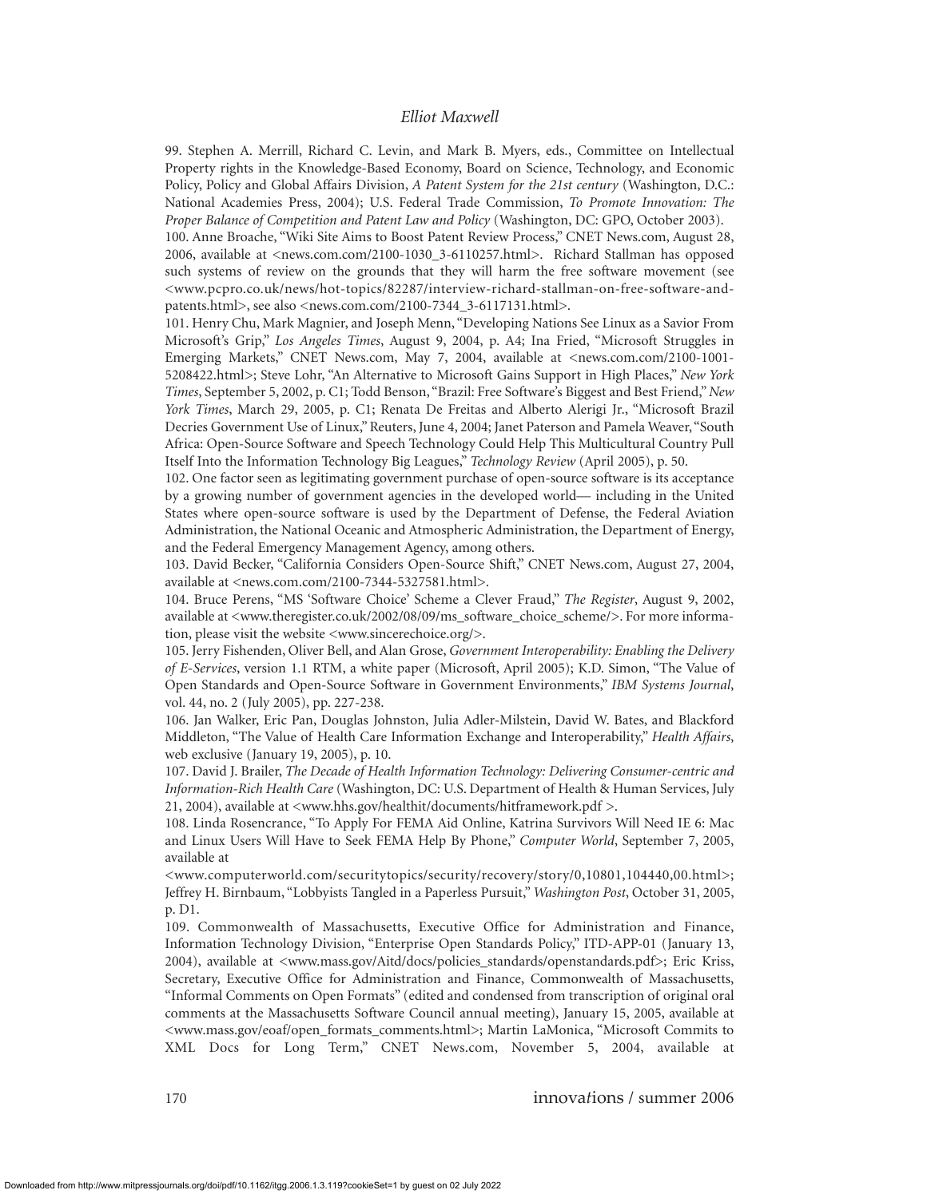99. Stephen A. Merrill, Richard C. Levin, and Mark B. Myers, eds., Committee on Intellectual Property rights in the Knowledge-Based Economy, Board on Science, Technology, and Economic Policy, Policy and Global Affairs Division, *A Patent System for the 21st century* (Washington, D.C.: National Academies Press, 2004); U.S. Federal Trade Commission, *To Promote Innovation: The Proper Balance of Competition and Patent Law and Policy* (Washington, DC: GPO, October 2003).

100. Anne Broache, "Wiki Site Aims to Boost Patent Review Process," CNET News.com, August 28, 2006, available at <news.com.com/2100-1030_3-6110257.html>. Richard Stallman has opposed such systems of review on the grounds that they will harm the free software movement (see <www.pcpro.co.uk/news/hot-topics/82287/interview-richard-stallman-on-free-software-and-patents.html>, see also <news.com.com/2100-7344_3-6117131.html>.

101. Henry Chu, Mark Magnier, and Joseph Menn, "Developing Nations See Linux as a Savior From Microsoft's Grip," *Los Angeles Times*, August 9, 2004, p. A4; Ina Fried, "Microsoft Struggles in Emerging Markets," CNET News.com, May 7, 2004, available at <news.com.com/2100-1001-5208422.html>; Steve Lohr, "An Alternative to Microsoft Gains Support in High Places," *New York Times*, September 5, 2002, p. C1; Todd Benson, "Brazil: Free Software's Biggest and Best Friend," *New York Times*, March 29, 2005, p. C1; Renata De Freitas and Alberto Alerigi Jr., "Microsoft Brazil Decries Government Use of Linux," Reuters, June 4, 2004; Janet Paterson and Pamela Weaver, "South Africa: Open-Source Software and Speech Technology Could Help This Multicultural Country Pull Itself Into the Information Technology Big Leagues," *Technology Review* (April 2005), p. 50.

102. One factor seen as legitimating government purchase of open-source software is its acceptance by a growing number of government agencies in the developed world— including in the United States where open-source software is used by the Department of Defense, the Federal Aviation Administration, the National Oceanic and Atmospheric Administration, the Department of Energy, and the Federal Emergency Management Agency, among others.

103. David Becker, "California Considers Open-Source Shift," CNET News.com, August 27, 2004, available at <news.com.com/2100-7344-5327581.html>.

104. Bruce Perens, "MS 'Software Choice' Scheme a Clever Fraud," *The Register*, August 9, 2002, available at <www.theregister.co.uk/2002/08/09/ms_software_choice_scheme/>. For more information, please visit the website <www.sincerechoice.org/>.

105. Jerry Fishenden, Oliver Bell, and Alan Grose, *Government Interoperability: Enabling the Delivery of E-Services*, version 1.1 RTM, a white paper (Microsoft, April 2005); K.D. Simon, "The Value of Open Standards and Open-Source Software in Government Environments," *IBM Systems Journal*, vol. 44, no. 2 (July 2005), pp. 227-238.

106. Jan Walker, Eric Pan, Douglas Johnston, Julia Adler-Milstein, David W. Bates, and Blackford Middleton, "The Value of Health Care Information Exchange and Interoperability," *Health Affairs*, web exclusive (January 19, 2005), p. 10.

107. David J. Brailer, *The Decade of Health Information Technology: Delivering Consumer-centric and Information-Rich Health Care* (Washington, DC: U.S. Department of Health & Human Services, July 21, 2004), available at <www.hhs.gov/healthit/documents/hitframework.pdf >.

108. Linda Rosencrance, "To Apply For FEMA Aid Online, Katrina Survivors Will Need IE 6: Mac and Linux Users Will Have to Seek FEMA Help By Phone," *Computer World*, September 7, 2005, available at <www.computerworld.com/securitytopics/security/recovery/story/0,10801,104440,00.html>; Jeffrey H. Birnbaum, "Lobbyists Tangled in a Paperless Pursuit," *Washington Post*, October 31, 2005, p. D1.

109. Commonwealth of Massachusetts, Executive Office for Administration and Finance, Information Technology Division, "Enterprise Open Standards Policy," ITD-APP-01 (January 13, 2004), available at <www.mass.gov/Aitd/docs/policies_standards/openstandards.pdf>; Eric Kriss, Secretary, Executive Office for Administration and Finance, Commonwealth of Massachusetts, "Informal Comments on Open Formats" (edited and condensed from transcription of original oral comments at the Massachusetts Software Council annual meeting), January 15, 2005, available at <www.mass.gov/eoaf/open_formats_comments.html>; Martin LaMonica, "Microsoft Commits to XML Docs for Long Term," CNET News.com, November 5, 2004, available at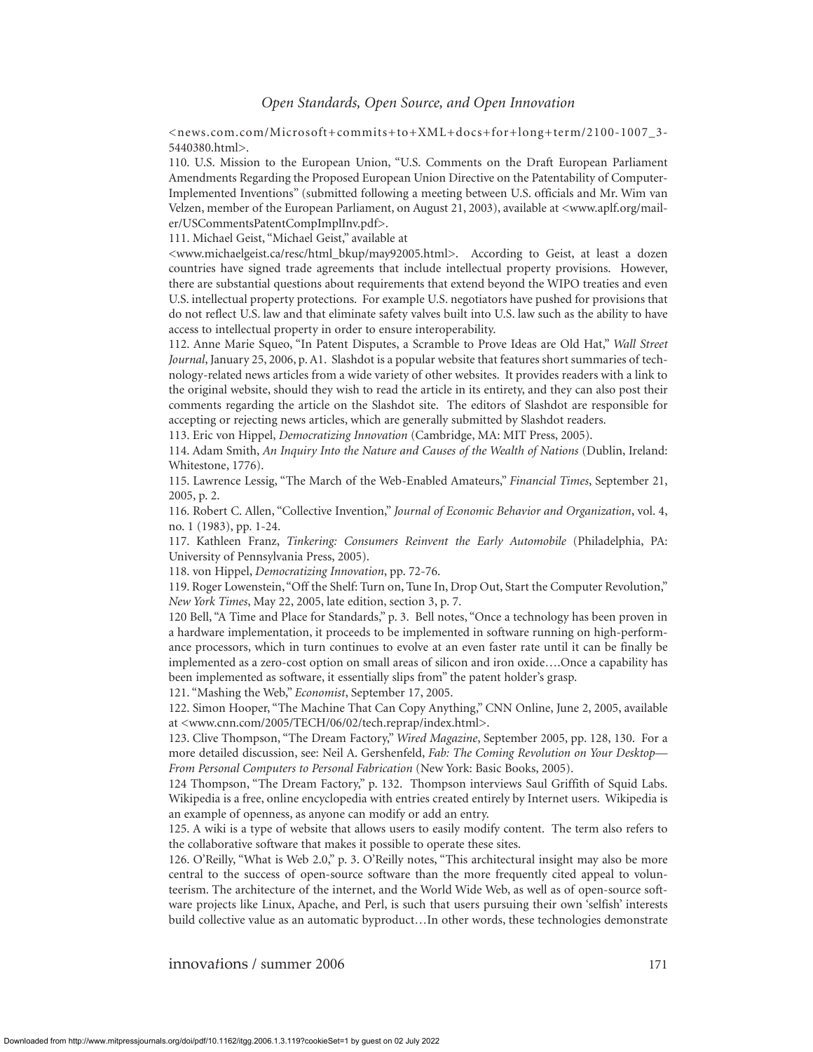<news.com.com/Microsoft+commits+to+XML+docs+for+long+term/2100-1007_3-5440380.html>.

110. U.S. Mission to the European Union, "U.S. Comments on the Draft European Parliament Amendments Regarding the Proposed European Union Directive on the Patentability of Computer-Implemented Inventions" (submitted following a meeting between U.S. officials and Mr. Wim van Velzen, member of the European Parliament, on August 21, 2003), available at <www.aplf.org/mailer/USCommentsPatentCompImplInv.pdf>.

111. Michael Geist, "Michael Geist," available at <www.michaelgeist.ca/resc/html_bkup/may92005.html>. According to Geist, at least a dozen countries have signed trade agreements that include intellectual property provisions. However, there are substantial questions about requirements that extend beyond the WIPO treaties and even U.S. intellectual property protections. For example U.S. negotiators have pushed for provisions that do not reflect U.S. law and that eliminate safety valves built into U.S. law such as the ability to have access to intellectual property in order to ensure interoperability.

112. Anne Marie Squeo, "In Patent Disputes, a Scramble to Prove Ideas are Old Hat," *Wall Street Journal*, January 25, 2006, p. A1. Slashdot is a popular website that features short summaries of technology-related news articles from a wide variety of other websites. It provides readers with a link to the original website, should they wish to read the article in its entirety, and they can also post their comments regarding the article on the Slashdot site. The editors of Slashdot are responsible for accepting or rejecting news articles, which are generally submitted by Slashdot readers.

113. Eric von Hippel, *Democratizing Innovation* (Cambridge, MA: MIT Press, 2005).

114. Adam Smith, *An Inquiry Into the Nature and Causes of the Wealth of Nations* (Dublin, Ireland: Whitestone, 1776).

115. Lawrence Lessig, "The March of the Web-Enabled Amateurs," *Financial Times*, September 21, 2005, p. 2.

116. Robert C. Allen, "Collective Invention," *Journal of Economic Behavior and Organization*, vol. 4, no. 1 (1983), pp. 1-24.

117. Kathleen Franz, *Tinkering: Consumers Reinvent the Early Automobile* (Philadelphia, PA: University of Pennsylvania Press, 2005).

118. von Hippel, *Democratizing Innovation*, pp. 72-76.

119. Roger Lowenstein, "Off the Shelf: Turn on, Tune In, Drop Out, Start the Computer Revolution," *New York Times*, May 22, 2005, late edition, section 3, p. 7.

120 Bell, "A Time and Place for Standards," p. 3. Bell notes, "Once a technology has been proven in a hardware implementation, it proceeds to be implemented in software running on high-performance processors, which in turn continues to evolve at an even faster rate until it can be finally be implemented as a zero-cost option on small areas of silicon and iron oxide….Once a capability has been implemented as software, it essentially slips from" the patent holder's grasp.

121. "Mashing the Web," *Economist*, September 17, 2005.

122. Simon Hooper, "The Machine That Can Copy Anything," CNN Online, June 2, 2005, available at <www.cnn.com/2005/TECH/06/02/tech.reprap/index.html>.

123. Clive Thompson, "The Dream Factory," *Wired Magazine*, September 2005, pp. 128, 130. For a more detailed discussion, see: Neil A. Gershenfeld, *Fab: The Coming Revolution on Your Desktop—From Personal Computers to Personal Fabrication* (New York: Basic Books, 2005).

124 Thompson, "The Dream Factory," p. 132. Thompson interviews Saul Griffith of Squid Labs. Wikipedia is a free, online encyclopedia with entries created entirely by Internet users. Wikipedia is an example of openness, as anyone can modify or add an entry.

125. A wiki is a type of website that allows users to easily modify content. The term also refers to the collaborative software that makes it possible to operate these sites.

126. O'Reilly, "What is Web 2.0," p. 3. O'Reilly notes, "This architectural insight may also be more central to the success of open-source software than the more frequently cited appeal to volunteerism. The architecture of the internet, and the World Wide Web, as well as of open-source software projects like Linux, Apache, and Perl, is such that users pursuing their own 'selfish' interests build collective value as an automatic byproduct…In other words, these technologies demonstrate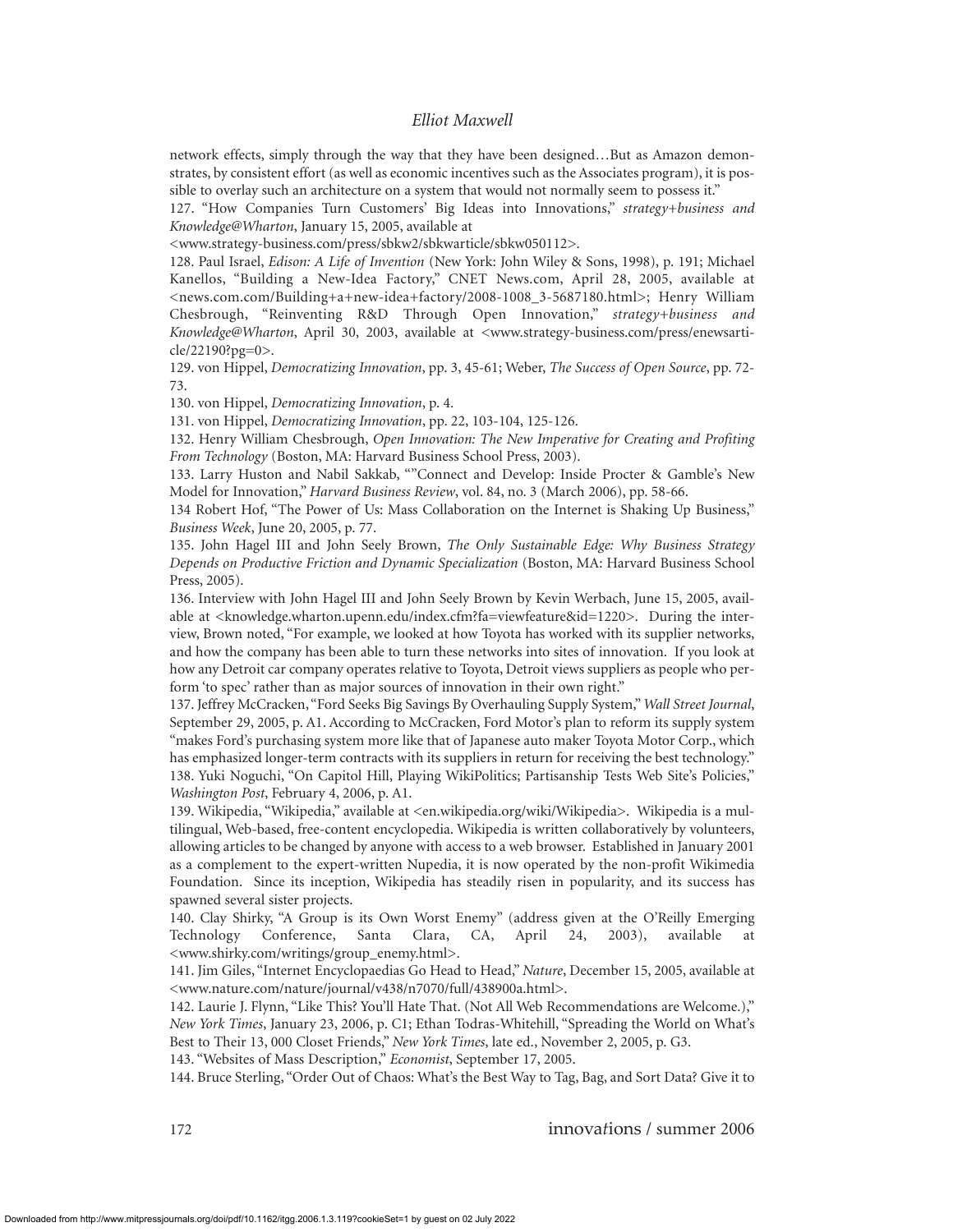network effects, simply through the way that they have been designed…But as Amazon demonstrates, by consistent effort (as well as economic incentives such as the Associates program), it is possible to overlay such an architecture on a system that would not normally seem to possess it."

127. "How Companies Turn Customers' Big Ideas into Innovations," *strategy+business and Knowledge@Wharton*, January 15, 2005, available at <www.strategy-business.com/press/sbkw2/sbkwarticle/sbkw050112>.

128. Paul Israel, *Edison: A Life of Invention* (New York: John Wiley & Sons, 1998), p. 191; Michael Kanellos, "Building a New-Idea Factory," CNET News.com, April 28, 2005, available at <news.com.com/Building+a+new-idea+factory/2008-1008_3-5687180.html>; Henry William Chesbrough, "Reinventing R&D Through Open Innovation," *strategy+business and Knowledge@Wharton*, April 30, 2003, available at <www.strategy-business.com/press/enewsarticle/22190?pg=0>.

129. von Hippel, *Democratizing Innovation*, pp. 3, 45-61; Weber, *The Success of Open Source*, pp. 72-73.

130. von Hippel, *Democratizing Innovation*, p. 4.

131. von Hippel, *Democratizing Innovation*, pp. 22, 103-104, 125-126.

132. Henry William Chesbrough, *Open Innovation: The New Imperative for Creating and Profiting From Technology* (Boston, MA: Harvard Business School Press, 2003).

133. Larry Huston and Nabil Sakkab, ""Connect and Develop: Inside Procter & Gamble's New Model for Innovation," *Harvard Business Review*, vol. 84, no. 3 (March 2006), pp. 58-66.

134 Robert Hof, "The Power of Us: Mass Collaboration on the Internet is Shaking Up Business," *Business Week*, June 20, 2005, p. 77.

135. John Hagel III and John Seely Brown, *The Only Sustainable Edge: Why Business Strategy Depends on Productive Friction and Dynamic Specialization* (Boston, MA: Harvard Business School Press, 2005).

136. Interview with John Hagel III and John Seely Brown by Kevin Werbach, June 15, 2005, available at <knowledge.wharton.upenn.edu/index.cfm?fa=viewfeature&id=1220>. During the interview, Brown noted, "For example, we looked at how Toyota has worked with its supplier networks, and how the company has been able to turn these networks into sites of innovation. If you look at how any Detroit car company operates relative to Toyota, Detroit views suppliers as people who perform 'to spec' rather than as major sources of innovation in their own right."

137. Jeffrey McCracken, "Ford Seeks Big Savings By Overhauling Supply System," *Wall Street Journal*, September 29, 2005, p. A1. According to McCracken, Ford Motor's plan to reform its supply system "makes Ford's purchasing system more like that of Japanese auto maker Toyota Motor Corp., which has emphasized longer-term contracts with its suppliers in return for receiving the best technology."

138. Yuki Noguchi, "On Capitol Hill, Playing WikiPolitics; Partisanship Tests Web Site's Policies," *Washington Post*, February 4, 2006, p. A1.

139. Wikipedia, "Wikipedia," available at <en.wikipedia.org/wiki/Wikipedia>. Wikipedia is a multilingual, Web-based, free-content encyclopedia. Wikipedia is written collaboratively by volunteers, allowing articles to be changed by anyone with access to a web browser. Established in January 2001 as a complement to the expert-written Nupedia, it is now operated by the non-profit Wikimedia Foundation. Since its inception, Wikipedia has steadily risen in popularity, and its success has spawned several sister projects.

140. Clay Shirky, "A Group is its Own Worst Enemy" (address given at the O'Reilly Emerging Technology Conference, Santa Clara, CA, April 24, 2003), available at <www.shirky.com/writings/group_enemy.html>.

141. Jim Giles, "Internet Encyclopaedias Go Head to Head," *Nature*, December 15, 2005, available at <www.nature.com/nature/journal/v438/n7070/full/438900a.html>.

142. Laurie J. Flynn, "Like This? You'll Hate That. (Not All Web Recommendations are Welcome.)," *New York Times*, January 23, 2006, p. C1; Ethan Todras-Whitehill, "Spreading the World on What's Best to Their 13, 000 Closet Friends," *New York Times*, late ed., November 2, 2005, p. G3.

143. "Websites of Mass Description," *Economist*, September 17, 2005.

144. Bruce Sterling, "Order Out of Chaos: What's the Best Way to Tag, Bag, and Sort Data? Give it to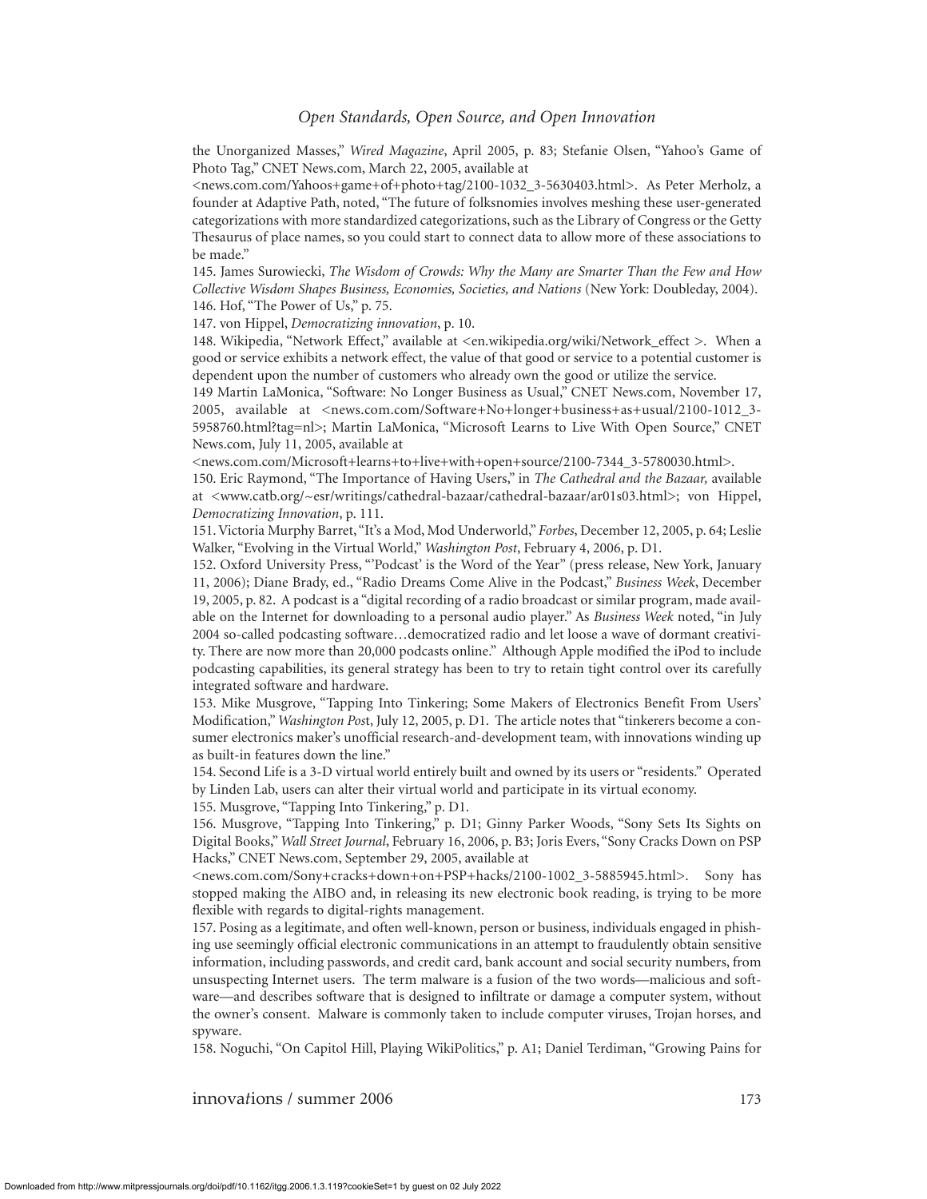the Unorganized Masses," *Wired Magazine*, April 2005, p. 83; Stefanie Olsen, "Yahoo's Game of Photo Tag," CNET News.com, March 22, 2005, available at <news.com.com/Yahoos+game+of+photo+tag/2100-1032_3-5630403.html>. As Peter Merholz, a founder at Adaptive Path, noted, "The future of folksnomies involves meshing these user-generated categorizations with more standardized categorizations, such as the Library of Congress or the Getty Thesaurus of place names, so you could start to connect data to allow more of these associations to be made."

145. James Surowiecki, *The Wisdom of Crowds: Why the Many are Smarter Than the Few and How Collective Wisdom Shapes Business, Economies, Societies, and Nations* (New York: Doubleday, 2004).

146. Hof, "The Power of Us," p. 75.

147. von Hippel, *Democratizing innovation*, p. 10.

148. Wikipedia, "Network Effect," available at <en.wikipedia.org/wiki/Network_effect >. When a good or service exhibits a network effect, the value of that good or service to a potential customer is dependent upon the number of customers who already own the good or utilize the service.

149 Martin LaMonica, "Software: No Longer Business as Usual," CNET News.com, November 17, 2005, available at <news.com.com/Software+No+longer+business+as+usual/2100-1012_3-5958760.html?tag=nl>; Martin LaMonica, "Microsoft Learns to Live With Open Source," CNET News.com, July 11, 2005, available at <news.com.com/Microsoft+learns+to+live+with+open+source/2100-7344_3-5780030.html>.

150. Eric Raymond, "The Importance of Having Users," in *The Cathedral and the Bazaar,* available at <www.catb.org/~esr/writings/cathedral-bazaar/cathedral-bazaar/ar01s03.html>; von Hippel, *Democratizing Innovation*, p. 111.

151. Victoria Murphy Barret, "It's a Mod, Mod Underworld," *Forbes*, December 12, 2005, p. 64; Leslie Walker, "Evolving in the Virtual World," *Washington Post*, February 4, 2006, p. D1.

152. Oxford University Press, "'Podcast' is the Word of the Year" (press release, New York, January 11, 2006); Diane Brady, ed., "Radio Dreams Come Alive in the Podcast," *Business Week*, December 19, 2005, p. 82. A podcast is a "digital recording of a radio broadcast or similar program, made available on the Internet for downloading to a personal audio player." As *Business Week* noted, "in July 2004 so-called podcasting software…democratized radio and let loose a wave of dormant creativity. There are now more than 20,000 podcasts online." Although Apple modified the iPod to include podcasting capabilities, its general strategy has been to try to retain tight control over its carefully integrated software and hardware.

153. Mike Musgrove, "Tapping Into Tinkering; Some Makers of Electronics Benefit From Users' Modification," *Washington Pos*t, July 12, 2005, p. D1. The article notes that "tinkerers become a consumer electronics maker's unofficial research-and-development team, with innovations winding up as built-in features down the line."

154. Second Life is a 3-D virtual world entirely built and owned by its users or "residents." Operated by Linden Lab, users can alter their virtual world and participate in its virtual economy.

155. Musgrove, "Tapping Into Tinkering," p. D1.

156. Musgrove, "Tapping Into Tinkering," p. D1; Ginny Parker Woods, "Sony Sets Its Sights on Digital Books," *Wall Street Journal*, February 16, 2006, p. B3; Joris Evers, "Sony Cracks Down on PSP Hacks," CNET News.com, September 29, 2005, available at <news.com.com/Sony+cracks+down+on+PSP+hacks/2100-1002_3-5885945.html>. Sony has stopped making the AIBO and, in releasing its new electronic book reading, is trying to be more flexible with regards to digital-rights management.

157. Posing as a legitimate, and often well-known, person or business, individuals engaged in phishing use seemingly official electronic communications in an attempt to fraudulently obtain sensitive information, including passwords, and credit card, bank account and social security numbers, from unsuspecting Internet users. The term malware is a fusion of the two words—malicious and software—and describes software that is designed to infiltrate or damage a computer system, without the owner's consent. Malware is commonly taken to include computer viruses, Trojan horses, and spyware.

158. Noguchi, "On Capitol Hill, Playing WikiPolitics," p. A1; Daniel Terdiman, "Growing Pains for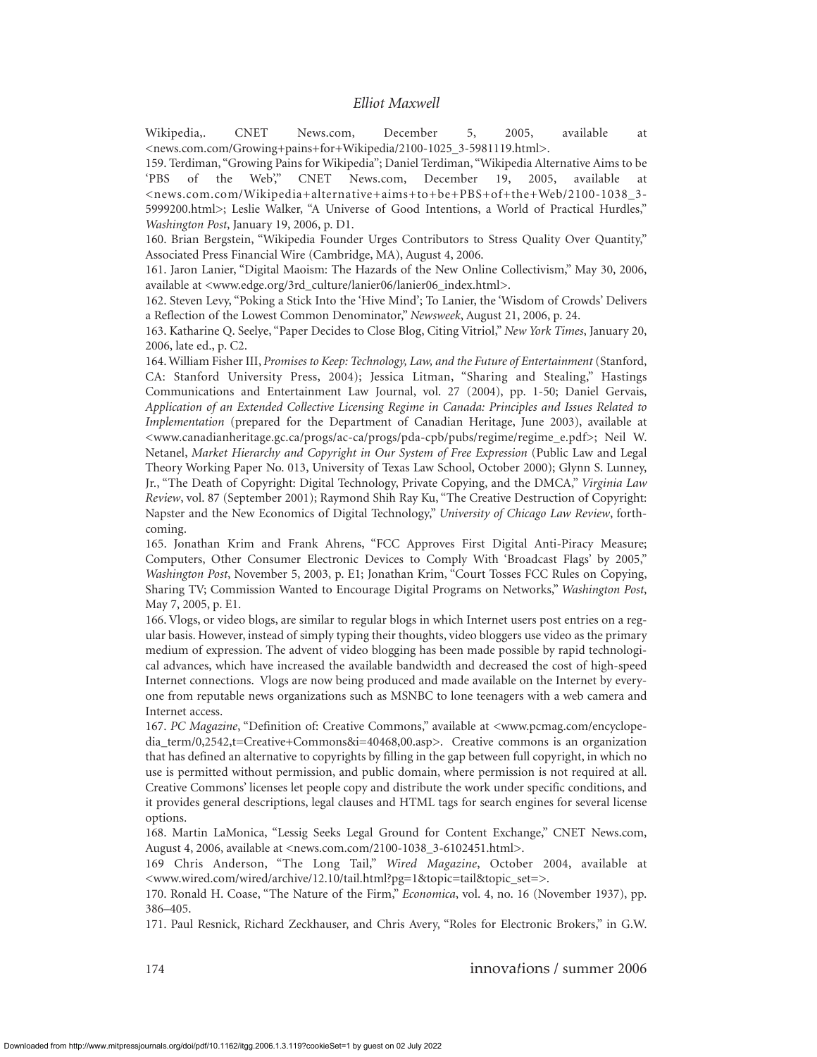Wikipedia,. CNET News.com, December 5, 2005, available at <news.com.com/Growing+pains+for+Wikipedia/2100-1025_3-5981119.html>.

159. Terdiman, "Growing Pains for Wikipedia"; Daniel Terdiman, "Wikipedia Alternative Aims to be 'PBS of the Web'," CNET News.com, December 19, 2005, available at <news.com.com/Wikipedia+alternative+aims+to+be+PBS+of+the+Web/2100-1038_3-5999200.html>; Leslie Walker, "A Universe of Good Intentions, a World of Practical Hurdles," *Washington Post*, January 19, 2006, p. D1.

160. Brian Bergstein, "Wikipedia Founder Urges Contributors to Stress Quality Over Quantity," Associated Press Financial Wire (Cambridge, MA), August 4, 2006.

161. Jaron Lanier, "Digital Maoism: The Hazards of the New Online Collectivism," May 30, 2006, available at <www.edge.org/3rd_culture/lanier06/lanier06_index.html>.

162. Steven Levy, "Poking a Stick Into the 'Hive Mind'; To Lanier, the 'Wisdom of Crowds' Delivers a Reflection of the Lowest Common Denominator," *Newsweek*, August 21, 2006, p. 24.

163. Katharine Q. Seelye, "Paper Decides to Close Blog, Citing Vitriol," *New York Times*, January 20, 2006, late ed., p. C2.

164. William Fisher III, *Promises to Keep: Technology, Law, and the Future of Entertainment* (Stanford, CA: Stanford University Press, 2004); Jessica Litman, "Sharing and Stealing," Hastings Communications and Entertainment Law Journal, vol. 27 (2004), pp. 1-50; Daniel Gervais, *Application of an Extended Collective Licensing Regime in Canada: Principles and Issues Related to Implementation* (prepared for the Department of Canadian Heritage, June 2003), available at <www.canadianheritage.gc.ca/progs/ac-ca/progs/pda-cpb/pubs/regime/regime_e.pdf>; Neil W. Netanel, *Market Hierarchy and Copyright in Our System of Free Expression* (Public Law and Legal Theory Working Paper No. 013, University of Texas Law School, October 2000); Glynn S. Lunney, Jr., "The Death of Copyright: Digital Technology, Private Copying, and the DMCA," *Virginia Law Review*, vol. 87 (September 2001); Raymond Shih Ray Ku, "The Creative Destruction of Copyright: Napster and the New Economics of Digital Technology," *University of Chicago Law Review*, forthcoming.

165. Jonathan Krim and Frank Ahrens, "FCC Approves First Digital Anti-Piracy Measure; Computers, Other Consumer Electronic Devices to Comply With 'Broadcast Flags' by 2005," *Washington Post*, November 5, 2003, p. E1; Jonathan Krim, "Court Tosses FCC Rules on Copying, Sharing TV; Commission Wanted to Encourage Digital Programs on Networks," *Washington Post*, May 7, 2005, p. E1.

166. Vlogs, or video blogs, are similar to regular blogs in which Internet users post entries on a regular basis. However, instead of simply typing their thoughts, video bloggers use video as the primary medium of expression. The advent of video blogging has been made possible by rapid technological advances, which have increased the available bandwidth and decreased the cost of high-speed Internet connections. Vlogs are now being produced and made available on the Internet by everyone from reputable news organizations such as MSNBC to lone teenagers with a web camera and Internet access.

167. *PC Magazine*, "Definition of: Creative Commons," available at <www.pcmag.com/encyclopedia_term/0,2542,t=Creative+Commons&i=40468,00.asp>. Creative commons is an organization that has defined an alternative to copyrights by filling in the gap between full copyright, in which no use is permitted without permission, and public domain, where permission is not required at all. Creative Commons' licenses let people copy and distribute the work under specific conditions, and it provides general descriptions, legal clauses and HTML tags for search engines for several license options.

168. Martin LaMonica, "Lessig Seeks Legal Ground for Content Exchange," CNET News.com, August 4, 2006, available at <news.com.com/2100-1038_3-6102451.html>.

169 Chris Anderson, "The Long Tail," *Wired Magazine*, October 2004, available at <www.wired.com/wired/archive/12.10/tail.html?pg=1&topic=tail&topic_set=>.

170. Ronald H. Coase, "The Nature of the Firm," *Economica*, vol. 4, no. 16 (November 1937), pp. 386–405.

171. Paul Resnick, Richard Zeckhauser, and Chris Avery, "Roles for Electronic Brokers," in G.W.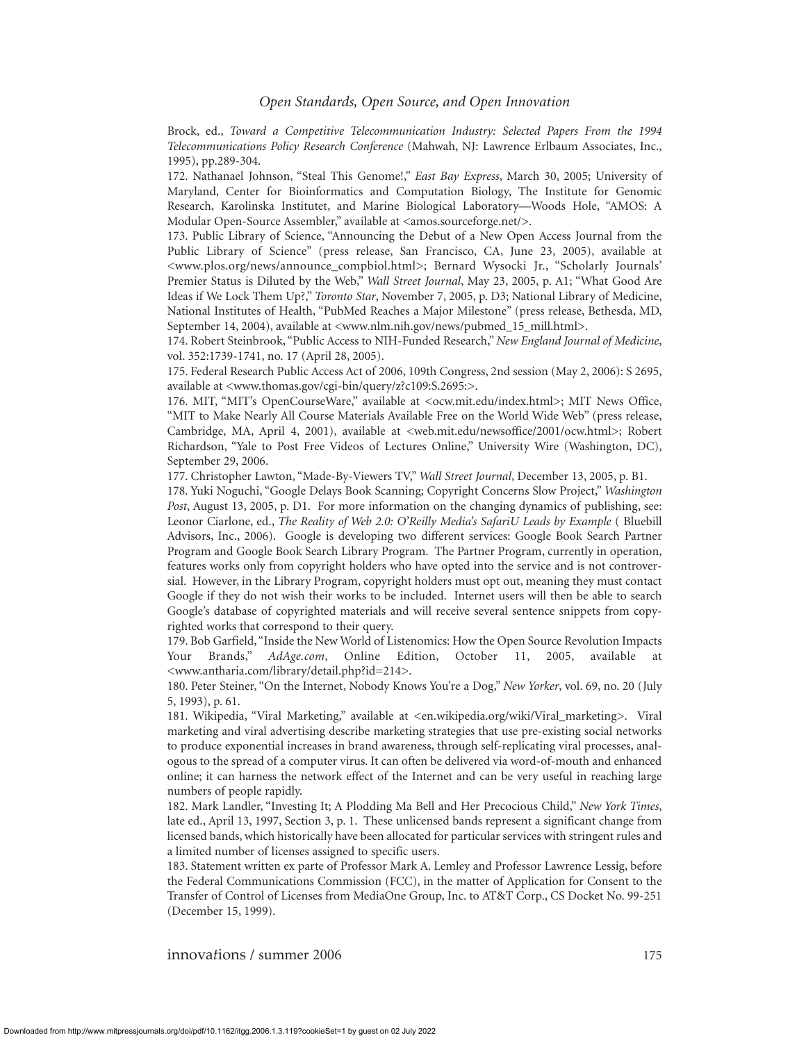Brock, ed., *Toward a Competitive Telecommunication Industry: Selected Papers From the 1994 Telecommunications Policy Research Conference* (Mahwah, NJ: Lawrence Erlbaum Associates, Inc., 1995), pp.289-304.

172. Nathanael Johnson, "Steal This Genome!," *East Bay Express*, March 30, 2005; University of Maryland, Center for Bioinformatics and Computation Biology, The Institute for Genomic Research, Karolinska Institutet, and Marine Biological Laboratory—Woods Hole, "AMOS: A Modular Open-Source Assembler," available at <amos.sourceforge.net/>.

173. Public Library of Science, "Announcing the Debut of a New Open Access Journal from the Public Library of Science" (press release, San Francisco, CA, June 23, 2005), available at <www.plos.org/news/announce_compbiol.html>; Bernard Wysocki Jr., "Scholarly Journals' Premier Status is Diluted by the Web," *Wall Street Journal*, May 23, 2005, p. A1; "What Good Are Ideas if We Lock Them Up?," *Toronto Star*, November 7, 2005, p. D3; National Library of Medicine, National Institutes of Health, "PubMed Reaches a Major Milestone" (press release, Bethesda, MD, September 14, 2004), available at <www.nlm.nih.gov/news/pubmed_15_mill.html>.

174. Robert Steinbrook, "Public Access to NIH-Funded Research," *New England Journal of Medicine*, vol. 352:1739-1741, no. 17 (April 28, 2005).

175. Federal Research Public Access Act of 2006, 109th Congress, 2nd session (May 2, 2006): S 2695, available at <www.thomas.gov/cgi-bin/query/z?c109:S.2695:>.

176. MIT, "MIT's OpenCourseWare," available at <ocw.mit.edu/index.html>; MIT News Office, "MIT to Make Nearly All Course Materials Available Free on the World Wide Web" (press release, Cambridge, MA, April 4, 2001), available at <web.mit.edu/newsoffice/2001/ocw.html>; Robert Richardson, "Yale to Post Free Videos of Lectures Online," University Wire (Washington, DC), September 29, 2006.

177. Christopher Lawton, "Made-By-Viewers TV," *Wall Street Journal*, December 13, 2005, p. B1.

178. Yuki Noguchi, "Google Delays Book Scanning; Copyright Concerns Slow Project," *Washington Post*, August 13, 2005, p. D1. For more information on the changing dynamics of publishing, see: Leonor Ciarlone, ed., *The Reality of Web 2.0: O'Reilly Media's SafariU Leads by Example* ( Bluebill Advisors, Inc., 2006). Google is developing two different services: Google Book Search Partner Program and Google Book Search Library Program. The Partner Program, currently in operation, features works only from copyright holders who have opted into the service and is not controversial. However, in the Library Program, copyright holders must opt out, meaning they must contact Google if they do not wish their works to be included. Internet users will then be able to search Google's database of copyrighted materials and will receive several sentence snippets from copyrighted works that correspond to their query.

179. Bob Garfield, "Inside the New World of Listenomics: How the Open Source Revolution Impacts Your Brands," *AdAge.com*, Online Edition, October 11, 2005, available at <www.antharia.com/library/detail.php?id=214>.

180. Peter Steiner, "On the Internet, Nobody Knows You're a Dog," *New Yorker*, vol. 69, no. 20 (July 5, 1993), p. 61.

181. Wikipedia, "Viral Marketing," available at <en.wikipedia.org/wiki/Viral_marketing>. Viral marketing and viral advertising describe marketing strategies that use pre-existing social networks to produce exponential increases in brand awareness, through self-replicating viral processes, analogous to the spread of a computer virus. It can often be delivered via word-of-mouth and enhanced online; it can harness the network effect of the Internet and can be very useful in reaching large numbers of people rapidly.

182. Mark Landler, "Investing It; A Plodding Ma Bell and Her Precocious Child," *New York Times*, late ed., April 13, 1997, Section 3, p. 1. These unlicensed bands represent a significant change from licensed bands, which historically have been allocated for particular services with stringent rules and a limited number of licenses assigned to specific users.

183. Statement written ex parte of Professor Mark A. Lemley and Professor Lawrence Lessig, before the Federal Communications Commission (FCC), in the matter of Application for Consent to the Transfer of Control of Licenses from MediaOne Group, Inc. to AT&T Corp., CS Docket No. 99-251 (December 15, 1999).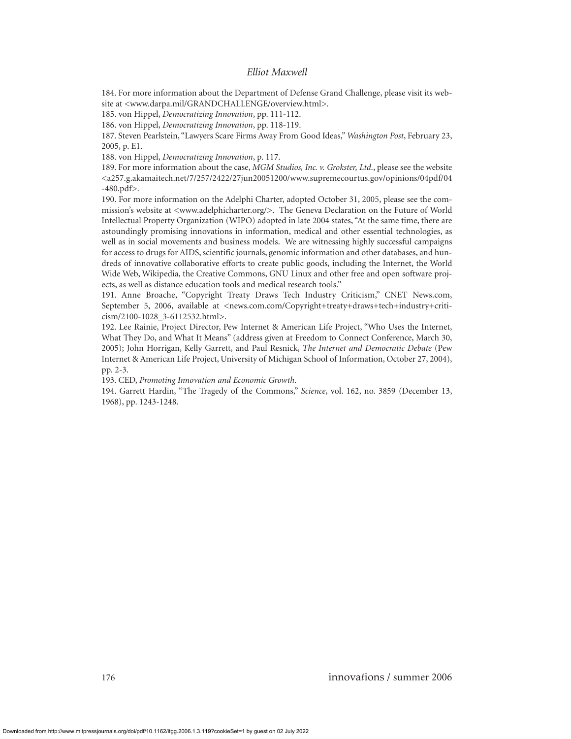184. For more information about the Department of Defense Grand Challenge, please visit its website at <www.darpa.mil/GRANDCHALLENGE/overview.html>.

185. von Hippel, *Democratizing Innovation*, pp. 111-112.

186. von Hippel, *Democratizing Innovation*, pp. 118-119.

187. Steven Pearlstein, "Lawyers Scare Firms Away From Good Ideas," *Washington Post*, February 23, 2005, p. E1.

188. von Hippel, *Democratizing Innovation*, p. 117.

189. For more information about the case, *MGM Studios, Inc. v. Grokster, Ltd.*, please see the website <a257.g.akamaitech.net/7/257/2422/27jun20051200/www.supremecourtus.gov/opinions/04pdf/04-480.pdf>.

190. For more information on the Adelphi Charter, adopted October 31, 2005, please see the commission's website at <www.adelphicharter.org/>. The Geneva Declaration on the Future of World Intellectual Property Organization (WIPO) adopted in late 2004 states, "At the same time, there are astoundingly promising innovations in information, medical and other essential technologies, as well as in social movements and business models. We are witnessing highly successful campaigns for access to drugs for AIDS, scientific journals, genomic information and other databases, and hundreds of innovative collaborative efforts to create public goods, including the Internet, the World Wide Web, Wikipedia, the Creative Commons, GNU Linux and other free and open software projects, as well as distance education tools and medical research tools."

191. Anne Broache, "Copyright Treaty Draws Tech Industry Criticism," CNET News.com, September 5, 2006, available at <news.com.com/Copyright+treaty+draws+tech+industry+criticism/2100-1028_3-6112532.html>.

192. Lee Rainie, Project Director, Pew Internet & American Life Project, "Who Uses the Internet, What They Do, and What It Means" (address given at Freedom to Connect Conference, March 30, 2005); John Horrigan, Kelly Garrett, and Paul Resnick, *The Internet and Democratic Debate* (Pew Internet & American Life Project, University of Michigan School of Information, October 27, 2004), pp. 2-3.

193. CED, *Promoting Innovation and Economic Growth*.

194. Garrett Hardin, "The Tragedy of the Commons," *Science*, vol. 162, no. 3859 (December 13, 1968), pp. 1243-1248.